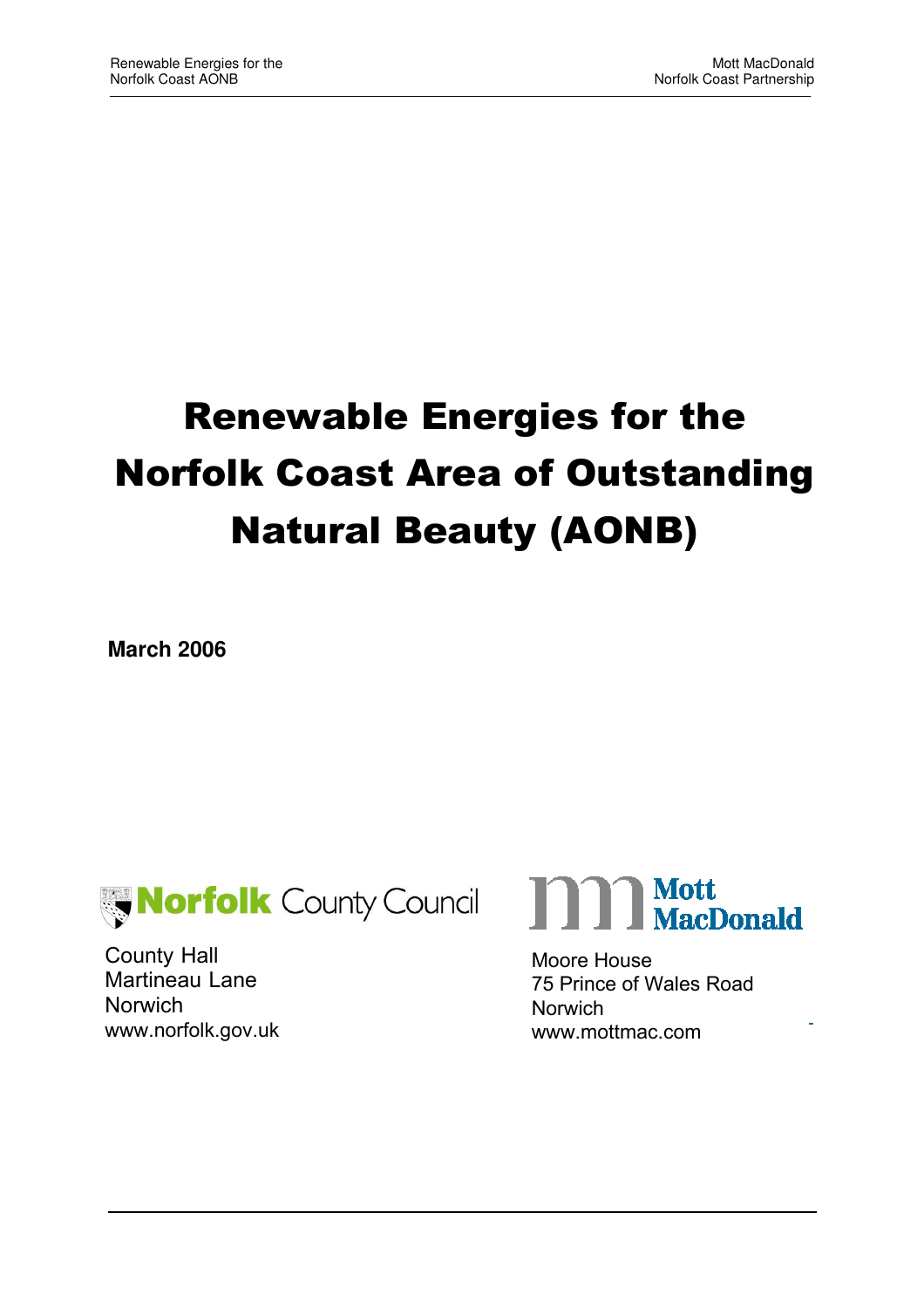# Renewable Energies for the Norfolk Coast Area of Outstanding Natural Beauty (AONB)

**March 2006**

Norfolk County Council

County Hall
Martineau Lane
Norwich
www.norfolk.gov.uk

Mott MacDonald

Moore House
75 Prince of Wales Road
Norwich
www.mottmac.com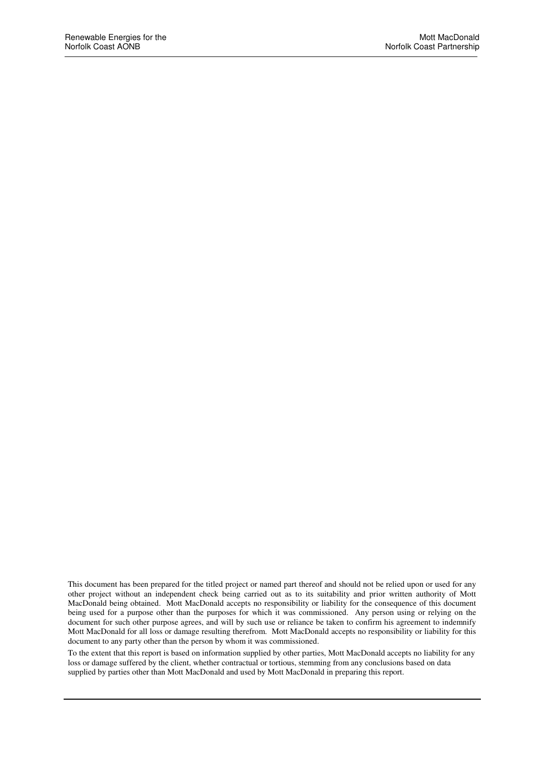This document has been prepared for the titled project or named part thereof and should not be relied upon or used for any other project without an independent check being carried out as to its suitability and prior written authority of Mott MacDonald being obtained. Mott MacDonald accepts no responsibility or liability for the consequence of this document being used for a purpose other than the purposes for which it was commissioned. Any person using or relying on the document for such other purpose agrees, and will by such use or reliance be taken to confirm his agreement to indemnify Mott MacDonald for all loss or damage resulting therefrom. Mott MacDonald accepts no responsibility or liability for this document to any party other than the person by whom it was commissioned.

To the extent that this report is based on information supplied by other parties, Mott MacDonald accepts no liability for any loss or damage suffered by the client, whether contractual or tortious, stemming from any conclusions based on data supplied by parties other than Mott MacDonald and used by Mott MacDonald in preparing this report.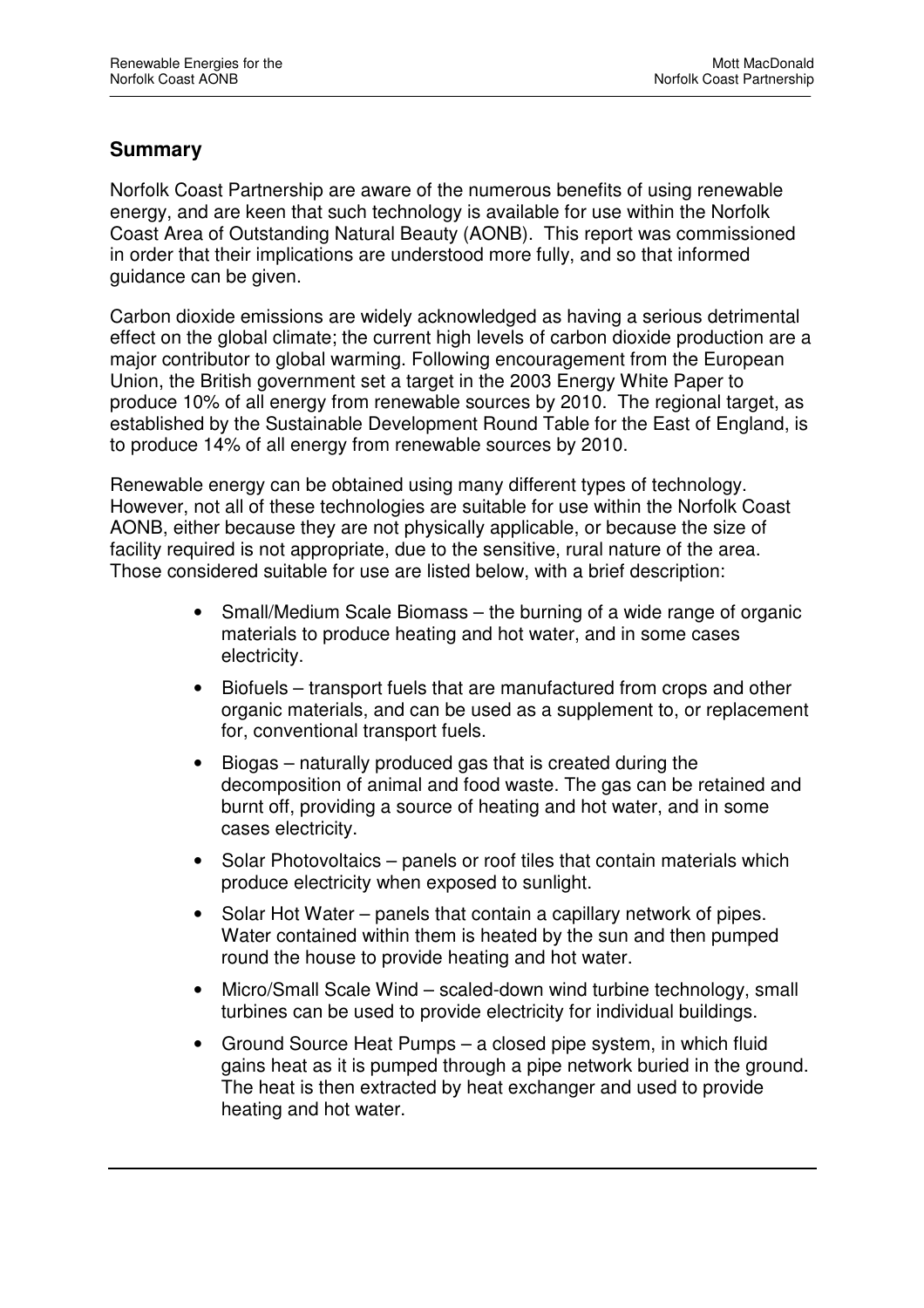## Summary

Norfolk Coast Partnership are aware of the numerous benefits of using renewable energy, and are keen that such technology is available for use within the Norfolk Coast Area of Outstanding Natural Beauty (AONB). This report was commissioned in order that their implications are understood more fully, and so that informed guidance can be given.

Carbon dioxide emissions are widely acknowledged as having a serious detrimental effect on the global climate; the current high levels of carbon dioxide production are a major contributor to global warming. Following encouragement from the European Union, the British government set a target in the 2003 Energy White Paper to produce 10% of all energy from renewable sources by 2010. The regional target, as established by the Sustainable Development Round Table for the East of England, is to produce 14% of all energy from renewable sources by 2010.

Renewable energy can be obtained using many different types of technology. However, not all of these technologies are suitable for use within the Norfolk Coast AONB, either because they are not physically applicable, or because the size of facility required is not appropriate, due to the sensitive, rural nature of the area. Those considered suitable for use are listed below, with a brief description:

- Small/Medium Scale Biomass – the burning of a wide range of organic materials to produce heating and hot water, and in some cases electricity.
- Biofuels – transport fuels that are manufactured from crops and other organic materials, and can be used as a supplement to, or replacement for, conventional transport fuels.
- Biogas – naturally produced gas that is created during the decomposition of animal and food waste. The gas can be retained and burnt off, providing a source of heating and hot water, and in some cases electricity.
- Solar Photovoltaics – panels or roof tiles that contain materials which produce electricity when exposed to sunlight.
- Solar Hot Water – panels that contain a capillary network of pipes. Water contained within them is heated by the sun and then pumped round the house to provide heating and hot water.
- Micro/Small Scale Wind – scaled-down wind turbine technology, small turbines can be used to provide electricity for individual buildings.
- Ground Source Heat Pumps – a closed pipe system, in which fluid gains heat as it is pumped through a pipe network buried in the ground. The heat is then extracted by heat exchanger and used to provide heating and hot water.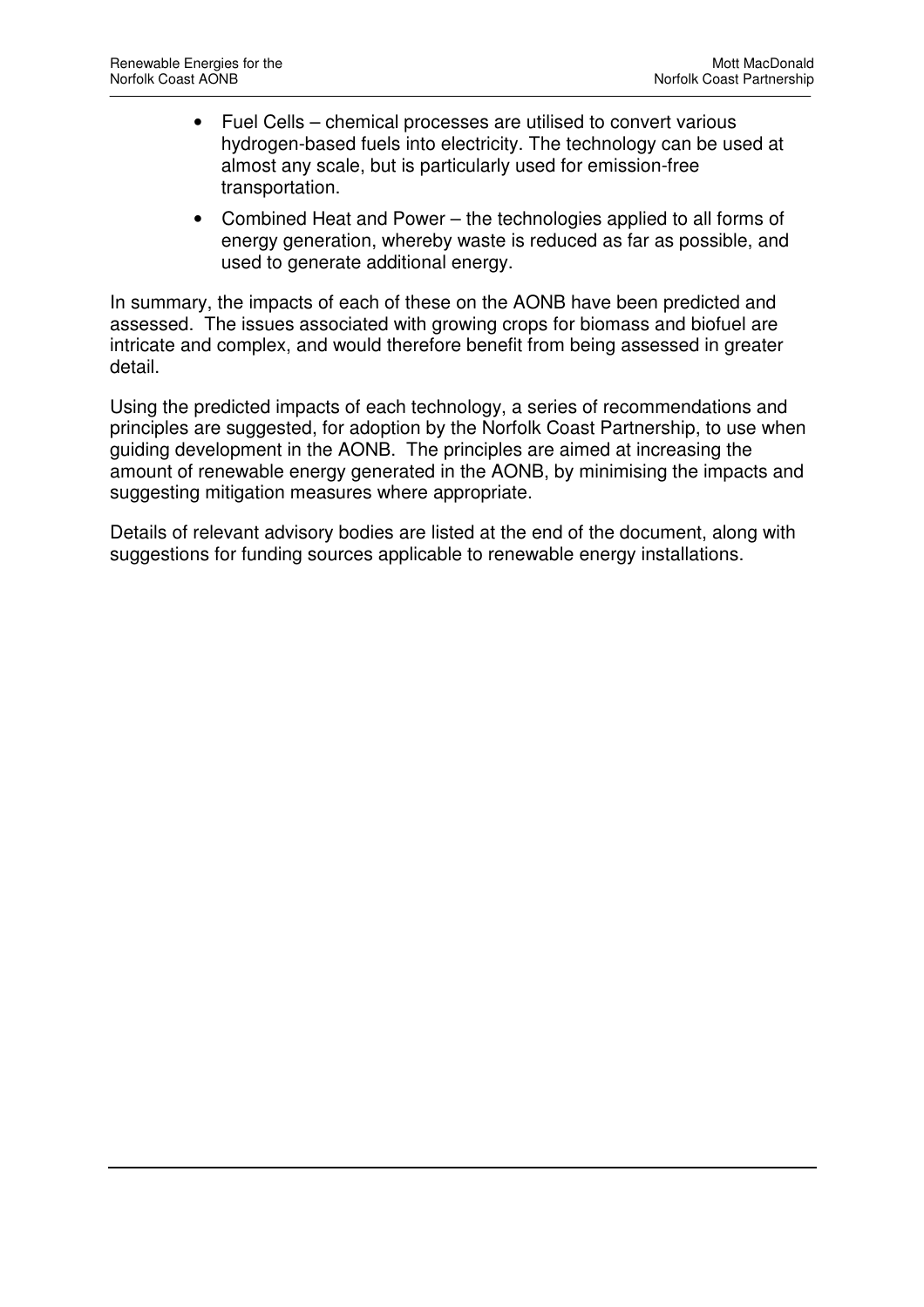- Fuel Cells – chemical processes are utilised to convert various hydrogen-based fuels into electricity. The technology can be used at almost any scale, but is particularly used for emission-free transportation.
- Combined Heat and Power – the technologies applied to all forms of energy generation, whereby waste is reduced as far as possible, and used to generate additional energy.

In summary, the impacts of each of these on the AONB have been predicted and assessed. The issues associated with growing crops for biomass and biofuel are intricate and complex, and would therefore benefit from being assessed in greater detail.

Using the predicted impacts of each technology, a series of recommendations and principles are suggested, for adoption by the Norfolk Coast Partnership, to use when guiding development in the AONB. The principles are aimed at increasing the amount of renewable energy generated in the AONB, by minimising the impacts and suggesting mitigation measures where appropriate.

Details of relevant advisory bodies are listed at the end of the document, along with suggestions for funding sources applicable to renewable energy installations.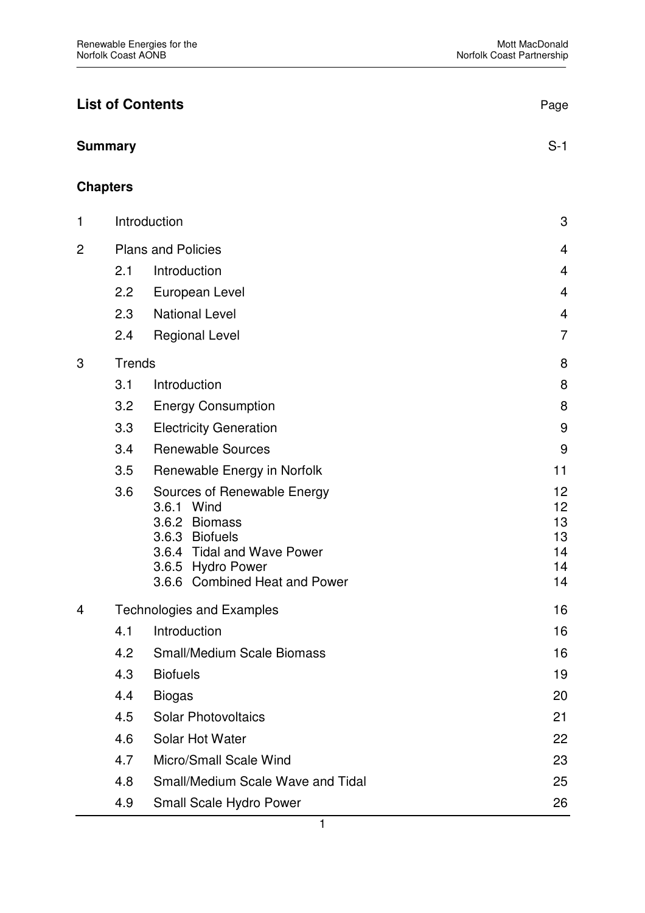## List of Contents

| | | Page |
|---|---|---|
| **Summary** | | S-1 |

**Chapters**

| | | | Page |
|---|---|---|---|
| 1 | Introduction | | 3 |
| 2 | Plans and Policies | | 4 |
| | 2.1 | Introduction | 4 |
| | 2.2 | European Level | 4 |
| | 2.3 | National Level | 4 |
| | 2.4 | Regional Level | 7 |
| 3 | Trends | | 8 |
| | 3.1 | Introduction | 8 |
| | 3.2 | Energy Consumption | 8 |
| | 3.3 | Electricity Generation | 9 |
| | 3.4 | Renewable Sources | 9 |
| | 3.5 | Renewable Energy in Norfolk | 11 |
| | 3.6 | Sources of Renewable Energy | 12 |
| | | 3.6.1 Wind | 12 |
| | | 3.6.2 Biomass | 13 |
| | | 3.6.3 Biofuels | 13 |
| | | 3.6.4 Tidal and Wave Power | 14 |
| | | 3.6.5 Hydro Power | 14 |
| | | 3.6.6 Combined Heat and Power | 14 |
| 4 | Technologies and Examples | | 16 |
| | 4.1 | Introduction | 16 |
| | 4.2 | Small/Medium Scale Biomass | 16 |
| | 4.3 | Biofuels | 19 |
| | 4.4 | Biogas | 20 |
| | 4.5 | Solar Photovoltaics | 21 |
| | 4.6 | Solar Hot Water | 22 |
| | 4.7 | Micro/Small Scale Wind | 23 |
| | 4.8 | Small/Medium Scale Wave and Tidal | 25 |
| | 4.9 | Small Scale Hydro Power | 26 |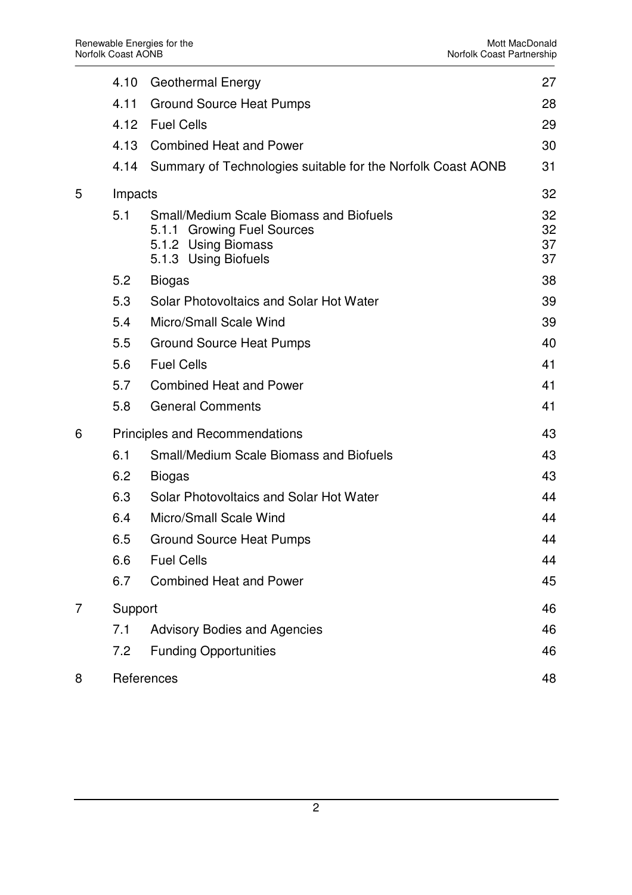| | | | |
|---|---|---|---|
| | 4.10 | Geothermal Energy | 27 |
| | 4.11 | Ground Source Heat Pumps | 28 |
| | 4.12 | Fuel Cells | 29 |
| | 4.13 | Combined Heat and Power | 30 |
| | 4.14 | Summary of Technologies suitable for the Norfolk Coast AONB | 31 |
| 5 | Impacts | | 32 |
| | 5.1 | Small/Medium Scale Biomass and Biofuels | 32 |
| | | 5.1.1 Growing Fuel Sources | 32 |
| | | 5.1.2 Using Biomass | 37 |
| | | 5.1.3 Using Biofuels | 37 |
| | 5.2 | Biogas | 38 |
| | 5.3 | Solar Photovoltaics and Solar Hot Water | 39 |
| | 5.4 | Micro/Small Scale Wind | 39 |
| | 5.5 | Ground Source Heat Pumps | 40 |
| | 5.6 | Fuel Cells | 41 |
| | 5.7 | Combined Heat and Power | 41 |
| | 5.8 | General Comments | 41 |
| 6 | Principles and Recommendations | | 43 |
| | 6.1 | Small/Medium Scale Biomass and Biofuels | 43 |
| | 6.2 | Biogas | 43 |
| | 6.3 | Solar Photovoltaics and Solar Hot Water | 44 |
| | 6.4 | Micro/Small Scale Wind | 44 |
| | 6.5 | Ground Source Heat Pumps | 44 |
| | 6.6 | Fuel Cells | 44 |
| | 6.7 | Combined Heat and Power | 45 |
| 7 | Support | | 46 |
| | 7.1 | Advisory Bodies and Agencies | 46 |
| | 7.2 | Funding Opportunities | 46 |
| 8 | References | | 48 |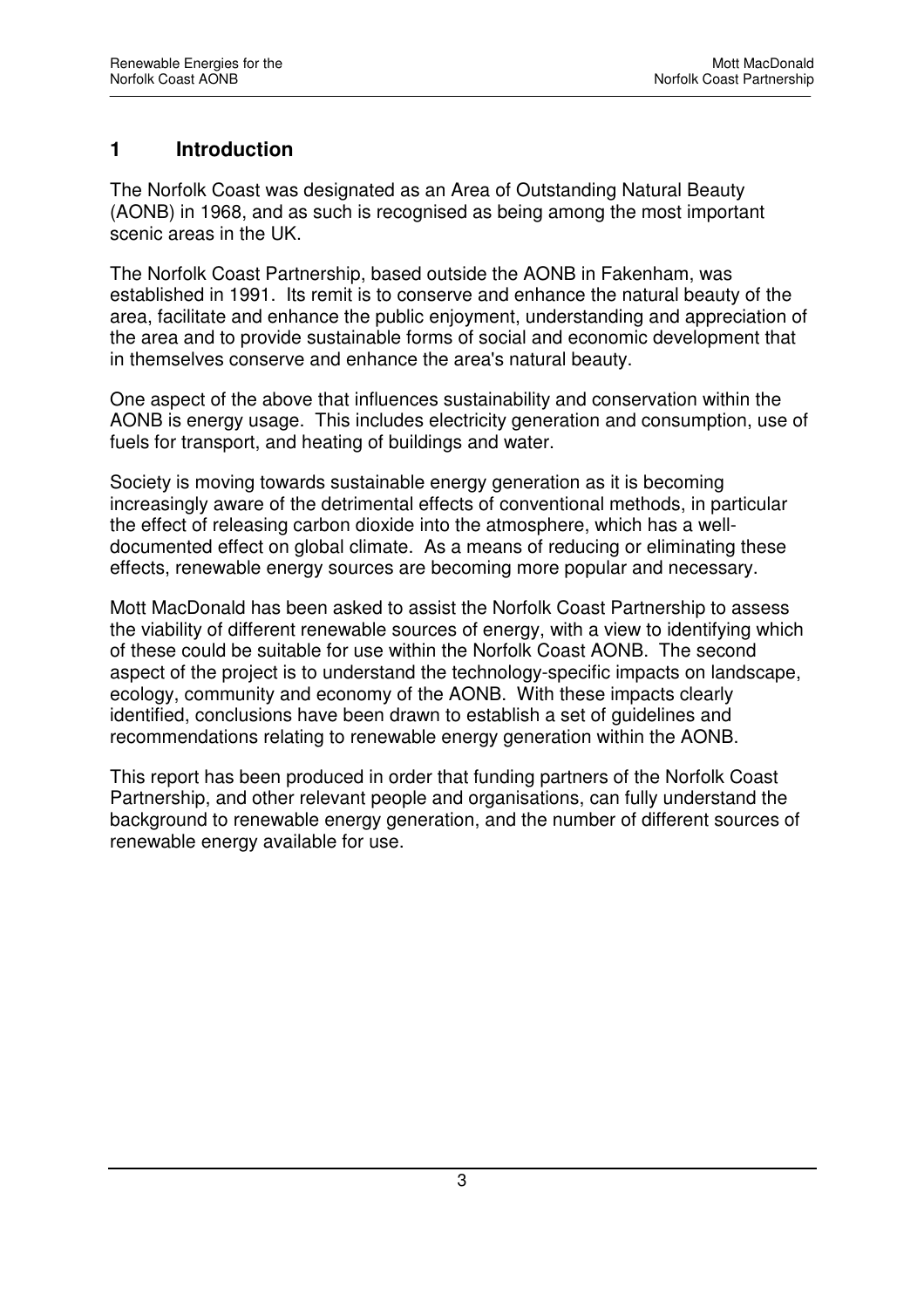# 1 Introduction

The Norfolk Coast was designated as an Area of Outstanding Natural Beauty (AONB) in 1968, and as such is recognised as being among the most important scenic areas in the UK.

The Norfolk Coast Partnership, based outside the AONB in Fakenham, was established in 1991. Its remit is to conserve and enhance the natural beauty of the area, facilitate and enhance the public enjoyment, understanding and appreciation of the area and to provide sustainable forms of social and economic development that in themselves conserve and enhance the area's natural beauty.

One aspect of the above that influences sustainability and conservation within the AONB is energy usage. This includes electricity generation and consumption, use of fuels for transport, and heating of buildings and water.

Society is moving towards sustainable energy generation as it is becoming increasingly aware of the detrimental effects of conventional methods, in particular the effect of releasing carbon dioxide into the atmosphere, which has a well-documented effect on global climate. As a means of reducing or eliminating these effects, renewable energy sources are becoming more popular and necessary.

Mott MacDonald has been asked to assist the Norfolk Coast Partnership to assess the viability of different renewable sources of energy, with a view to identifying which of these could be suitable for use within the Norfolk Coast AONB. The second aspect of the project is to understand the technology-specific impacts on landscape, ecology, community and economy of the AONB. With these impacts clearly identified, conclusions have been drawn to establish a set of guidelines and recommendations relating to renewable energy generation within the AONB.

This report has been produced in order that funding partners of the Norfolk Coast Partnership, and other relevant people and organisations, can fully understand the background to renewable energy generation, and the number of different sources of renewable energy available for use.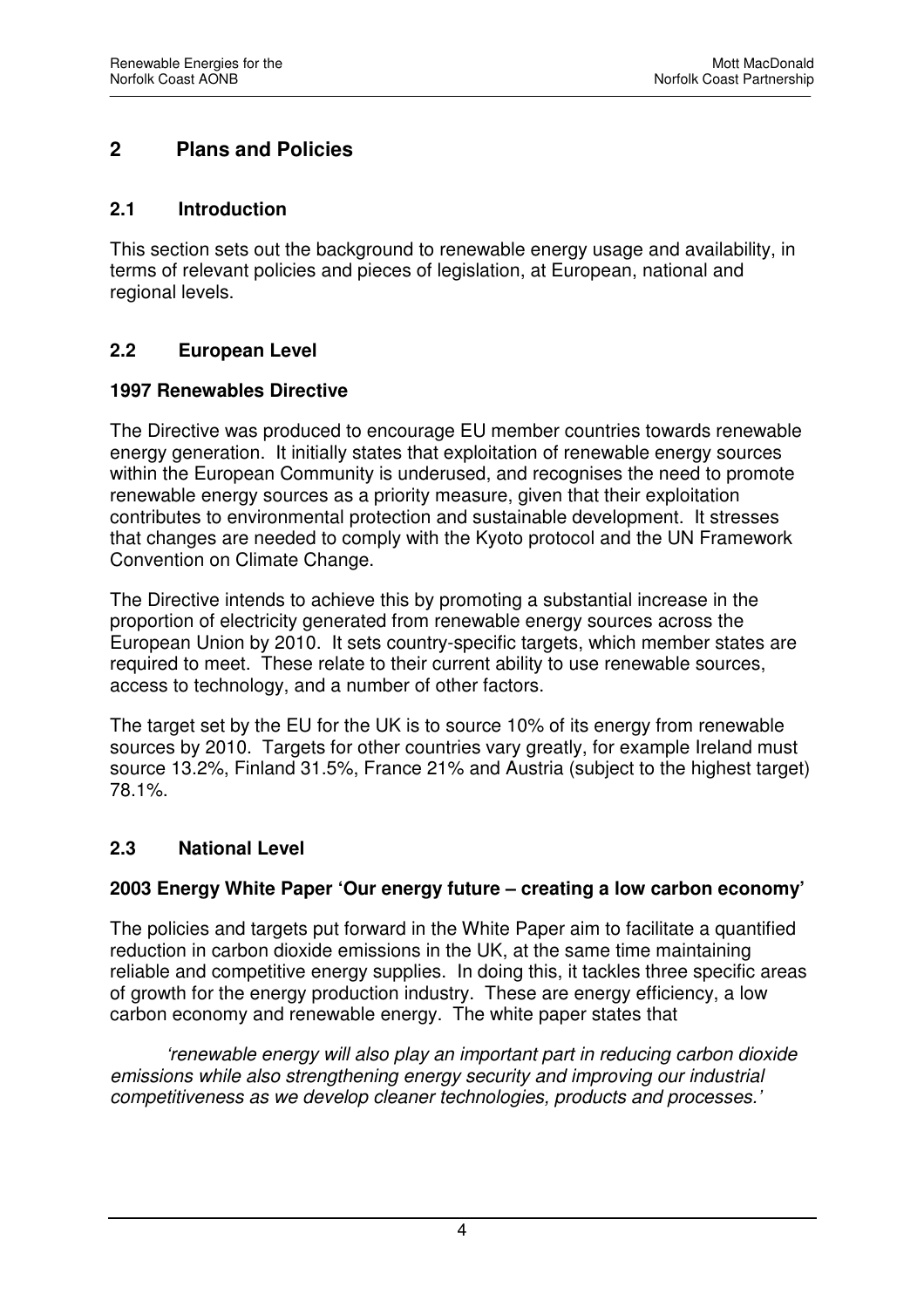## 2 Plans and Policies

### 2.1 Introduction

This section sets out the background to renewable energy usage and availability, in terms of relevant policies and pieces of legislation, at European, national and regional levels.

### 2.2 European Level

**1997 Renewables Directive**

The Directive was produced to encourage EU member countries towards renewable energy generation. It initially states that exploitation of renewable energy sources within the European Community is underused, and recognises the need to promote renewable energy sources as a priority measure, given that their exploitation contributes to environmental protection and sustainable development. It stresses that changes are needed to comply with the Kyoto protocol and the UN Framework Convention on Climate Change.

The Directive intends to achieve this by promoting a substantial increase in the proportion of electricity generated from renewable energy sources across the European Union by 2010. It sets country-specific targets, which member states are required to meet. These relate to their current ability to use renewable sources, access to technology, and a number of other factors.

The target set by the EU for the UK is to source 10% of its energy from renewable sources by 2010. Targets for other countries vary greatly, for example Ireland must source 13.2%, Finland 31.5%, France 21% and Austria (subject to the highest target) 78.1%.

### 2.3 National Level

**2003 Energy White Paper 'Our energy future – creating a low carbon economy'**

The policies and targets put forward in the White Paper aim to facilitate a quantified reduction in carbon dioxide emissions in the UK, at the same time maintaining reliable and competitive energy supplies. In doing this, it tackles three specific areas of growth for the energy production industry. These are energy efficiency, a low carbon economy and renewable energy. The white paper states that

*'renewable energy will also play an important part in reducing carbon dioxide emissions while also strengthening energy security and improving our industrial competitiveness as we develop cleaner technologies, products and processes.'*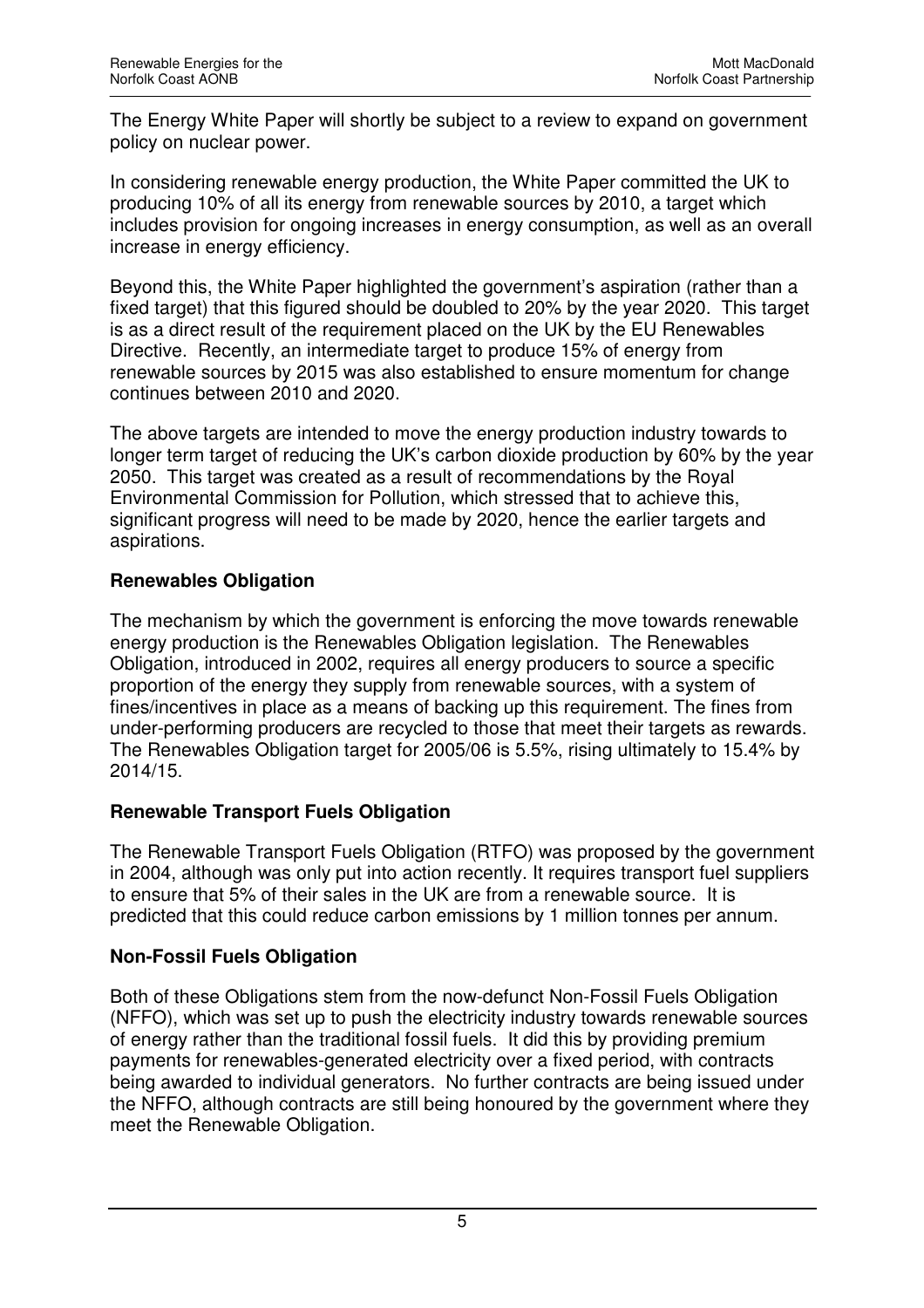The Energy White Paper will shortly be subject to a review to expand on government policy on nuclear power.

In considering renewable energy production, the White Paper committed the UK to producing 10% of all its energy from renewable sources by 2010, a target which includes provision for ongoing increases in energy consumption, as well as an overall increase in energy efficiency.

Beyond this, the White Paper highlighted the government's aspiration (rather than a fixed target) that this figured should be doubled to 20% by the year 2020. This target is as a direct result of the requirement placed on the UK by the EU Renewables Directive. Recently, an intermediate target to produce 15% of energy from renewable sources by 2015 was also established to ensure momentum for change continues between 2010 and 2020.

The above targets are intended to move the energy production industry towards to longer term target of reducing the UK's carbon dioxide production by 60% by the year 2050. This target was created as a result of recommendations by the Royal Environmental Commission for Pollution, which stressed that to achieve this, significant progress will need to be made by 2020, hence the earlier targets and aspirations.

**Renewables Obligation**

The mechanism by which the government is enforcing the move towards renewable energy production is the Renewables Obligation legislation. The Renewables Obligation, introduced in 2002, requires all energy producers to source a specific proportion of the energy they supply from renewable sources, with a system of fines/incentives in place as a means of backing up this requirement. The fines from under-performing producers are recycled to those that meet their targets as rewards. The Renewables Obligation target for 2005/06 is 5.5%, rising ultimately to 15.4% by 2014/15.

**Renewable Transport Fuels Obligation**

The Renewable Transport Fuels Obligation (RTFO) was proposed by the government in 2004, although was only put into action recently. It requires transport fuel suppliers to ensure that 5% of their sales in the UK are from a renewable source. It is predicted that this could reduce carbon emissions by 1 million tonnes per annum.

**Non-Fossil Fuels Obligation**

Both of these Obligations stem from the now-defunct Non-Fossil Fuels Obligation (NFFO), which was set up to push the electricity industry towards renewable sources of energy rather than the traditional fossil fuels. It did this by providing premium payments for renewables-generated electricity over a fixed period, with contracts being awarded to individual generators. No further contracts are being issued under the NFFO, although contracts are still being honoured by the government where they meet the Renewable Obligation.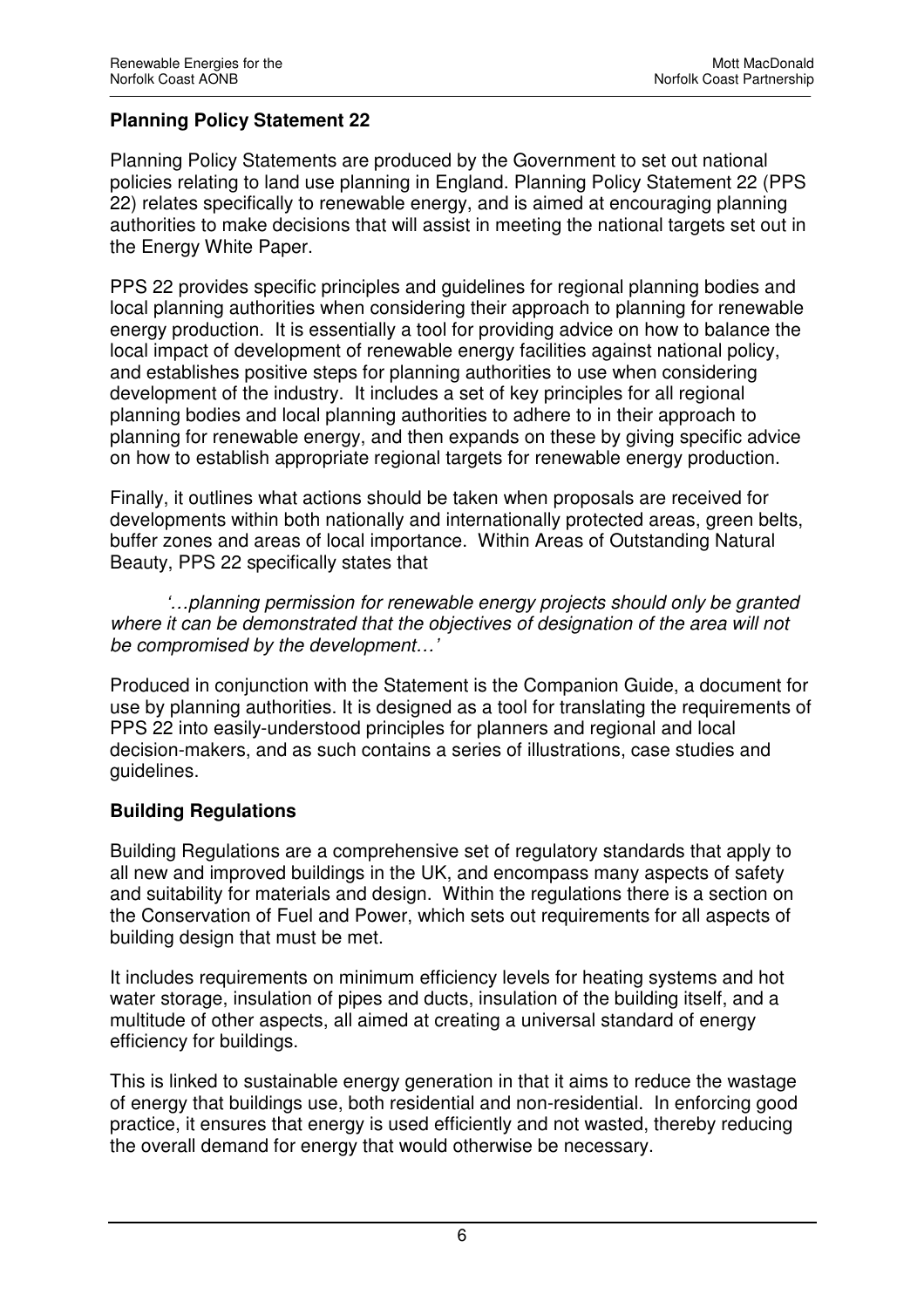**Planning Policy Statement 22**

Planning Policy Statements are produced by the Government to set out national policies relating to land use planning in England. Planning Policy Statement 22 (PPS 22) relates specifically to renewable energy, and is aimed at encouraging planning authorities to make decisions that will assist in meeting the national targets set out in the Energy White Paper.

PPS 22 provides specific principles and guidelines for regional planning bodies and local planning authorities when considering their approach to planning for renewable energy production. It is essentially a tool for providing advice on how to balance the local impact of development of renewable energy facilities against national policy, and establishes positive steps for planning authorities to use when considering development of the industry. It includes a set of key principles for all regional planning bodies and local planning authorities to adhere to in their approach to planning for renewable energy, and then expands on these by giving specific advice on how to establish appropriate regional targets for renewable energy production.

Finally, it outlines what actions should be taken when proposals are received for developments within both nationally and internationally protected areas, green belts, buffer zones and areas of local importance. Within Areas of Outstanding Natural Beauty, PPS 22 specifically states that

> *'…planning permission for renewable energy projects should only be granted where it can be demonstrated that the objectives of designation of the area will not be compromised by the development…'*

Produced in conjunction with the Statement is the Companion Guide, a document for use by planning authorities. It is designed as a tool for translating the requirements of PPS 22 into easily-understood principles for planners and regional and local decision-makers, and as such contains a series of illustrations, case studies and guidelines.

**Building Regulations**

Building Regulations are a comprehensive set of regulatory standards that apply to all new and improved buildings in the UK, and encompass many aspects of safety and suitability for materials and design. Within the regulations there is a section on the Conservation of Fuel and Power, which sets out requirements for all aspects of building design that must be met.

It includes requirements on minimum efficiency levels for heating systems and hot water storage, insulation of pipes and ducts, insulation of the building itself, and a multitude of other aspects, all aimed at creating a universal standard of energy efficiency for buildings.

This is linked to sustainable energy generation in that it aims to reduce the wastage of energy that buildings use, both residential and non-residential. In enforcing good practice, it ensures that energy is used efficiently and not wasted, thereby reducing the overall demand for energy that would otherwise be necessary.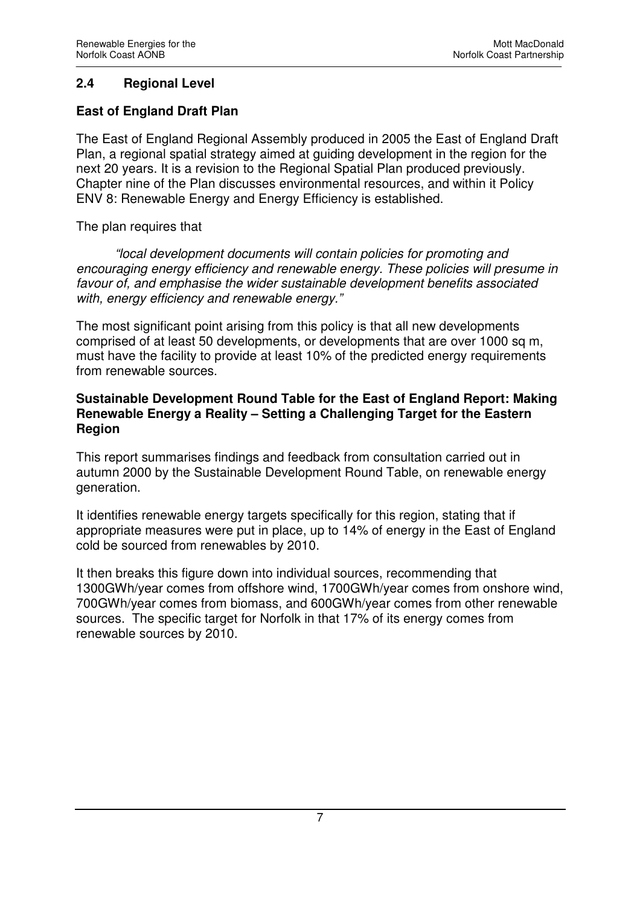## 2.4 Regional Level

**East of England Draft Plan**

The East of England Regional Assembly produced in 2005 the East of England Draft Plan, a regional spatial strategy aimed at guiding development in the region for the next 20 years. It is a revision to the Regional Spatial Plan produced previously. Chapter nine of the Plan discusses environmental resources, and within it Policy ENV 8: Renewable Energy and Energy Efficiency is established.

The plan requires that

> *"local development documents will contain policies for promoting and encouraging energy efficiency and renewable energy. These policies will presume in favour of, and emphasise the wider sustainable development benefits associated with, energy efficiency and renewable energy."*

The most significant point arising from this policy is that all new developments comprised of at least 50 developments, or developments that are over 1000 sq m, must have the facility to provide at least 10% of the predicted energy requirements from renewable sources.

**Sustainable Development Round Table for the East of England Report: Making Renewable Energy a Reality – Setting a Challenging Target for the Eastern Region**

This report summarises findings and feedback from consultation carried out in autumn 2000 by the Sustainable Development Round Table, on renewable energy generation.

It identifies renewable energy targets specifically for this region, stating that if appropriate measures were put in place, up to 14% of energy in the East of England cold be sourced from renewables by 2010.

It then breaks this figure down into individual sources, recommending that 1300GWh/year comes from offshore wind, 1700GWh/year comes from onshore wind, 700GWh/year comes from biomass, and 600GWh/year comes from other renewable sources. The specific target for Norfolk in that 17% of its energy comes from renewable sources by 2010.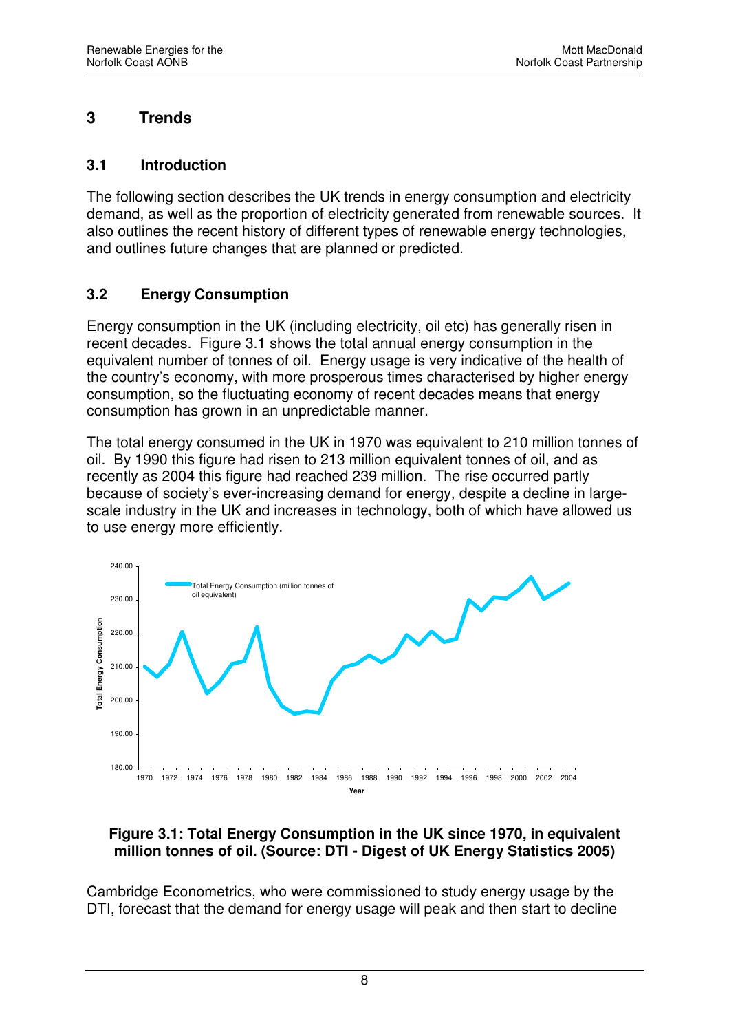# 3 Trends

## 3.1 Introduction

The following section describes the UK trends in energy consumption and electricity demand, as well as the proportion of electricity generated from renewable sources. It also outlines the recent history of different types of renewable energy technologies, and outlines future changes that are planned or predicted.

## 3.2 Energy Consumption

Energy consumption in the UK (including electricity, oil etc) has generally risen in recent decades. Figure 3.1 shows the total annual energy consumption in the equivalent number of tonnes of oil. Energy usage is very indicative of the health of the country's economy, with more prosperous times characterised by higher energy consumption, so the fluctuating economy of recent decades means that energy consumption has grown in an unpredictable manner.

The total energy consumed in the UK in 1970 was equivalent to 210 million tonnes of oil. By 1990 this figure had risen to 213 million equivalent tonnes of oil, and as recently as 2004 this figure had reached 239 million. The rise occurred partly because of society's ever-increasing demand for energy, despite a decline in large-scale industry in the UK and increases in technology, both of which have allowed us to use energy more efficiently.

**Figure 3.1: Total Energy Consumption in the UK since 1970, in equivalent million tonnes of oil. (Source: DTI - Digest of UK Energy Statistics 2005)**

Cambridge Econometrics, who were commissioned to study energy usage by the DTI, forecast that the demand for energy usage will peak and then start to decline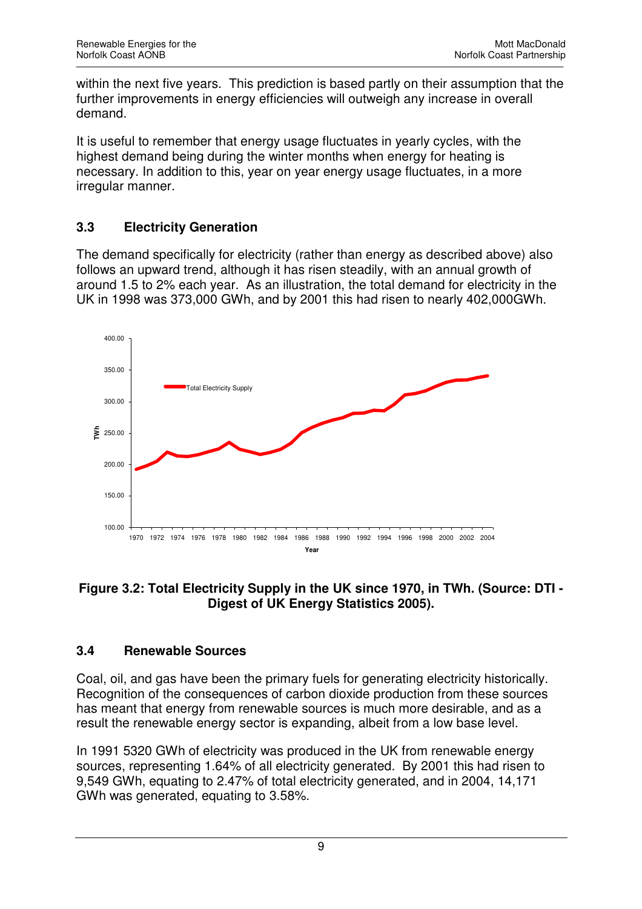within the next five years. This prediction is based partly on their assumption that the further improvements in energy efficiencies will outweigh any increase in overall demand.

It is useful to remember that energy usage fluctuates in yearly cycles, with the highest demand being during the winter months when energy for heating is necessary. In addition to this, year on year energy usage fluctuates, in a more irregular manner.

### 3.3 Electricity Generation

The demand specifically for electricity (rather than energy as described above) also follows an upward trend, although it has risen steadily, with an annual growth of around 1.5 to 2% each year. As an illustration, the total demand for electricity in the UK in 1998 was 373,000 GWh, and by 2001 this had risen to nearly 402,000GWh.

**Figure 3.2: Total Electricity Supply in the UK since 1970, in TWh. (Source: DTI - Digest of UK Energy Statistics 2005).**

### 3.4 Renewable Sources

Coal, oil, and gas have been the primary fuels for generating electricity historically. Recognition of the consequences of carbon dioxide production from these sources has meant that energy from renewable sources is much more desirable, and as a result the renewable energy sector is expanding, albeit from a low base level.

In 1991 5320 GWh of electricity was produced in the UK from renewable energy sources, representing 1.64% of all electricity generated. By 2001 this had risen to 9,549 GWh, equating to 2.47% of total electricity generated, and in 2004, 14,171 GWh was generated, equating to 3.58%.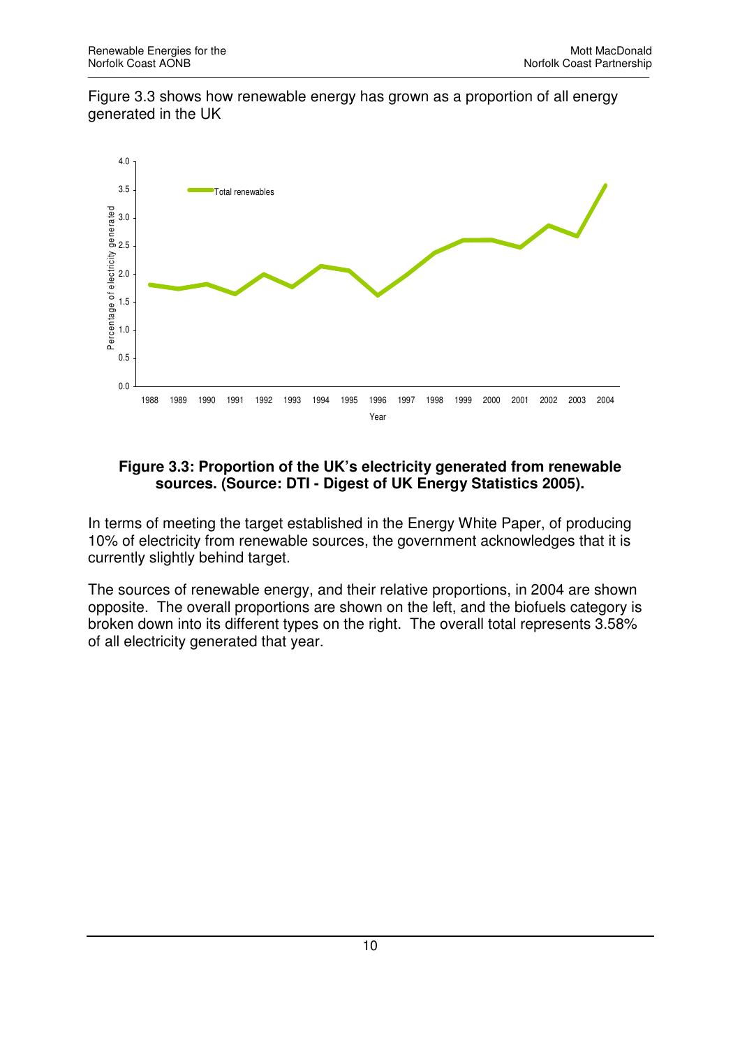Figure 3.3 shows how renewable energy has grown as a proportion of all energy generated in the UK

**Figure 3.3: Proportion of the UK's electricity generated from renewable sources. (Source: DTI - Digest of UK Energy Statistics 2005).**

In terms of meeting the target established in the Energy White Paper, of producing 10% of electricity from renewable sources, the government acknowledges that it is currently slightly behind target.

The sources of renewable energy, and their relative proportions, in 2004 are shown opposite. The overall proportions are shown on the left, and the biofuels category is broken down into its different types on the right. The overall total represents 3.58% of all electricity generated that year.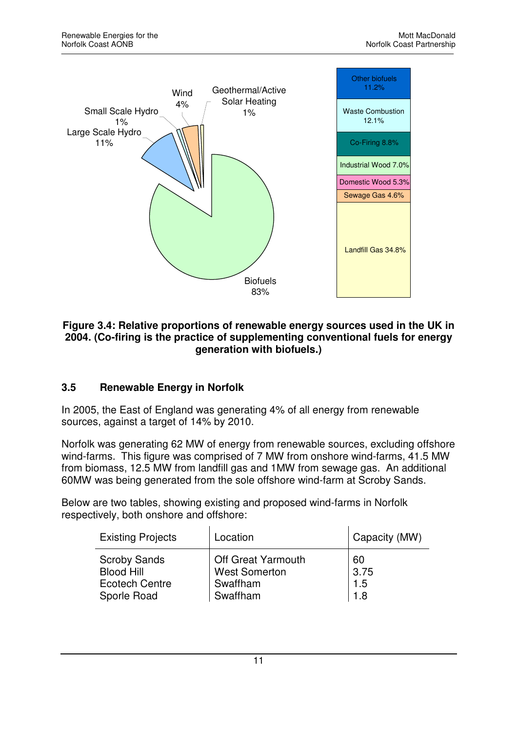Wind 4%

Geothermal/Active Solar Heating 1%

Small Scale Hydro 1%

Large Scale Hydro 11%

Biofuels 83%

Other biofuels 11.2%

Waste Combustion 12.1%

Co-Firing 8.8%

Industrial Wood 7.0%

Domestic Wood 5.3%

Sewage Gas 4.6%

Landfill Gas 34.8%

**Figure 3.4: Relative proportions of renewable energy sources used in the UK in 2004. (Co-firing is the practice of supplementing conventional fuels for energy generation with biofuels.)**

### 3.5 Renewable Energy in Norfolk

In 2005, the East of England was generating 4% of all energy from renewable sources, against a target of 14% by 2010.

Norfolk was generating 62 MW of energy from renewable sources, excluding offshore wind-farms. This figure was comprised of 7 MW from onshore wind-farms, 41.5 MW from biomass, 12.5 MW from landfill gas and 1MW from sewage gas. An additional 60MW was being generated from the sole offshore wind-farm at Scroby Sands.

Below are two tables, showing existing and proposed wind-farms in Norfolk respectively, both onshore and offshore:

| Existing Projects | Location | Capacity (MW) |
|---|---|---|
| Scroby Sands | Off Great Yarmouth | 60 |
| Blood Hill | West Somerton | 3.75 |
| Ecotech Centre | Swaffham | 1.5 |
| Sporle Road | Swaffham | 1.8 |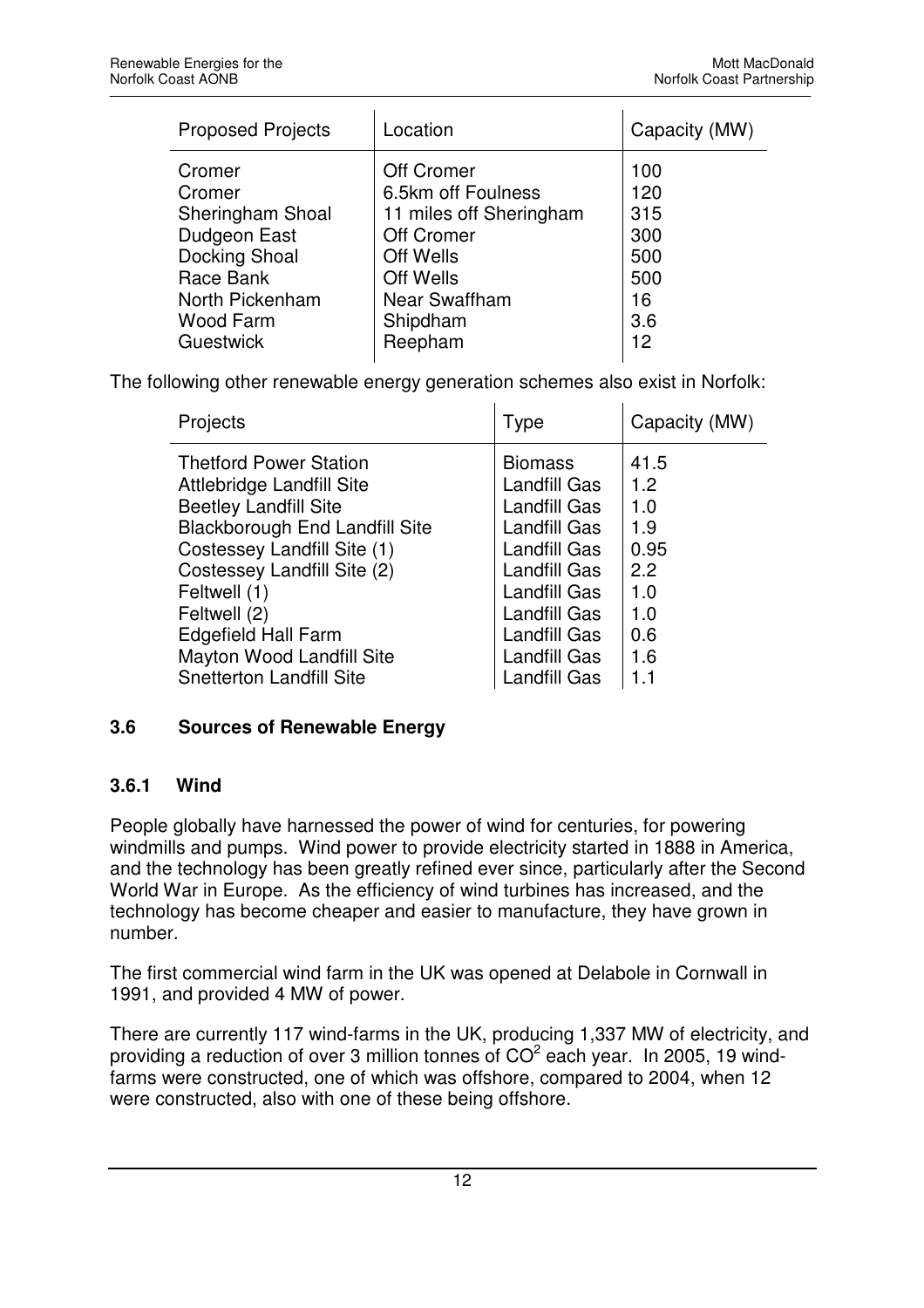| Proposed Projects | Location | Capacity (MW) |
|---|---|---|
| Cromer | Off Cromer | 100 |
| Cromer | 6.5km off Foulness | 120 |
| Sheringham Shoal | 11 miles off Sheringham | 315 |
| Dudgeon East | Off Cromer | 300 |
| Docking Shoal | Off Wells | 500 |
| Race Bank | Off Wells | 500 |
| North Pickenham | Near Swaffham | 16 |
| Wood Farm | Shipdham | 3.6 |
| Guestwick | Reepham | 12 |

The following other renewable energy generation schemes also exist in Norfolk:

| Projects | Type | Capacity (MW) |
|---|---|---|
| Thetford Power Station | Biomass | 41.5 |
| Attlebridge Landfill Site | Landfill Gas | 1.2 |
| Beetley Landfill Site | Landfill Gas | 1.0 |
| Blackborough End Landfill Site | Landfill Gas | 1.9 |
| Costessey Landfill Site (1) | Landfill Gas | 0.95 |
| Costessey Landfill Site (2) | Landfill Gas | 2.2 |
| Feltwell (1) | Landfill Gas | 1.0 |
| Feltwell (2) | Landfill Gas | 1.0 |
| Edgefield Hall Farm | Landfill Gas | 0.6 |
| Mayton Wood Landfill Site | Landfill Gas | 1.6 |
| Snetterton Landfill Site | Landfill Gas | 1.1 |

## 3.6 Sources of Renewable Energy

### 3.6.1 Wind

People globally have harnessed the power of wind for centuries, for powering windmills and pumps. Wind power to provide electricity started in 1888 in America, and the technology has been greatly refined ever since, particularly after the Second World War in Europe. As the efficiency of wind turbines has increased, and the technology has become cheaper and easier to manufacture, they have grown in number.

The first commercial wind farm in the UK was opened at Delabole in Cornwall in 1991, and provided 4 MW of power.

There are currently 117 wind-farms in the UK, producing 1,337 MW of electricity, and providing a reduction of over 3 million tonnes of $CO^2$ each year. In 2005, 19 wind-farms were constructed, one of which was offshore, compared to 2004, when 12 were constructed, also with one of these being offshore.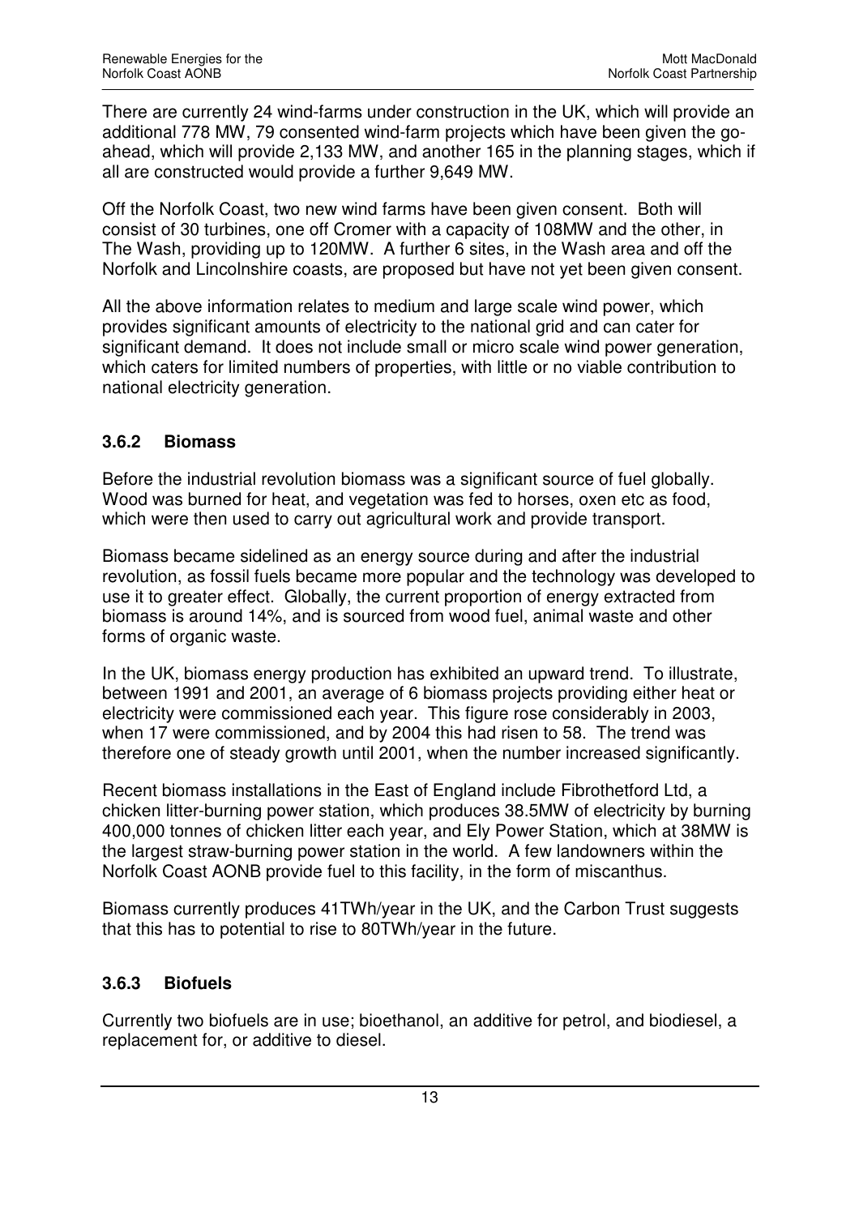There are currently 24 wind-farms under construction in the UK, which will provide an additional 778 MW, 79 consented wind-farm projects which have been given the go-ahead, which will provide 2,133 MW, and another 165 in the planning stages, which if all are constructed would provide a further 9,649 MW.

Off the Norfolk Coast, two new wind farms have been given consent. Both will consist of 30 turbines, one off Cromer with a capacity of 108MW and the other, in The Wash, providing up to 120MW. A further 6 sites, in the Wash area and off the Norfolk and Lincolnshire coasts, are proposed but have not yet been given consent.

All the above information relates to medium and large scale wind power, which provides significant amounts of electricity to the national grid and can cater for significant demand. It does not include small or micro scale wind power generation, which caters for limited numbers of properties, with little or no viable contribution to national electricity generation.

### 3.6.2 Biomass

Before the industrial revolution biomass was a significant source of fuel globally. Wood was burned for heat, and vegetation was fed to horses, oxen etc as food, which were then used to carry out agricultural work and provide transport.

Biomass became sidelined as an energy source during and after the industrial revolution, as fossil fuels became more popular and the technology was developed to use it to greater effect. Globally, the current proportion of energy extracted from biomass is around 14%, and is sourced from wood fuel, animal waste and other forms of organic waste.

In the UK, biomass energy production has exhibited an upward trend. To illustrate, between 1991 and 2001, an average of 6 biomass projects providing either heat or electricity were commissioned each year. This figure rose considerably in 2003, when 17 were commissioned, and by 2004 this had risen to 58. The trend was therefore one of steady growth until 2001, when the number increased significantly.

Recent biomass installations in the East of England include Fibrothetford Ltd, a chicken litter-burning power station, which produces 38.5MW of electricity by burning 400,000 tonnes of chicken litter each year, and Ely Power Station, which at 38MW is the largest straw-burning power station in the world. A few landowners within the Norfolk Coast AONB provide fuel to this facility, in the form of miscanthus.

Biomass currently produces 41TWh/year in the UK, and the Carbon Trust suggests that this has to potential to rise to 80TWh/year in the future.

### 3.6.3 Biofuels

Currently two biofuels are in use; bioethanol, an additive for petrol, and biodiesel, a replacement for, or additive to diesel.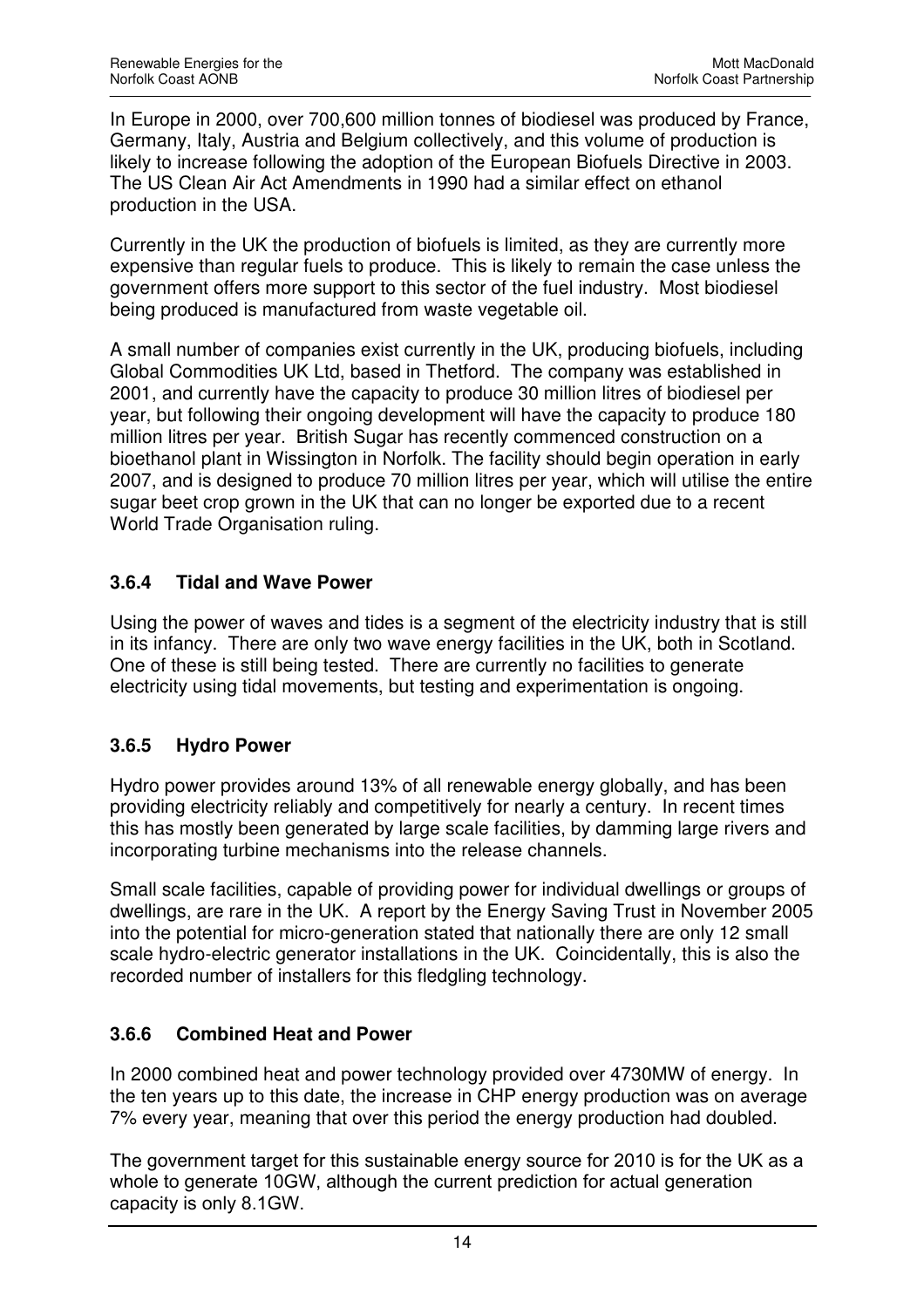In Europe in 2000, over 700,600 million tonnes of biodiesel was produced by France, Germany, Italy, Austria and Belgium collectively, and this volume of production is likely to increase following the adoption of the European Biofuels Directive in 2003. The US Clean Air Act Amendments in 1990 had a similar effect on ethanol production in the USA.

Currently in the UK the production of biofuels is limited, as they are currently more expensive than regular fuels to produce. This is likely to remain the case unless the government offers more support to this sector of the fuel industry. Most biodiesel being produced is manufactured from waste vegetable oil.

A small number of companies exist currently in the UK, producing biofuels, including Global Commodities UK Ltd, based in Thetford. The company was established in 2001, and currently have the capacity to produce 30 million litres of biodiesel per year, but following their ongoing development will have the capacity to produce 180 million litres per year. British Sugar has recently commenced construction on a bioethanol plant in Wissington in Norfolk. The facility should begin operation in early 2007, and is designed to produce 70 million litres per year, which will utilise the entire sugar beet crop grown in the UK that can no longer be exported due to a recent World Trade Organisation ruling.

### 3.6.4 Tidal and Wave Power

Using the power of waves and tides is a segment of the electricity industry that is still in its infancy. There are only two wave energy facilities in the UK, both in Scotland. One of these is still being tested. There are currently no facilities to generate electricity using tidal movements, but testing and experimentation is ongoing.

### 3.6.5 Hydro Power

Hydro power provides around 13% of all renewable energy globally, and has been providing electricity reliably and competitively for nearly a century. In recent times this has mostly been generated by large scale facilities, by damming large rivers and incorporating turbine mechanisms into the release channels.

Small scale facilities, capable of providing power for individual dwellings or groups of dwellings, are rare in the UK. A report by the Energy Saving Trust in November 2005 into the potential for micro-generation stated that nationally there are only 12 small scale hydro-electric generator installations in the UK. Coincidentally, this is also the recorded number of installers for this fledgling technology.

### 3.6.6 Combined Heat and Power

In 2000 combined heat and power technology provided over 4730MW of energy. In the ten years up to this date, the increase in CHP energy production was on average 7% every year, meaning that over this period the energy production had doubled.

The government target for this sustainable energy source for 2010 is for the UK as a whole to generate 10GW, although the current prediction for actual generation capacity is only 8.1GW.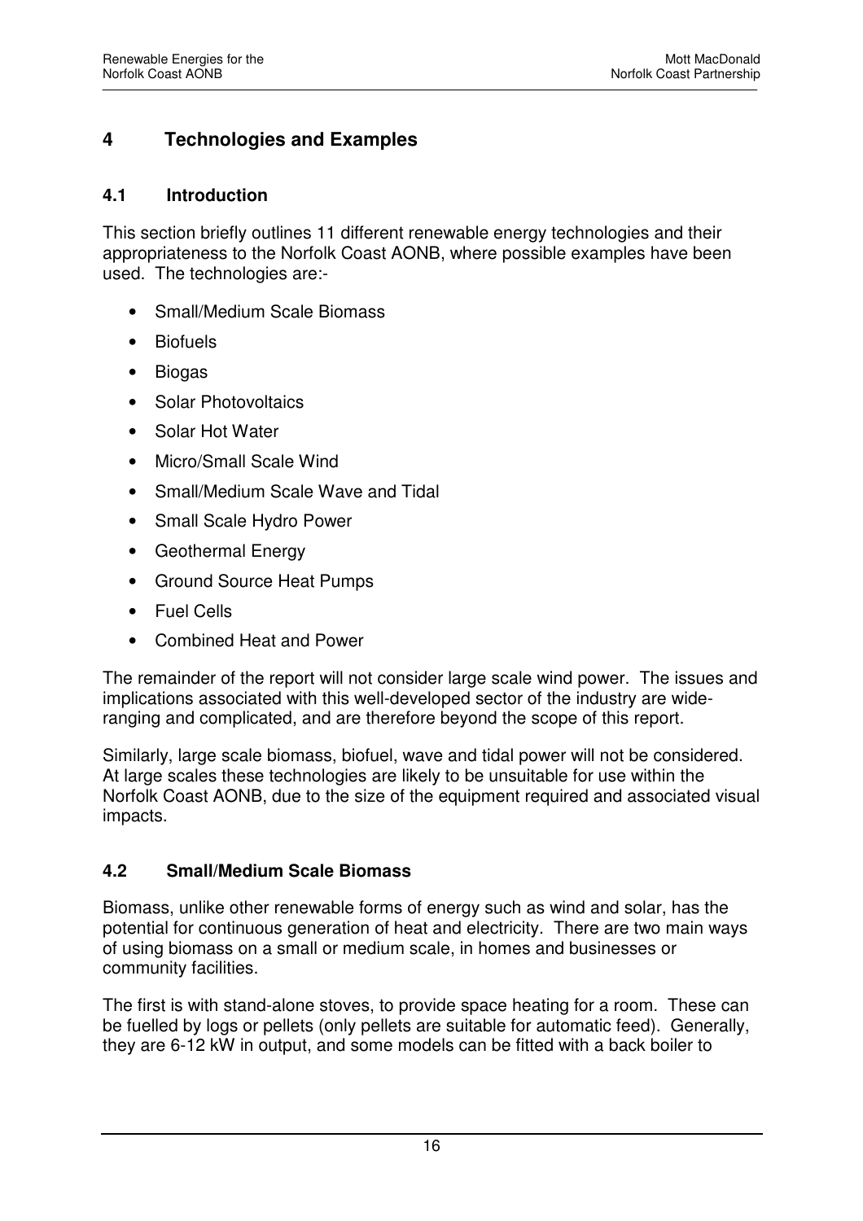# 4 Technologies and Examples

## 4.1 Introduction

This section briefly outlines 11 different renewable energy technologies and their appropriateness to the Norfolk Coast AONB, where possible examples have been used. The technologies are:-

- Small/Medium Scale Biomass
- Biofuels
- Biogas
- Solar Photovoltaics
- Solar Hot Water
- Micro/Small Scale Wind
- Small/Medium Scale Wave and Tidal
- Small Scale Hydro Power
- Geothermal Energy
- Ground Source Heat Pumps
- Fuel Cells
- Combined Heat and Power

The remainder of the report will not consider large scale wind power. The issues and implications associated with this well-developed sector of the industry are wide-ranging and complicated, and are therefore beyond the scope of this report.

Similarly, large scale biomass, biofuel, wave and tidal power will not be considered. At large scales these technologies are likely to be unsuitable for use within the Norfolk Coast AONB, due to the size of the equipment required and associated visual impacts.

## 4.2 Small/Medium Scale Biomass

Biomass, unlike other renewable forms of energy such as wind and solar, has the potential for continuous generation of heat and electricity. There are two main ways of using biomass on a small or medium scale, in homes and businesses or community facilities.

The first is with stand-alone stoves, to provide space heating for a room. These can be fuelled by logs or pellets (only pellets are suitable for automatic feed). Generally, they are 6-12 kW in output, and some models can be fitted with a back boiler to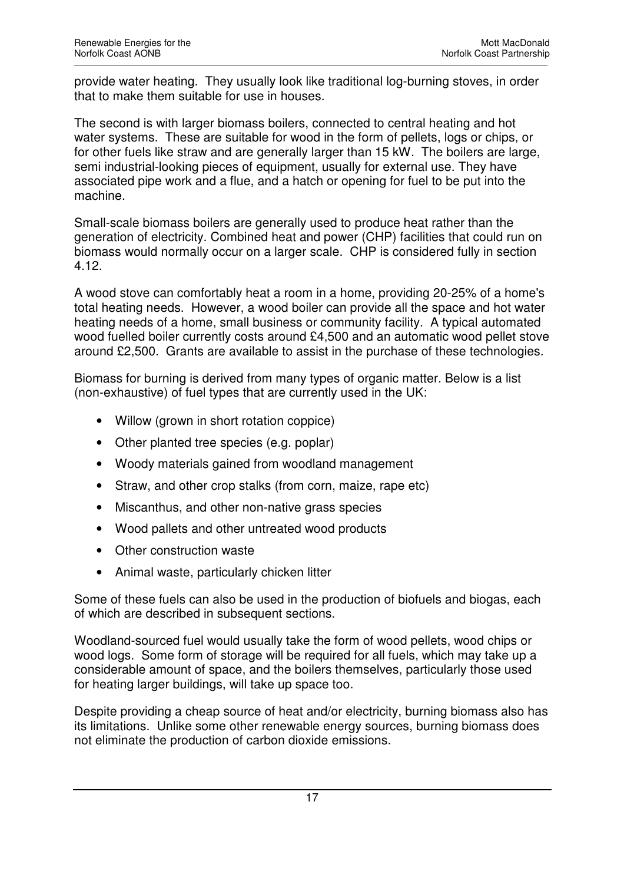provide water heating. They usually look like traditional log-burning stoves, in order that to make them suitable for use in houses.

The second is with larger biomass boilers, connected to central heating and hot water systems. These are suitable for wood in the form of pellets, logs or chips, or for other fuels like straw and are generally larger than 15 kW. The boilers are large, semi industrial-looking pieces of equipment, usually for external use. They have associated pipe work and a flue, and a hatch or opening for fuel to be put into the machine.

Small-scale biomass boilers are generally used to produce heat rather than the generation of electricity. Combined heat and power (CHP) facilities that could run on biomass would normally occur on a larger scale. CHP is considered fully in section 4.12.

A wood stove can comfortably heat a room in a home, providing 20-25% of a home's total heating needs. However, a wood boiler can provide all the space and hot water heating needs of a home, small business or community facility. A typical automated wood fuelled boiler currently costs around £4,500 and an automatic wood pellet stove around £2,500. Grants are available to assist in the purchase of these technologies.

Biomass for burning is derived from many types of organic matter. Below is a list (non-exhaustive) of fuel types that are currently used in the UK:

- Willow (grown in short rotation coppice)
- Other planted tree species (e.g. poplar)
- Woody materials gained from woodland management
- Straw, and other crop stalks (from corn, maize, rape etc)
- Miscanthus, and other non-native grass species
- Wood pallets and other untreated wood products
- Other construction waste
- Animal waste, particularly chicken litter

Some of these fuels can also be used in the production of biofuels and biogas, each of which are described in subsequent sections.

Woodland-sourced fuel would usually take the form of wood pellets, wood chips or wood logs. Some form of storage will be required for all fuels, which may take up a considerable amount of space, and the boilers themselves, particularly those used for heating larger buildings, will take up space too.

Despite providing a cheap source of heat and/or electricity, burning biomass also has its limitations. Unlike some other renewable energy sources, burning biomass does not eliminate the production of carbon dioxide emissions.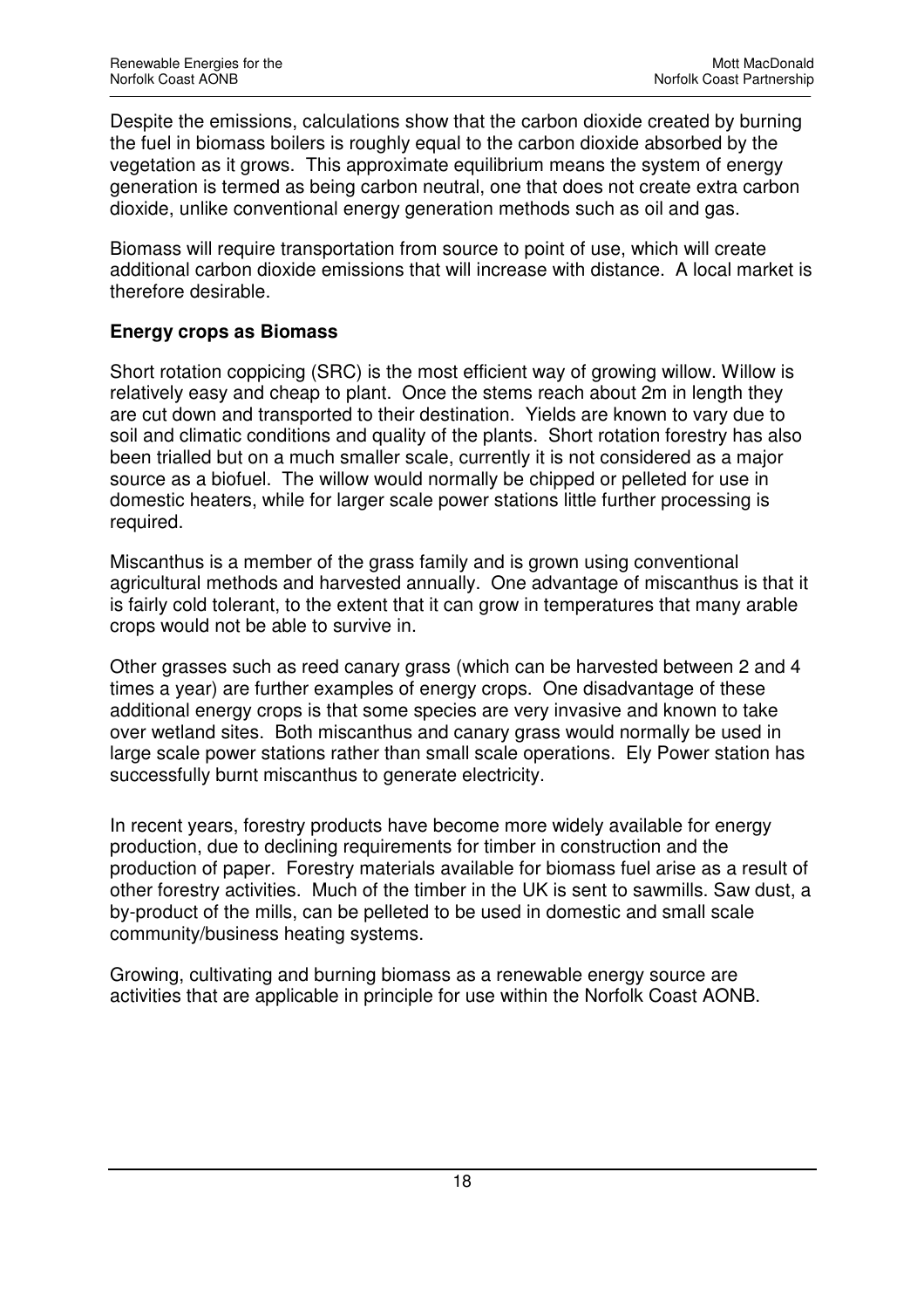Despite the emissions, calculations show that the carbon dioxide created by burning the fuel in biomass boilers is roughly equal to the carbon dioxide absorbed by the vegetation as it grows. This approximate equilibrium means the system of energy generation is termed as being carbon neutral, one that does not create extra carbon dioxide, unlike conventional energy generation methods such as oil and gas.

Biomass will require transportation from source to point of use, which will create additional carbon dioxide emissions that will increase with distance. A local market is therefore desirable.

**Energy crops as Biomass**

Short rotation coppicing (SRC) is the most efficient way of growing willow. Willow is relatively easy and cheap to plant. Once the stems reach about 2m in length they are cut down and transported to their destination. Yields are known to vary due to soil and climatic conditions and quality of the plants. Short rotation forestry has also been trialled but on a much smaller scale, currently it is not considered as a major source as a biofuel. The willow would normally be chipped or pelleted for use in domestic heaters, while for larger scale power stations little further processing is required.

Miscanthus is a member of the grass family and is grown using conventional agricultural methods and harvested annually. One advantage of miscanthus is that it is fairly cold tolerant, to the extent that it can grow in temperatures that many arable crops would not be able to survive in.

Other grasses such as reed canary grass (which can be harvested between 2 and 4 times a year) are further examples of energy crops. One disadvantage of these additional energy crops is that some species are very invasive and known to take over wetland sites. Both miscanthus and canary grass would normally be used in large scale power stations rather than small scale operations. Ely Power station has successfully burnt miscanthus to generate electricity.

In recent years, forestry products have become more widely available for energy production, due to declining requirements for timber in construction and the production of paper. Forestry materials available for biomass fuel arise as a result of other forestry activities. Much of the timber in the UK is sent to sawmills. Saw dust, a by-product of the mills, can be pelleted to be used in domestic and small scale community/business heating systems.

Growing, cultivating and burning biomass as a renewable energy source are activities that are applicable in principle for use within the Norfolk Coast AONB.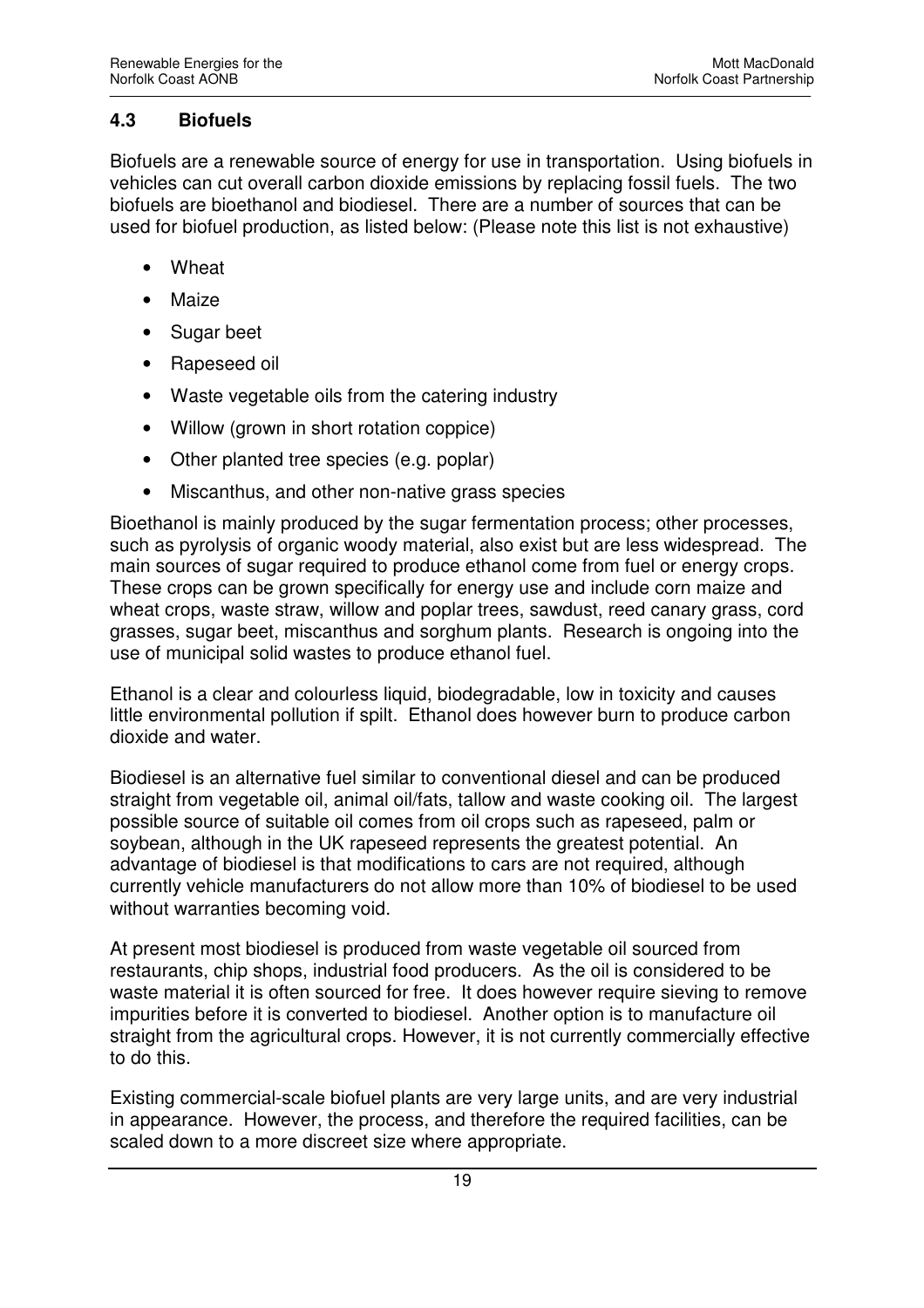## 4.3 Biofuels

Biofuels are a renewable source of energy for use in transportation. Using biofuels in vehicles can cut overall carbon dioxide emissions by replacing fossil fuels. The two biofuels are bioethanol and biodiesel. There are a number of sources that can be used for biofuel production, as listed below: (Please note this list is not exhaustive)

- Wheat
- Maize
- Sugar beet
- Rapeseed oil
- Waste vegetable oils from the catering industry
- Willow (grown in short rotation coppice)
- Other planted tree species (e.g. poplar)
- Miscanthus, and other non-native grass species

Bioethanol is mainly produced by the sugar fermentation process; other processes, such as pyrolysis of organic woody material, also exist but are less widespread. The main sources of sugar required to produce ethanol come from fuel or energy crops. These crops can be grown specifically for energy use and include corn maize and wheat crops, waste straw, willow and poplar trees, sawdust, reed canary grass, cord grasses, sugar beet, miscanthus and sorghum plants. Research is ongoing into the use of municipal solid wastes to produce ethanol fuel.

Ethanol is a clear and colourless liquid, biodegradable, low in toxicity and causes little environmental pollution if spilt. Ethanol does however burn to produce carbon dioxide and water.

Biodiesel is an alternative fuel similar to conventional diesel and can be produced straight from vegetable oil, animal oil/fats, tallow and waste cooking oil. The largest possible source of suitable oil comes from oil crops such as rapeseed, palm or soybean, although in the UK rapeseed represents the greatest potential. An advantage of biodiesel is that modifications to cars are not required, although currently vehicle manufacturers do not allow more than 10% of biodiesel to be used without warranties becoming void.

At present most biodiesel is produced from waste vegetable oil sourced from restaurants, chip shops, industrial food producers. As the oil is considered to be waste material it is often sourced for free. It does however require sieving to remove impurities before it is converted to biodiesel. Another option is to manufacture oil straight from the agricultural crops. However, it is not currently commercially effective to do this.

Existing commercial-scale biofuel plants are very large units, and are very industrial in appearance. However, the process, and therefore the required facilities, can be scaled down to a more discreet size where appropriate.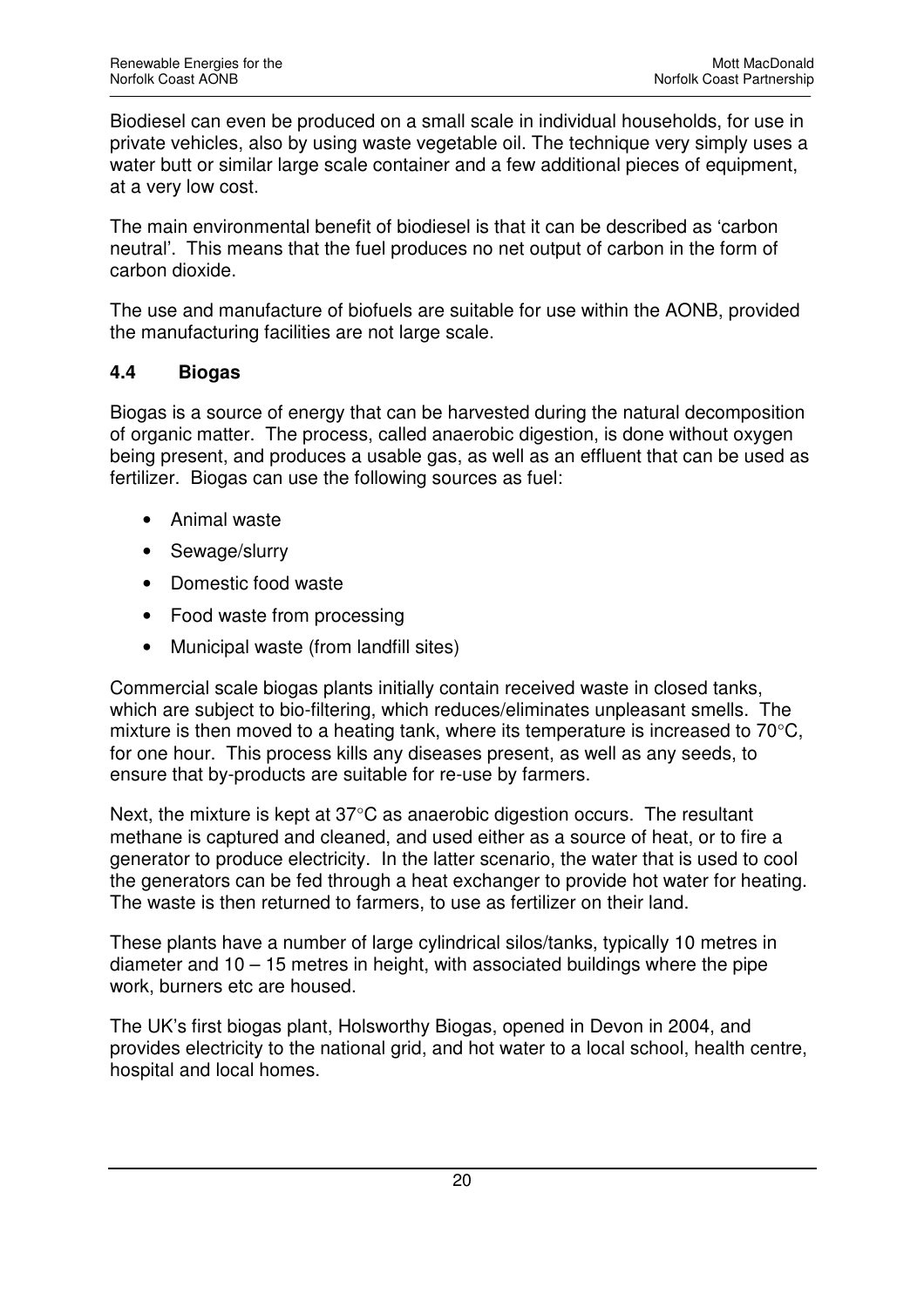Biodiesel can even be produced on a small scale in individual households, for use in private vehicles, also by using waste vegetable oil. The technique very simply uses a water butt or similar large scale container and a few additional pieces of equipment, at a very low cost.

The main environmental benefit of biodiesel is that it can be described as 'carbon neutral'. This means that the fuel produces no net output of carbon in the form of carbon dioxide.

The use and manufacture of biofuels are suitable for use within the AONB, provided the manufacturing facilities are not large scale.

### 4.4 Biogas

Biogas is a source of energy that can be harvested during the natural decomposition of organic matter. The process, called anaerobic digestion, is done without oxygen being present, and produces a usable gas, as well as an effluent that can be used as fertilizer. Biogas can use the following sources as fuel:

- Animal waste
- Sewage/slurry
- Domestic food waste
- Food waste from processing
- Municipal waste (from landfill sites)

Commercial scale biogas plants initially contain received waste in closed tanks, which are subject to bio-filtering, which reduces/eliminates unpleasant smells. The mixture is then moved to a heating tank, where its temperature is increased to 70°C, for one hour. This process kills any diseases present, as well as any seeds, to ensure that by-products are suitable for re-use by farmers.

Next, the mixture is kept at 37°C as anaerobic digestion occurs. The resultant methane is captured and cleaned, and used either as a source of heat, or to fire a generator to produce electricity. In the latter scenario, the water that is used to cool the generators can be fed through a heat exchanger to provide hot water for heating. The waste is then returned to farmers, to use as fertilizer on their land.

These plants have a number of large cylindrical silos/tanks, typically 10 metres in diameter and 10 – 15 metres in height, with associated buildings where the pipe work, burners etc are housed.

The UK's first biogas plant, Holsworthy Biogas, opened in Devon in 2004, and provides electricity to the national grid, and hot water to a local school, health centre, hospital and local homes.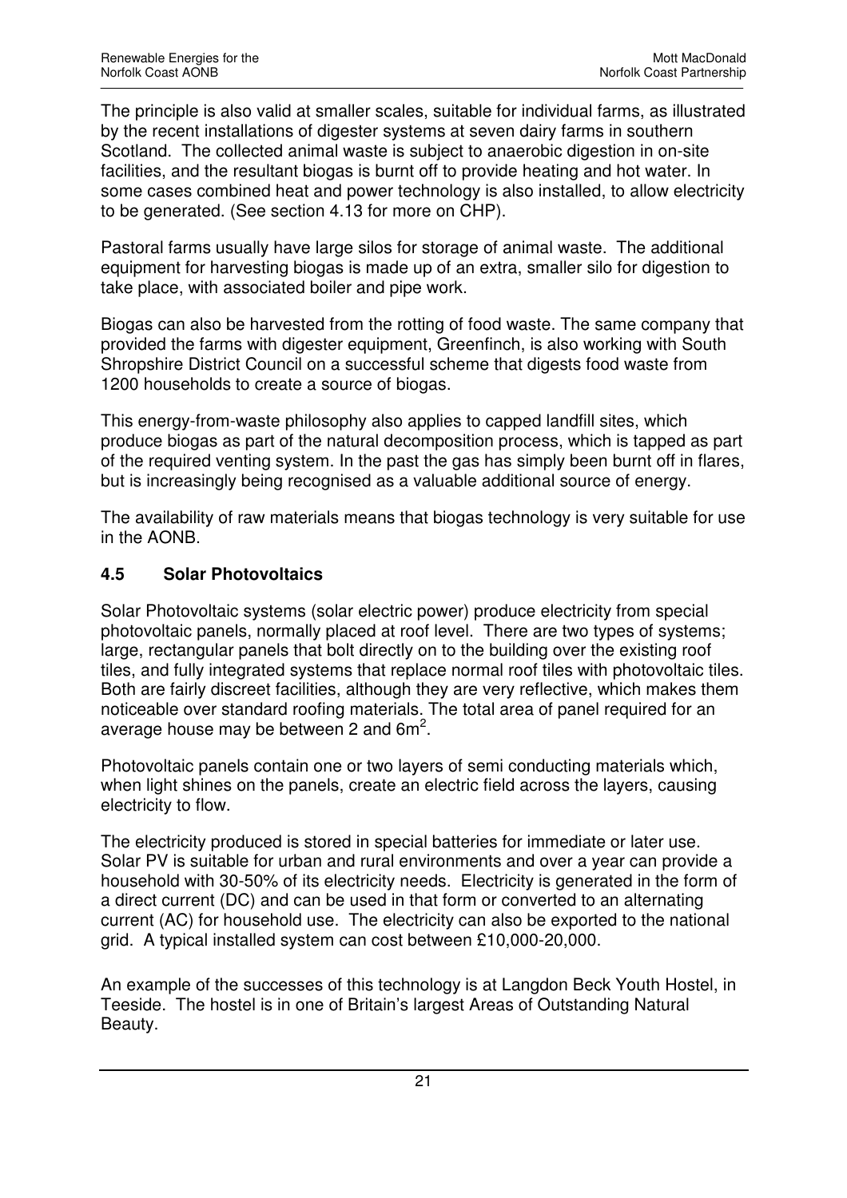The principle is also valid at smaller scales, suitable for individual farms, as illustrated by the recent installations of digester systems at seven dairy farms in southern Scotland. The collected animal waste is subject to anaerobic digestion in on-site facilities, and the resultant biogas is burnt off to provide heating and hot water. In some cases combined heat and power technology is also installed, to allow electricity to be generated. (See section 4.13 for more on CHP).

Pastoral farms usually have large silos for storage of animal waste. The additional equipment for harvesting biogas is made up of an extra, smaller silo for digestion to take place, with associated boiler and pipe work.

Biogas can also be harvested from the rotting of food waste. The same company that provided the farms with digester equipment, Greenfinch, is also working with South Shropshire District Council on a successful scheme that digests food waste from 1200 households to create a source of biogas.

This energy-from-waste philosophy also applies to capped landfill sites, which produce biogas as part of the natural decomposition process, which is tapped as part of the required venting system. In the past the gas has simply been burnt off in flares, but is increasingly being recognised as a valuable additional source of energy.

The availability of raw materials means that biogas technology is very suitable for use in the AONB.

### 4.5 Solar Photovoltaics

Solar Photovoltaic systems (solar electric power) produce electricity from special photovoltaic panels, normally placed at roof level. There are two types of systems; large, rectangular panels that bolt directly on to the building over the existing roof tiles, and fully integrated systems that replace normal roof tiles with photovoltaic tiles. Both are fairly discreet facilities, although they are very reflective, which makes them noticeable over standard roofing materials. The total area of panel required for an average house may be between 2 and $6m^2$.

Photovoltaic panels contain one or two layers of semi conducting materials which, when light shines on the panels, create an electric field across the layers, causing electricity to flow.

The electricity produced is stored in special batteries for immediate or later use. Solar PV is suitable for urban and rural environments and over a year can provide a household with 30-50% of its electricity needs. Electricity is generated in the form of a direct current (DC) and can be used in that form or converted to an alternating current (AC) for household use. The electricity can also be exported to the national grid. A typical installed system can cost between £10,000-20,000.

An example of the successes of this technology is at Langdon Beck Youth Hostel, in Teeside. The hostel is in one of Britain's largest Areas of Outstanding Natural Beauty.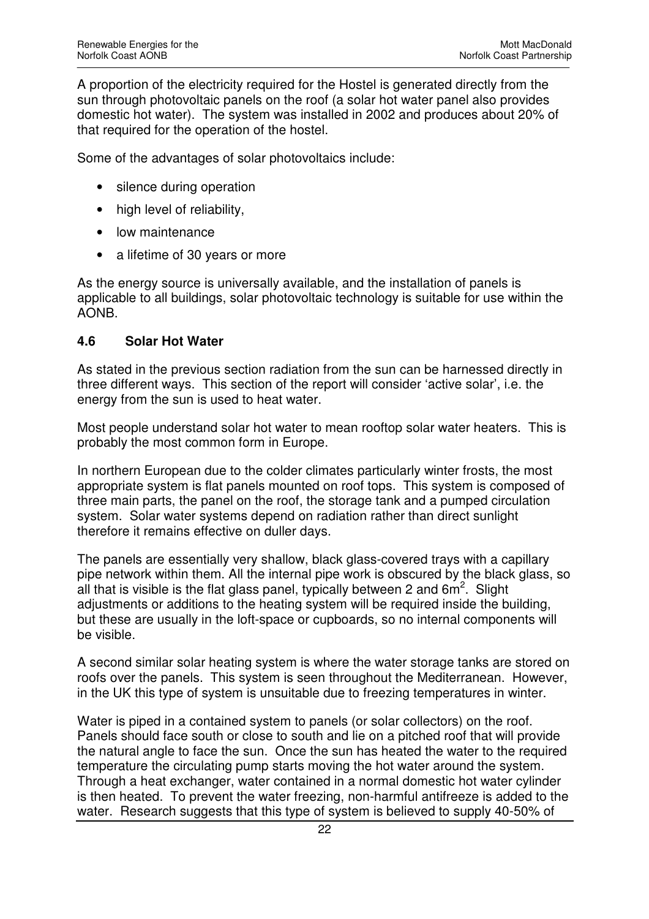A proportion of the electricity required for the Hostel is generated directly from the sun through photovoltaic panels on the roof (a solar hot water panel also provides domestic hot water). The system was installed in 2002 and produces about 20% of that required for the operation of the hostel.

Some of the advantages of solar photovoltaics include:

- silence during operation
- high level of reliability,
- low maintenance
- a lifetime of 30 years or more

As the energy source is universally available, and the installation of panels is applicable to all buildings, solar photovoltaic technology is suitable for use within the AONB.

### 4.6 Solar Hot Water

As stated in the previous section radiation from the sun can be harnessed directly in three different ways. This section of the report will consider 'active solar', i.e. the energy from the sun is used to heat water.

Most people understand solar hot water to mean rooftop solar water heaters. This is probably the most common form in Europe.

In northern European due to the colder climates particularly winter frosts, the most appropriate system is flat panels mounted on roof tops. This system is composed of three main parts, the panel on the roof, the storage tank and a pumped circulation system. Solar water systems depend on radiation rather than direct sunlight therefore it remains effective on duller days.

The panels are essentially very shallow, black glass-covered trays with a capillary pipe network within them. All the internal pipe work is obscured by the black glass, so all that is visible is the flat glass panel, typically between 2 and 6m$^2$. Slight adjustments or additions to the heating system will be required inside the building, but these are usually in the loft-space or cupboards, so no internal components will be visible.

A second similar solar heating system is where the water storage tanks are stored on roofs over the panels. This system is seen throughout the Mediterranean. However, in the UK this type of system is unsuitable due to freezing temperatures in winter.

Water is piped in a contained system to panels (or solar collectors) on the roof. Panels should face south or close to south and lie on a pitched roof that will provide the natural angle to face the sun. Once the sun has heated the water to the required temperature the circulating pump starts moving the hot water around the system. Through a heat exchanger, water contained in a normal domestic hot water cylinder is then heated. To prevent the water freezing, non-harmful antifreeze is added to the water. Research suggests that this type of system is believed to supply 40-50% of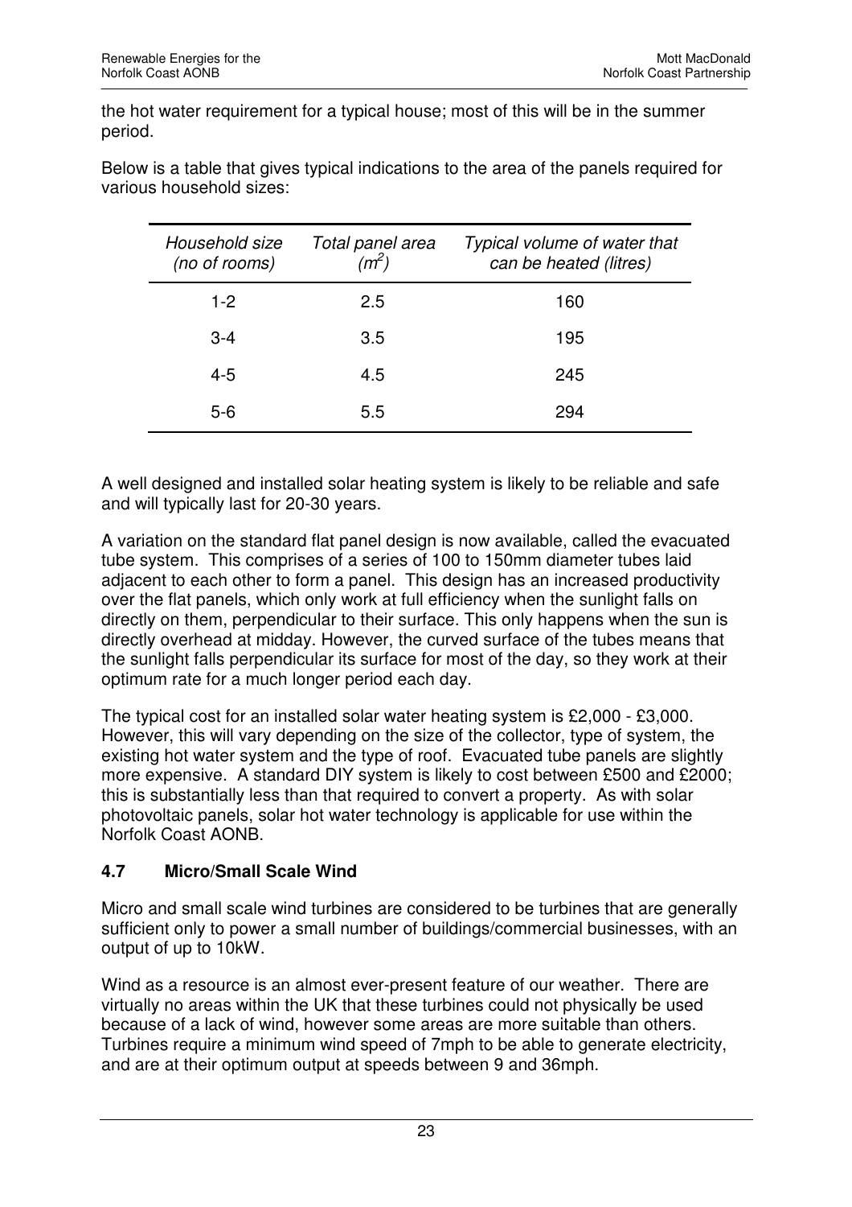the hot water requirement for a typical house; most of this will be in the summer period.

Below is a table that gives typical indications to the area of the panels required for various household sizes:

| *Household size (no of rooms)* | *Total panel area ($m^2$)* | *Typical volume of water that can be heated (litres)* |
|---|---|---|
| 1-2 | 2.5 | 160 |
| 3-4 | 3.5 | 195 |
| 4-5 | 4.5 | 245 |
| 5-6 | 5.5 | 294 |

A well designed and installed solar heating system is likely to be reliable and safe and will typically last for 20-30 years.

A variation on the standard flat panel design is now available, called the evacuated tube system. This comprises of a series of 100 to 150mm diameter tubes laid adjacent to each other to form a panel. This design has an increased productivity over the flat panels, which only work at full efficiency when the sunlight falls on directly on them, perpendicular to their surface. This only happens when the sun is directly overhead at midday. However, the curved surface of the tubes means that the sunlight falls perpendicular its surface for most of the day, so they work at their optimum rate for a much longer period each day.

The typical cost for an installed solar water heating system is £2,000 - £3,000. However, this will vary depending on the size of the collector, type of system, the existing hot water system and the type of roof. Evacuated tube panels are slightly more expensive. A standard DIY system is likely to cost between £500 and £2000; this is substantially less than that required to convert a property. As with solar photovoltaic panels, solar hot water technology is applicable for use within the Norfolk Coast AONB.

### 4.7 Micro/Small Scale Wind

Micro and small scale wind turbines are considered to be turbines that are generally sufficient only to power a small number of buildings/commercial businesses, with an output of up to 10kW.

Wind as a resource is an almost ever-present feature of our weather. There are virtually no areas within the UK that these turbines could not physically be used because of a lack of wind, however some areas are more suitable than others. Turbines require a minimum wind speed of 7mph to be able to generate electricity, and are at their optimum output at speeds between 9 and 36mph.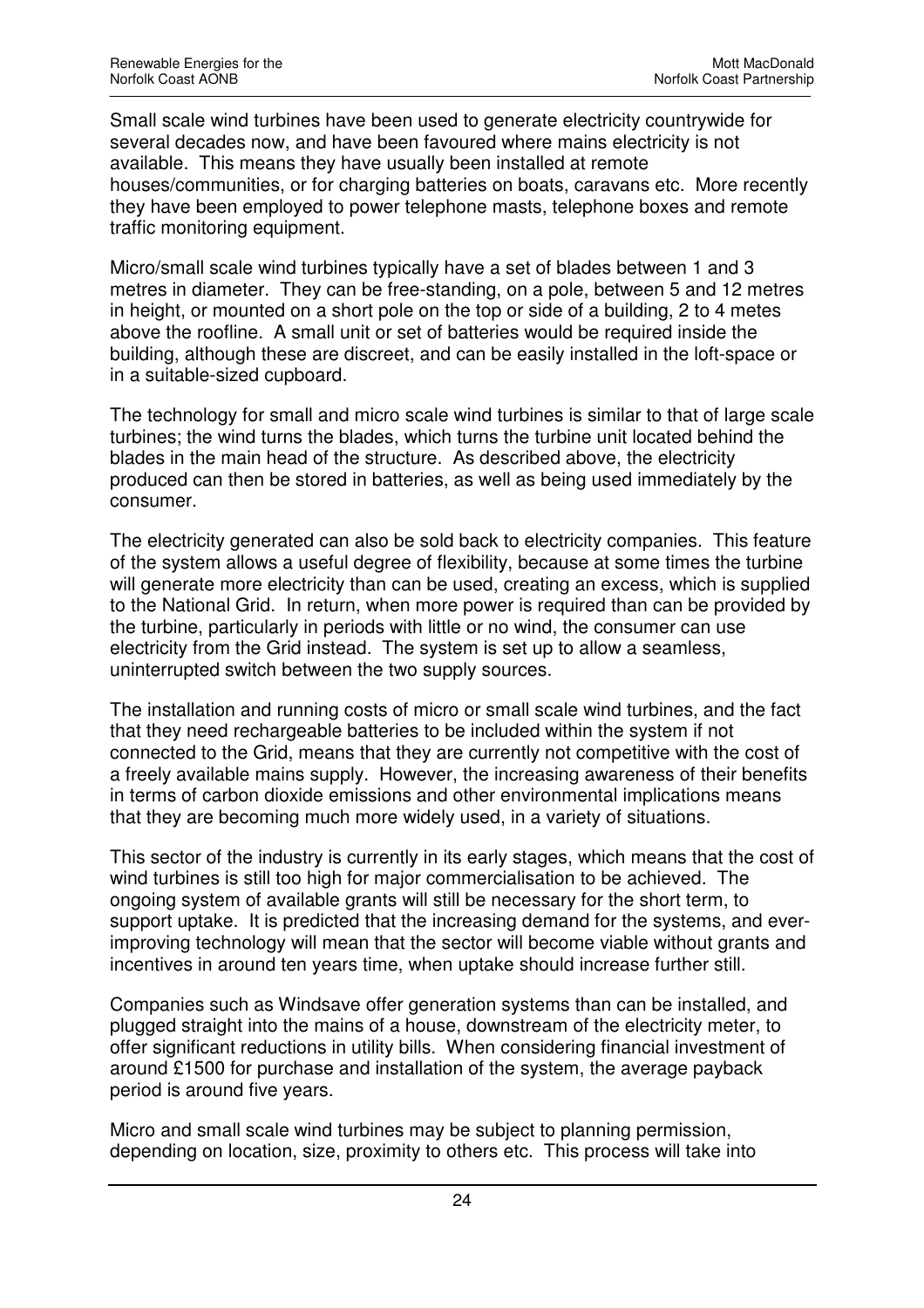Small scale wind turbines have been used to generate electricity countrywide for several decades now, and have been favoured where mains electricity is not available. This means they have usually been installed at remote houses/communities, or for charging batteries on boats, caravans etc. More recently they have been employed to power telephone masts, telephone boxes and remote traffic monitoring equipment.

Micro/small scale wind turbines typically have a set of blades between 1 and 3 metres in diameter. They can be free-standing, on a pole, between 5 and 12 metres in height, or mounted on a short pole on the top or side of a building, 2 to 4 metes above the roofline. A small unit or set of batteries would be required inside the building, although these are discreet, and can be easily installed in the loft-space or in a suitable-sized cupboard.

The technology for small and micro scale wind turbines is similar to that of large scale turbines; the wind turns the blades, which turns the turbine unit located behind the blades in the main head of the structure. As described above, the electricity produced can then be stored in batteries, as well as being used immediately by the consumer.

The electricity generated can also be sold back to electricity companies. This feature of the system allows a useful degree of flexibility, because at some times the turbine will generate more electricity than can be used, creating an excess, which is supplied to the National Grid. In return, when more power is required than can be provided by the turbine, particularly in periods with little or no wind, the consumer can use electricity from the Grid instead. The system is set up to allow a seamless, uninterrupted switch between the two supply sources.

The installation and running costs of micro or small scale wind turbines, and the fact that they need rechargeable batteries to be included within the system if not connected to the Grid, means that they are currently not competitive with the cost of a freely available mains supply. However, the increasing awareness of their benefits in terms of carbon dioxide emissions and other environmental implications means that they are becoming much more widely used, in a variety of situations.

This sector of the industry is currently in its early stages, which means that the cost of wind turbines is still too high for major commercialisation to be achieved. The ongoing system of available grants will still be necessary for the short term, to support uptake. It is predicted that the increasing demand for the systems, and ever-improving technology will mean that the sector will become viable without grants and incentives in around ten years time, when uptake should increase further still.

Companies such as Windsave offer generation systems than can be installed, and plugged straight into the mains of a house, downstream of the electricity meter, to offer significant reductions in utility bills. When considering financial investment of around £1500 for purchase and installation of the system, the average payback period is around five years.

Micro and small scale wind turbines may be subject to planning permission, depending on location, size, proximity to others etc. This process will take into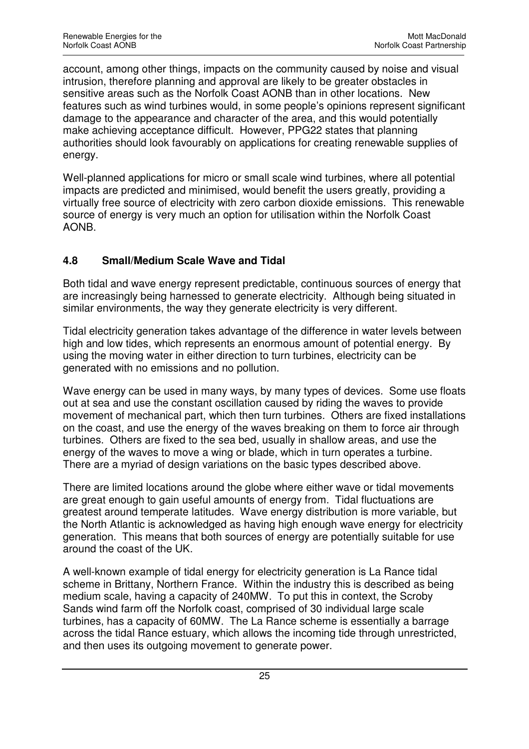account, among other things, impacts on the community caused by noise and visual intrusion, therefore planning and approval are likely to be greater obstacles in sensitive areas such as the Norfolk Coast AONB than in other locations. New features such as wind turbines would, in some people's opinions represent significant damage to the appearance and character of the area, and this would potentially make achieving acceptance difficult. However, PPG22 states that planning authorities should look favourably on applications for creating renewable supplies of energy.

Well-planned applications for micro or small scale wind turbines, where all potential impacts are predicted and minimised, would benefit the users greatly, providing a virtually free source of electricity with zero carbon dioxide emissions. This renewable source of energy is very much an option for utilisation within the Norfolk Coast AONB.

### 4.8 Small/Medium Scale Wave and Tidal

Both tidal and wave energy represent predictable, continuous sources of energy that are increasingly being harnessed to generate electricity. Although being situated in similar environments, the way they generate electricity is very different.

Tidal electricity generation takes advantage of the difference in water levels between high and low tides, which represents an enormous amount of potential energy. By using the moving water in either direction to turn turbines, electricity can be generated with no emissions and no pollution.

Wave energy can be used in many ways, by many types of devices. Some use floats out at sea and use the constant oscillation caused by riding the waves to provide movement of mechanical part, which then turn turbines. Others are fixed installations on the coast, and use the energy of the waves breaking on them to force air through turbines. Others are fixed to the sea bed, usually in shallow areas, and use the energy of the waves to move a wing or blade, which in turn operates a turbine. There are a myriad of design variations on the basic types described above.

There are limited locations around the globe where either wave or tidal movements are great enough to gain useful amounts of energy from. Tidal fluctuations are greatest around temperate latitudes. Wave energy distribution is more variable, but the North Atlantic is acknowledged as having high enough wave energy for electricity generation. This means that both sources of energy are potentially suitable for use around the coast of the UK.

A well-known example of tidal energy for electricity generation is La Rance tidal scheme in Brittany, Northern France. Within the industry this is described as being medium scale, having a capacity of 240MW. To put this in context, the Scroby Sands wind farm off the Norfolk coast, comprised of 30 individual large scale turbines, has a capacity of 60MW. The La Rance scheme is essentially a barrage across the tidal Rance estuary, which allows the incoming tide through unrestricted, and then uses its outgoing movement to generate power.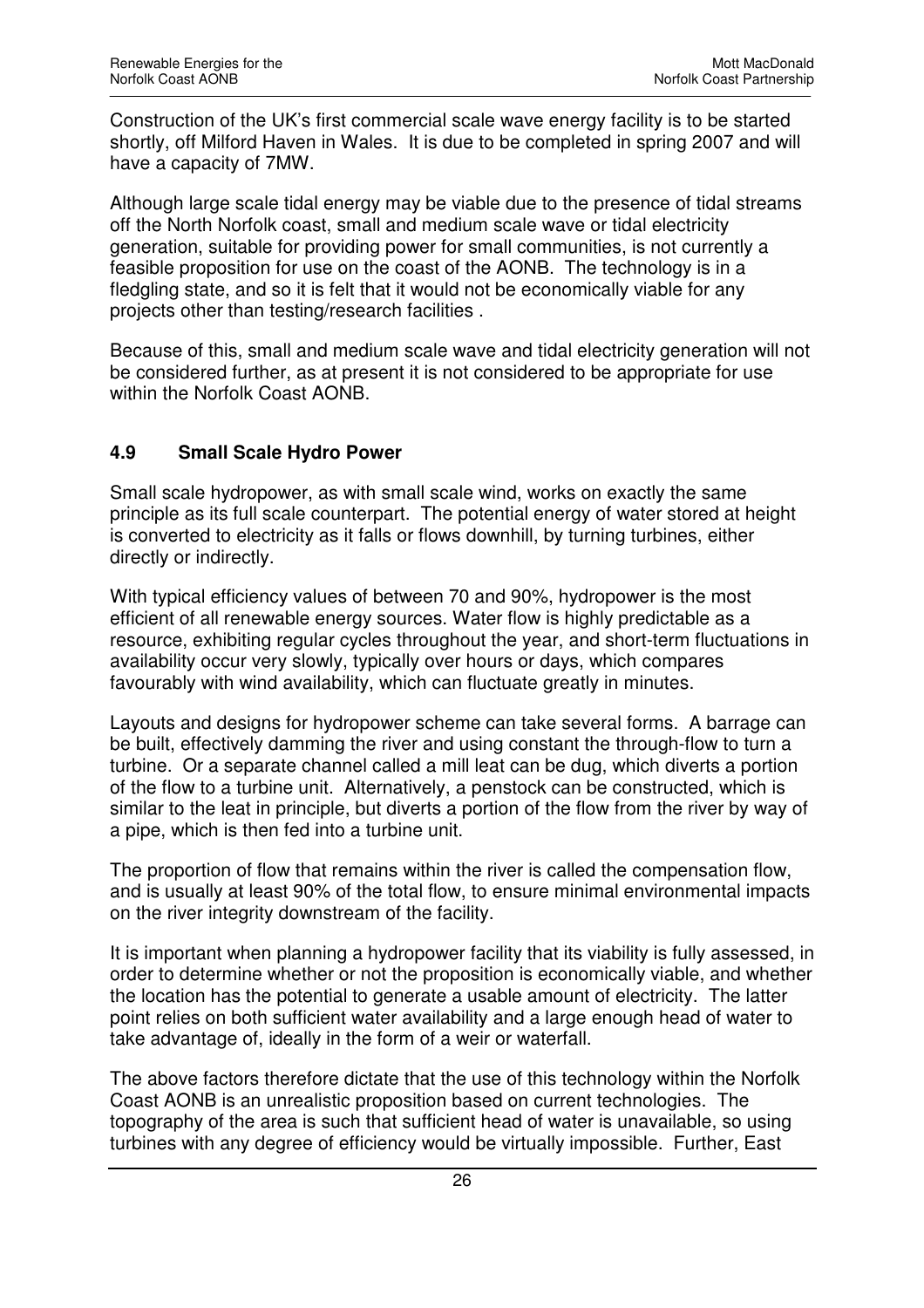Construction of the UK's first commercial scale wave energy facility is to be started shortly, off Milford Haven in Wales. It is due to be completed in spring 2007 and will have a capacity of 7MW.

Although large scale tidal energy may be viable due to the presence of tidal streams off the North Norfolk coast, small and medium scale wave or tidal electricity generation, suitable for providing power for small communities, is not currently a feasible proposition for use on the coast of the AONB. The technology is in a fledgling state, and so it is felt that it would not be economically viable for any projects other than testing/research facilities .

Because of this, small and medium scale wave and tidal electricity generation will not be considered further, as at present it is not considered to be appropriate for use within the Norfolk Coast AONB.

### 4.9 Small Scale Hydro Power

Small scale hydropower, as with small scale wind, works on exactly the same principle as its full scale counterpart. The potential energy of water stored at height is converted to electricity as it falls or flows downhill, by turning turbines, either directly or indirectly.

With typical efficiency values of between 70 and 90%, hydropower is the most efficient of all renewable energy sources. Water flow is highly predictable as a resource, exhibiting regular cycles throughout the year, and short-term fluctuations in availability occur very slowly, typically over hours or days, which compares favourably with wind availability, which can fluctuate greatly in minutes.

Layouts and designs for hydropower scheme can take several forms. A barrage can be built, effectively damming the river and using constant the through-flow to turn a turbine. Or a separate channel called a mill leat can be dug, which diverts a portion of the flow to a turbine unit. Alternatively, a penstock can be constructed, which is similar to the leat in principle, but diverts a portion of the flow from the river by way of a pipe, which is then fed into a turbine unit.

The proportion of flow that remains within the river is called the compensation flow, and is usually at least 90% of the total flow, to ensure minimal environmental impacts on the river integrity downstream of the facility.

It is important when planning a hydropower facility that its viability is fully assessed, in order to determine whether or not the proposition is economically viable, and whether the location has the potential to generate a usable amount of electricity. The latter point relies on both sufficient water availability and a large enough head of water to take advantage of, ideally in the form of a weir or waterfall.

The above factors therefore dictate that the use of this technology within the Norfolk Coast AONB is an unrealistic proposition based on current technologies. The topography of the area is such that sufficient head of water is unavailable, so using turbines with any degree of efficiency would be virtually impossible. Further, East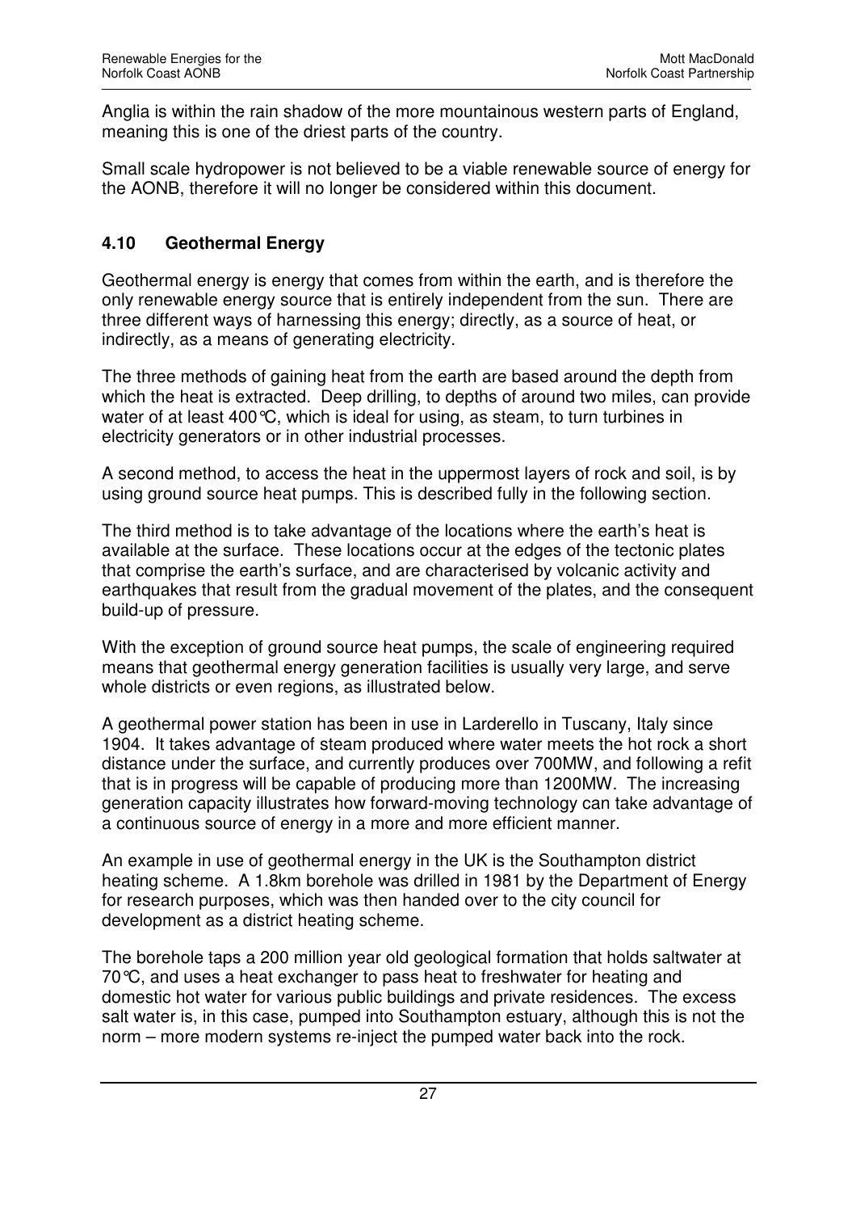Anglia is within the rain shadow of the more mountainous western parts of England, meaning this is one of the driest parts of the country.

Small scale hydropower is not believed to be a viable renewable source of energy for the AONB, therefore it will no longer be considered within this document.

### 4.10 Geothermal Energy

Geothermal energy is energy that comes from within the earth, and is therefore the only renewable energy source that is entirely independent from the sun. There are three different ways of harnessing this energy; directly, as a source of heat, or indirectly, as a means of generating electricity.

The three methods of gaining heat from the earth are based around the depth from which the heat is extracted. Deep drilling, to depths of around two miles, can provide water of at least 400°C, which is ideal for using, as steam, to turn turbines in electricity generators or in other industrial processes.

A second method, to access the heat in the uppermost layers of rock and soil, is by using ground source heat pumps. This is described fully in the following section.

The third method is to take advantage of the locations where the earth's heat is available at the surface. These locations occur at the edges of the tectonic plates that comprise the earth's surface, and are characterised by volcanic activity and earthquakes that result from the gradual movement of the plates, and the consequent build-up of pressure.

With the exception of ground source heat pumps, the scale of engineering required means that geothermal energy generation facilities is usually very large, and serve whole districts or even regions, as illustrated below.

A geothermal power station has been in use in Larderello in Tuscany, Italy since 1904. It takes advantage of steam produced where water meets the hot rock a short distance under the surface, and currently produces over 700MW, and following a refit that is in progress will be capable of producing more than 1200MW. The increasing generation capacity illustrates how forward-moving technology can take advantage of a continuous source of energy in a more and more efficient manner.

An example in use of geothermal energy in the UK is the Southampton district heating scheme. A 1.8km borehole was drilled in 1981 by the Department of Energy for research purposes, which was then handed over to the city council for development as a district heating scheme.

The borehole taps a 200 million year old geological formation that holds saltwater at 70°C, and uses a heat exchanger to pass heat to freshwater for heating and domestic hot water for various public buildings and private residences. The excess salt water is, in this case, pumped into Southampton estuary, although this is not the norm – more modern systems re-inject the pumped water back into the rock.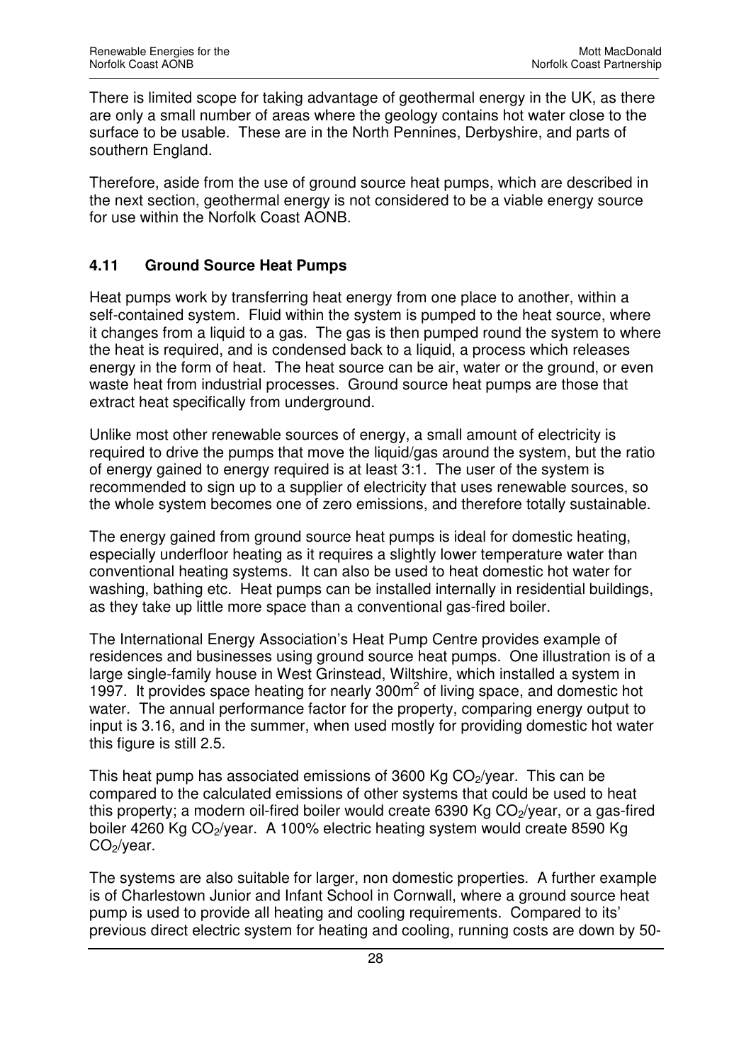There is limited scope for taking advantage of geothermal energy in the UK, as there are only a small number of areas where the geology contains hot water close to the surface to be usable. These are in the North Pennines, Derbyshire, and parts of southern England.

Therefore, aside from the use of ground source heat pumps, which are described in the next section, geothermal energy is not considered to be a viable energy source for use within the Norfolk Coast AONB.

### 4.11 Ground Source Heat Pumps

Heat pumps work by transferring heat energy from one place to another, within a self-contained system. Fluid within the system is pumped to the heat source, where it changes from a liquid to a gas. The gas is then pumped round the system to where the heat is required, and is condensed back to a liquid, a process which releases energy in the form of heat. The heat source can be air, water or the ground, or even waste heat from industrial processes. Ground source heat pumps are those that extract heat specifically from underground.

Unlike most other renewable sources of energy, a small amount of electricity is required to drive the pumps that move the liquid/gas around the system, but the ratio of energy gained to energy required is at least 3:1. The user of the system is recommended to sign up to a supplier of electricity that uses renewable sources, so the whole system becomes one of zero emissions, and therefore totally sustainable.

The energy gained from ground source heat pumps is ideal for domestic heating, especially underfloor heating as it requires a slightly lower temperature water than conventional heating systems. It can also be used to heat domestic hot water for washing, bathing etc. Heat pumps can be installed internally in residential buildings, as they take up little more space than a conventional gas-fired boiler.

The International Energy Association's Heat Pump Centre provides example of residences and businesses using ground source heat pumps. One illustration is of a large single-family house in West Grinstead, Wiltshire, which installed a system in 1997. It provides space heating for nearly 300m$^2$ of living space, and domestic hot water. The annual performance factor for the property, comparing energy output to input is 3.16, and in the summer, when used mostly for providing domestic hot water this figure is still 2.5.

This heat pump has associated emissions of 3600 Kg $CO_2$/year. This can be compared to the calculated emissions of other systems that could be used to heat this property; a modern oil-fired boiler would create 6390 Kg $CO_2$/year, or a gas-fired boiler 4260 Kg $CO_2$/year. A 100% electric heating system would create 8590 Kg $CO_2$/year.

The systems are also suitable for larger, non domestic properties. A further example is of Charlestown Junior and Infant School in Cornwall, where a ground source heat pump is used to provide all heating and cooling requirements. Compared to its' previous direct electric system for heating and cooling, running costs are down by 50-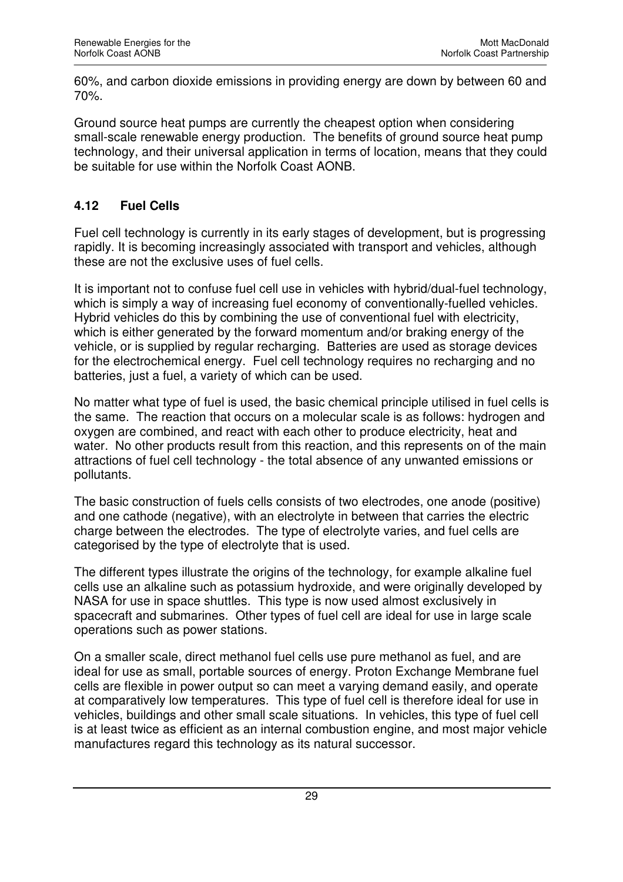60%, and carbon dioxide emissions in providing energy are down by between 60 and 70%.

Ground source heat pumps are currently the cheapest option when considering small-scale renewable energy production. The benefits of ground source heat pump technology, and their universal application in terms of location, means that they could be suitable for use within the Norfolk Coast AONB.

### 4.12 Fuel Cells

Fuel cell technology is currently in its early stages of development, but is progressing rapidly. It is becoming increasingly associated with transport and vehicles, although these are not the exclusive uses of fuel cells.

It is important not to confuse fuel cell use in vehicles with hybrid/dual-fuel technology, which is simply a way of increasing fuel economy of conventionally-fuelled vehicles. Hybrid vehicles do this by combining the use of conventional fuel with electricity, which is either generated by the forward momentum and/or braking energy of the vehicle, or is supplied by regular recharging. Batteries are used as storage devices for the electrochemical energy. Fuel cell technology requires no recharging and no batteries, just a fuel, a variety of which can be used.

No matter what type of fuel is used, the basic chemical principle utilised in fuel cells is the same. The reaction that occurs on a molecular scale is as follows: hydrogen and oxygen are combined, and react with each other to produce electricity, heat and water. No other products result from this reaction, and this represents on of the main attractions of fuel cell technology - the total absence of any unwanted emissions or pollutants.

The basic construction of fuels cells consists of two electrodes, one anode (positive) and one cathode (negative), with an electrolyte in between that carries the electric charge between the electrodes. The type of electrolyte varies, and fuel cells are categorised by the type of electrolyte that is used.

The different types illustrate the origins of the technology, for example alkaline fuel cells use an alkaline such as potassium hydroxide, and were originally developed by NASA for use in space shuttles. This type is now used almost exclusively in spacecraft and submarines. Other types of fuel cell are ideal for use in large scale operations such as power stations.

On a smaller scale, direct methanol fuel cells use pure methanol as fuel, and are ideal for use as small, portable sources of energy. Proton Exchange Membrane fuel cells are flexible in power output so can meet a varying demand easily, and operate at comparatively low temperatures. This type of fuel cell is therefore ideal for use in vehicles, buildings and other small scale situations. In vehicles, this type of fuel cell is at least twice as efficient as an internal combustion engine, and most major vehicle manufactures regard this technology as its natural successor.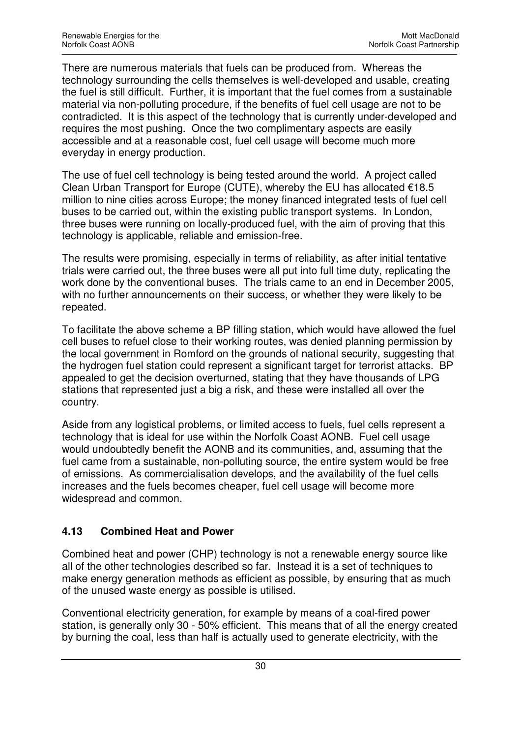There are numerous materials that fuels can be produced from. Whereas the technology surrounding the cells themselves is well-developed and usable, creating the fuel is still difficult. Further, it is important that the fuel comes from a sustainable material via non-polluting procedure, if the benefits of fuel cell usage are not to be contradicted. It is this aspect of the technology that is currently under-developed and requires the most pushing. Once the two complimentary aspects are easily accessible and at a reasonable cost, fuel cell usage will become much more everyday in energy production.

The use of fuel cell technology is being tested around the world. A project called Clean Urban Transport for Europe (CUTE), whereby the EU has allocated €18.5 million to nine cities across Europe; the money financed integrated tests of fuel cell buses to be carried out, within the existing public transport systems. In London, three buses were running on locally-produced fuel, with the aim of proving that this technology is applicable, reliable and emission-free.

The results were promising, especially in terms of reliability, as after initial tentative trials were carried out, the three buses were all put into full time duty, replicating the work done by the conventional buses. The trials came to an end in December 2005, with no further announcements on their success, or whether they were likely to be repeated.

To facilitate the above scheme a BP filling station, which would have allowed the fuel cell buses to refuel close to their working routes, was denied planning permission by the local government in Romford on the grounds of national security, suggesting that the hydrogen fuel station could represent a significant target for terrorist attacks. BP appealed to get the decision overturned, stating that they have thousands of LPG stations that represented just a big a risk, and these were installed all over the country.

Aside from any logistical problems, or limited access to fuels, fuel cells represent a technology that is ideal for use within the Norfolk Coast AONB. Fuel cell usage would undoubtedly benefit the AONB and its communities, and, assuming that the fuel came from a sustainable, non-polluting source, the entire system would be free of emissions. As commercialisation develops, and the availability of the fuel cells increases and the fuels becomes cheaper, fuel cell usage will become more widespread and common.

### 4.13 Combined Heat and Power

Combined heat and power (CHP) technology is not a renewable energy source like all of the other technologies described so far. Instead it is a set of techniques to make energy generation methods as efficient as possible, by ensuring that as much of the unused waste energy as possible is utilised.

Conventional electricity generation, for example by means of a coal-fired power station, is generally only 30 - 50% efficient. This means that of all the energy created by burning the coal, less than half is actually used to generate electricity, with the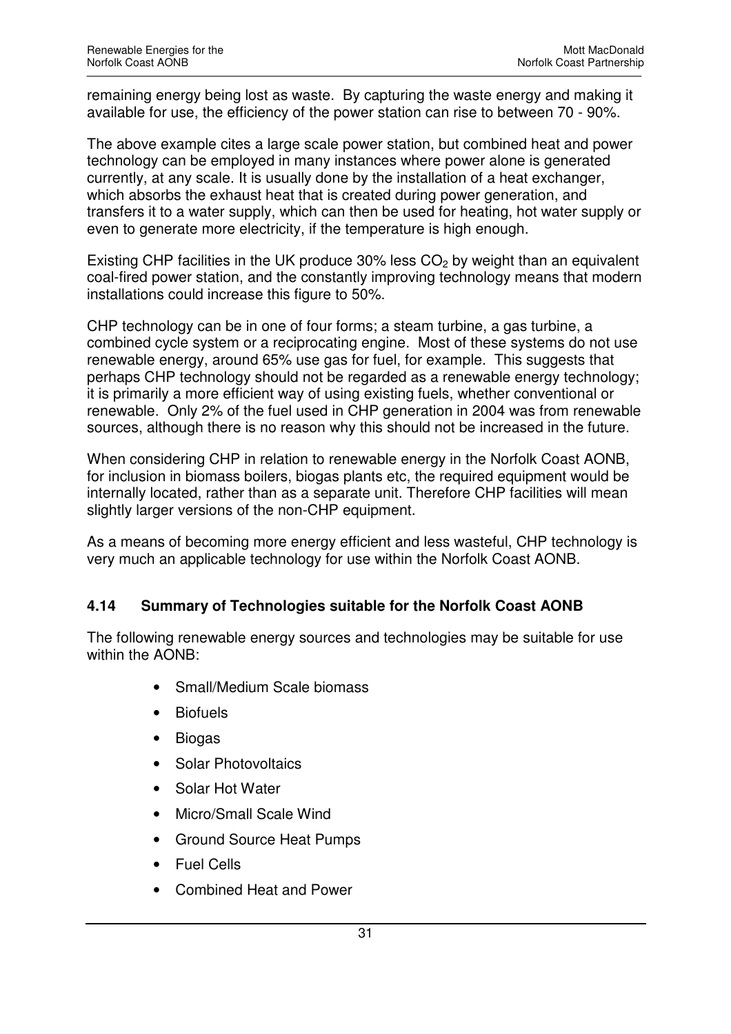remaining energy being lost as waste. By capturing the waste energy and making it available for use, the efficiency of the power station can rise to between 70 - 90%.

The above example cites a large scale power station, but combined heat and power technology can be employed in many instances where power alone is generated currently, at any scale. It is usually done by the installation of a heat exchanger, which absorbs the exhaust heat that is created during power generation, and transfers it to a water supply, which can then be used for heating, hot water supply or even to generate more electricity, if the temperature is high enough.

Existing CHP facilities in the UK produce 30% less $CO_2$ by weight than an equivalent coal-fired power station, and the constantly improving technology means that modern installations could increase this figure to 50%.

CHP technology can be in one of four forms; a steam turbine, a gas turbine, a combined cycle system or a reciprocating engine. Most of these systems do not use renewable energy, around 65% use gas for fuel, for example. This suggests that perhaps CHP technology should not be regarded as a renewable energy technology; it is primarily a more efficient way of using existing fuels, whether conventional or renewable. Only 2% of the fuel used in CHP generation in 2004 was from renewable sources, although there is no reason why this should not be increased in the future.

When considering CHP in relation to renewable energy in the Norfolk Coast AONB, for inclusion in biomass boilers, biogas plants etc, the required equipment would be internally located, rather than as a separate unit. Therefore CHP facilities will mean slightly larger versions of the non-CHP equipment.

As a means of becoming more energy efficient and less wasteful, CHP technology is very much an applicable technology for use within the Norfolk Coast AONB.

### 4.14 Summary of Technologies suitable for the Norfolk Coast AONB

The following renewable energy sources and technologies may be suitable for use within the AONB:

- Small/Medium Scale biomass
- Biofuels
- Biogas
- Solar Photovoltaics
- Solar Hot Water
- Micro/Small Scale Wind
- Ground Source Heat Pumps
- Fuel Cells
- Combined Heat and Power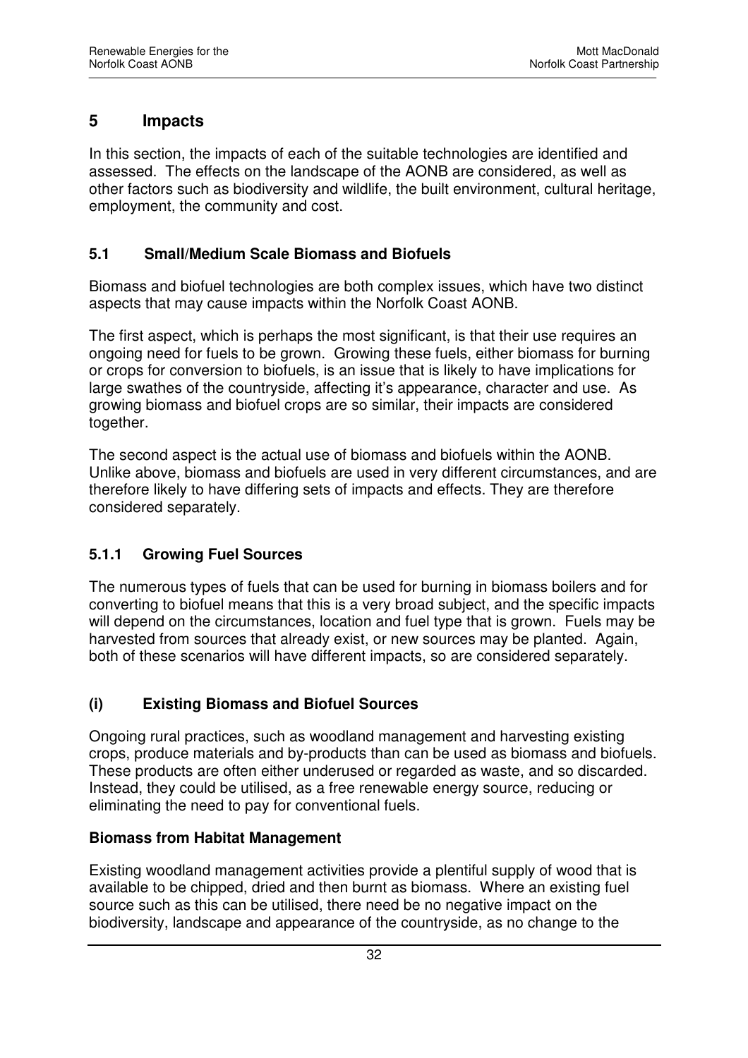## 5 Impacts

In this section, the impacts of each of the suitable technologies are identified and assessed. The effects on the landscape of the AONB are considered, as well as other factors such as biodiversity and wildlife, the built environment, cultural heritage, employment, the community and cost.

### 5.1 Small/Medium Scale Biomass and Biofuels

Biomass and biofuel technologies are both complex issues, which have two distinct aspects that may cause impacts within the Norfolk Coast AONB.

The first aspect, which is perhaps the most significant, is that their use requires an ongoing need for fuels to be grown. Growing these fuels, either biomass for burning or crops for conversion to biofuels, is an issue that is likely to have implications for large swathes of the countryside, affecting it's appearance, character and use. As growing biomass and biofuel crops are so similar, their impacts are considered together.

The second aspect is the actual use of biomass and biofuels within the AONB. Unlike above, biomass and biofuels are used in very different circumstances, and are therefore likely to have differing sets of impacts and effects. They are therefore considered separately.

#### 5.1.1 Growing Fuel Sources

The numerous types of fuels that can be used for burning in biomass boilers and for converting to biofuel means that this is a very broad subject, and the specific impacts will depend on the circumstances, location and fuel type that is grown. Fuels may be harvested from sources that already exist, or new sources may be planted. Again, both of these scenarios will have different impacts, so are considered separately.

#### (i) Existing Biomass and Biofuel Sources

Ongoing rural practices, such as woodland management and harvesting existing crops, produce materials and by-products than can be used as biomass and biofuels. These products are often either underused or regarded as waste, and so discarded. Instead, they could be utilised, as a free renewable energy source, reducing or eliminating the need to pay for conventional fuels.

**Biomass from Habitat Management**

Existing woodland management activities provide a plentiful supply of wood that is available to be chipped, dried and then burnt as biomass. Where an existing fuel source such as this can be utilised, there need be no negative impact on the biodiversity, landscape and appearance of the countryside, as no change to the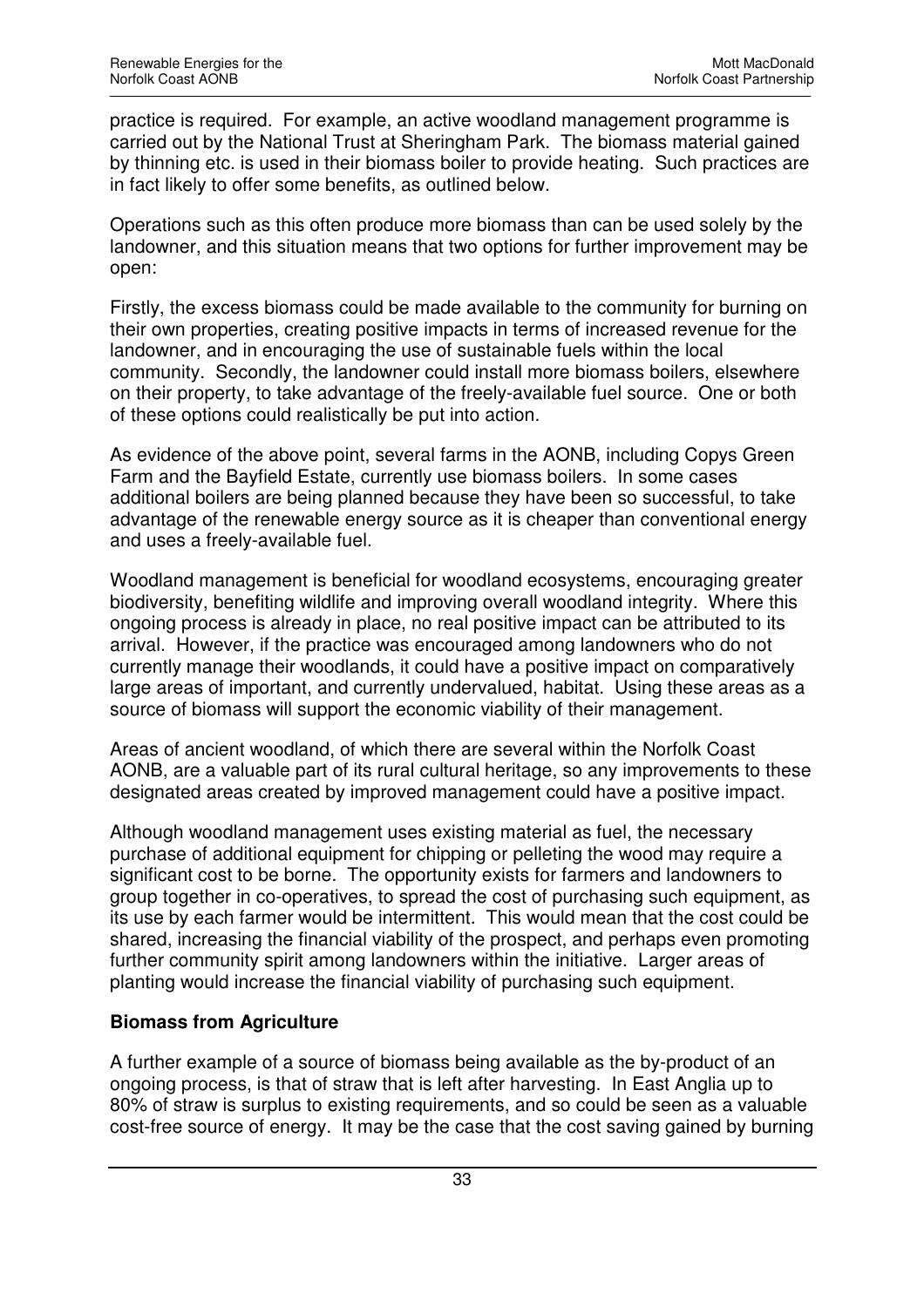practice is required. For example, an active woodland management programme is carried out by the National Trust at Sheringham Park. The biomass material gained by thinning etc. is used in their biomass boiler to provide heating. Such practices are in fact likely to offer some benefits, as outlined below.

Operations such as this often produce more biomass than can be used solely by the landowner, and this situation means that two options for further improvement may be open:

Firstly, the excess biomass could be made available to the community for burning on their own properties, creating positive impacts in terms of increased revenue for the landowner, and in encouraging the use of sustainable fuels within the local community. Secondly, the landowner could install more biomass boilers, elsewhere on their property, to take advantage of the freely-available fuel source. One or both of these options could realistically be put into action.

As evidence of the above point, several farms in the AONB, including Copys Green Farm and the Bayfield Estate, currently use biomass boilers. In some cases additional boilers are being planned because they have been so successful, to take advantage of the renewable energy source as it is cheaper than conventional energy and uses a freely-available fuel.

Woodland management is beneficial for woodland ecosystems, encouraging greater biodiversity, benefiting wildlife and improving overall woodland integrity. Where this ongoing process is already in place, no real positive impact can be attributed to its arrival. However, if the practice was encouraged among landowners who do not currently manage their woodlands, it could have a positive impact on comparatively large areas of important, and currently undervalued, habitat. Using these areas as a source of biomass will support the economic viability of their management.

Areas of ancient woodland, of which there are several within the Norfolk Coast AONB, are a valuable part of its rural cultural heritage, so any improvements to these designated areas created by improved management could have a positive impact.

Although woodland management uses existing material as fuel, the necessary purchase of additional equipment for chipping or pelleting the wood may require a significant cost to be borne. The opportunity exists for farmers and landowners to group together in co-operatives, to spread the cost of purchasing such equipment, as its use by each farmer would be intermittent. This would mean that the cost could be shared, increasing the financial viability of the prospect, and perhaps even promoting further community spirit among landowners within the initiative. Larger areas of planting would increase the financial viability of purchasing such equipment.

**Biomass from Agriculture**

A further example of a source of biomass being available as the by-product of an ongoing process, is that of straw that is left after harvesting. In East Anglia up to 80% of straw is surplus to existing requirements, and so could be seen as a valuable cost-free source of energy. It may be the case that the cost saving gained by burning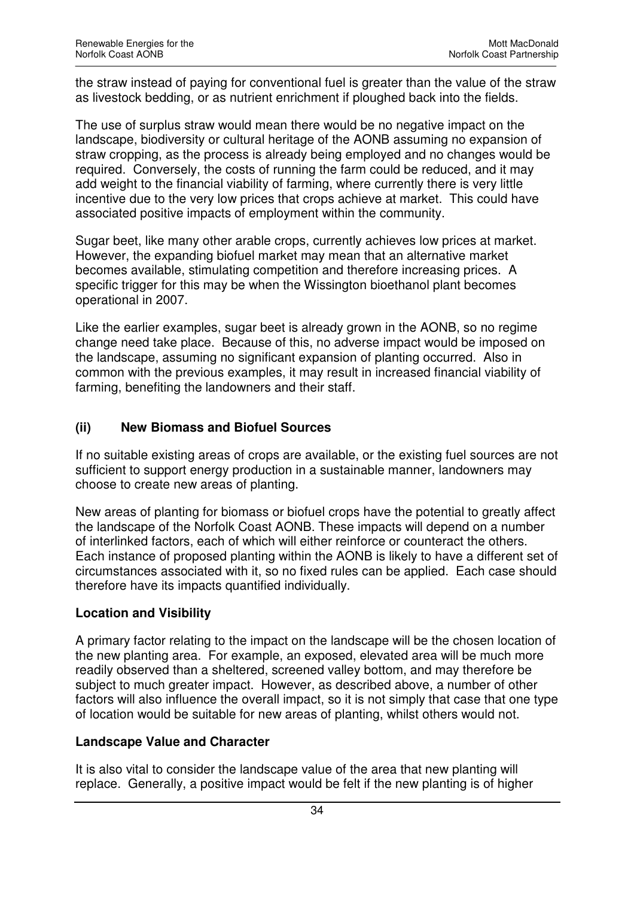the straw instead of paying for conventional fuel is greater than the value of the straw as livestock bedding, or as nutrient enrichment if ploughed back into the fields.

The use of surplus straw would mean there would be no negative impact on the landscape, biodiversity or cultural heritage of the AONB assuming no expansion of straw cropping, as the process is already being employed and no changes would be required. Conversely, the costs of running the farm could be reduced, and it may add weight to the financial viability of farming, where currently there is very little incentive due to the very low prices that crops achieve at market. This could have associated positive impacts of employment within the community.

Sugar beet, like many other arable crops, currently achieves low prices at market. However, the expanding biofuel market may mean that an alternative market becomes available, stimulating competition and therefore increasing prices. A specific trigger for this may be when the Wissington bioethanol plant becomes operational in 2007.

Like the earlier examples, sugar beet is already grown in the AONB, so no regime change need take place. Because of this, no adverse impact would be imposed on the landscape, assuming no significant expansion of planting occurred. Also in common with the previous examples, it may result in increased financial viability of farming, benefiting the landowners and their staff.

### (ii) New Biomass and Biofuel Sources

If no suitable existing areas of crops are available, or the existing fuel sources are not sufficient to support energy production in a sustainable manner, landowners may choose to create new areas of planting.

New areas of planting for biomass or biofuel crops have the potential to greatly affect the landscape of the Norfolk Coast AONB. These impacts will depend on a number of interlinked factors, each of which will either reinforce or counteract the others. Each instance of proposed planting within the AONB is likely to have a different set of circumstances associated with it, so no fixed rules can be applied. Each case should therefore have its impacts quantified individually.

#### Location and Visibility

A primary factor relating to the impact on the landscape will be the chosen location of the new planting area. For example, an exposed, elevated area will be much more readily observed than a sheltered, screened valley bottom, and may therefore be subject to much greater impact. However, as described above, a number of other factors will also influence the overall impact, so it is not simply that case that one type of location would be suitable for new areas of planting, whilst others would not.

#### Landscape Value and Character

It is also vital to consider the landscape value of the area that new planting will replace. Generally, a positive impact would be felt if the new planting is of higher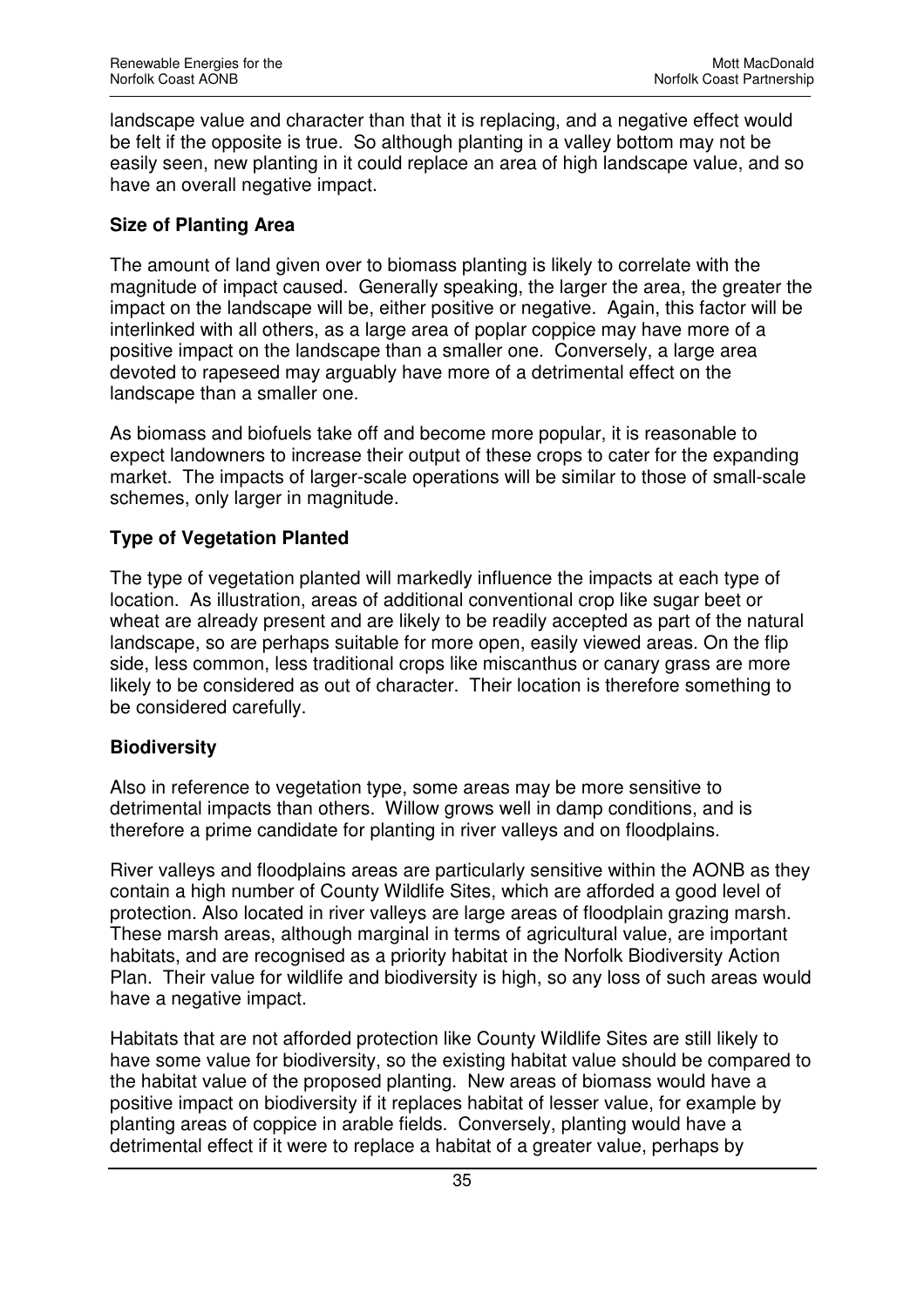landscape value and character than that it is replacing, and a negative effect would be felt if the opposite is true. So although planting in a valley bottom may not be easily seen, new planting in it could replace an area of high landscape value, and so have an overall negative impact.

**Size of Planting Area**

The amount of land given over to biomass planting is likely to correlate with the magnitude of impact caused. Generally speaking, the larger the area, the greater the impact on the landscape will be, either positive or negative. Again, this factor will be interlinked with all others, as a large area of poplar coppice may have more of a positive impact on the landscape than a smaller one. Conversely, a large area devoted to rapeseed may arguably have more of a detrimental effect on the landscape than a smaller one.

As biomass and biofuels take off and become more popular, it is reasonable to expect landowners to increase their output of these crops to cater for the expanding market. The impacts of larger-scale operations will be similar to those of small-scale schemes, only larger in magnitude.

**Type of Vegetation Planted**

The type of vegetation planted will markedly influence the impacts at each type of location. As illustration, areas of additional conventional crop like sugar beet or wheat are already present and are likely to be readily accepted as part of the natural landscape, so are perhaps suitable for more open, easily viewed areas. On the flip side, less common, less traditional crops like miscanthus or canary grass are more likely to be considered as out of character. Their location is therefore something to be considered carefully.

**Biodiversity**

Also in reference to vegetation type, some areas may be more sensitive to detrimental impacts than others. Willow grows well in damp conditions, and is therefore a prime candidate for planting in river valleys and on floodplains.

River valleys and floodplains areas are particularly sensitive within the AONB as they contain a high number of County Wildlife Sites, which are afforded a good level of protection. Also located in river valleys are large areas of floodplain grazing marsh. These marsh areas, although marginal in terms of agricultural value, are important habitats, and are recognised as a priority habitat in the Norfolk Biodiversity Action Plan. Their value for wildlife and biodiversity is high, so any loss of such areas would have a negative impact.

Habitats that are not afforded protection like County Wildlife Sites are still likely to have some value for biodiversity, so the existing habitat value should be compared to the habitat value of the proposed planting. New areas of biomass would have a positive impact on biodiversity if it replaces habitat of lesser value, for example by planting areas of coppice in arable fields. Conversely, planting would have a detrimental effect if it were to replace a habitat of a greater value, perhaps by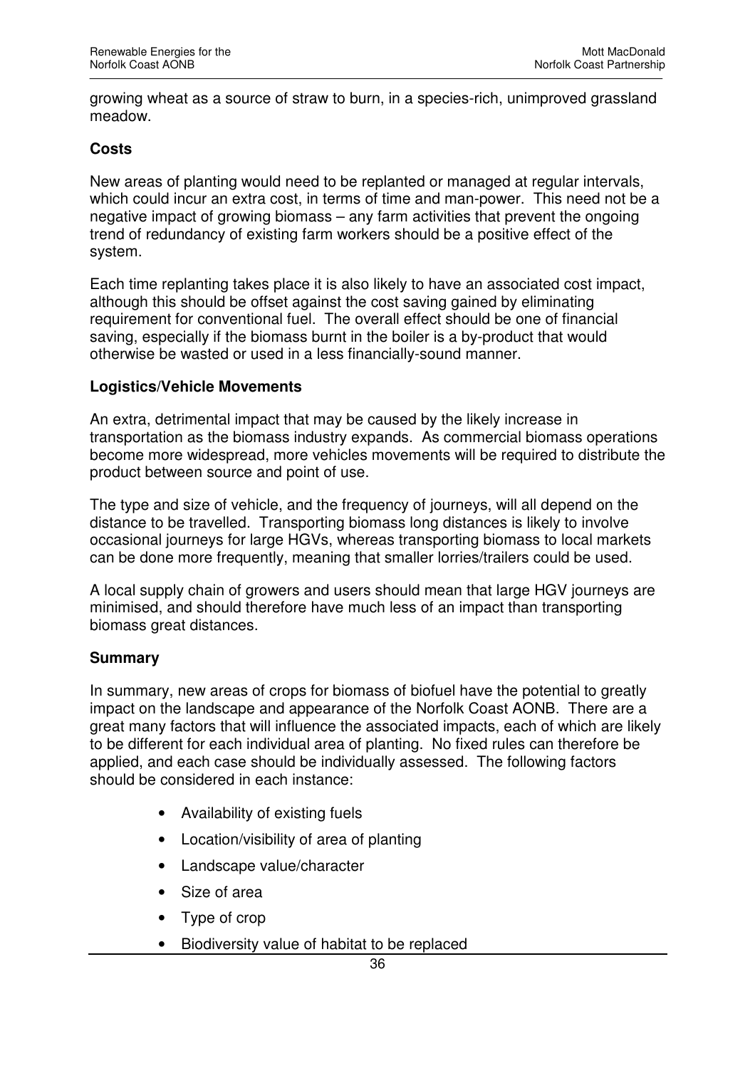growing wheat as a source of straw to burn, in a species-rich, unimproved grassland meadow.

**Costs**

New areas of planting would need to be replanted or managed at regular intervals, which could incur an extra cost, in terms of time and man-power. This need not be a negative impact of growing biomass – any farm activities that prevent the ongoing trend of redundancy of existing farm workers should be a positive effect of the system.

Each time replanting takes place it is also likely to have an associated cost impact, although this should be offset against the cost saving gained by eliminating requirement for conventional fuel. The overall effect should be one of financial saving, especially if the biomass burnt in the boiler is a by-product that would otherwise be wasted or used in a less financially-sound manner.

**Logistics/Vehicle Movements**

An extra, detrimental impact that may be caused by the likely increase in transportation as the biomass industry expands. As commercial biomass operations become more widespread, more vehicles movements will be required to distribute the product between source and point of use.

The type and size of vehicle, and the frequency of journeys, will all depend on the distance to be travelled. Transporting biomass long distances is likely to involve occasional journeys for large HGVs, whereas transporting biomass to local markets can be done more frequently, meaning that smaller lorries/trailers could be used.

A local supply chain of growers and users should mean that large HGV journeys are minimised, and should therefore have much less of an impact than transporting biomass great distances.

**Summary**

In summary, new areas of crops for biomass of biofuel have the potential to greatly impact on the landscape and appearance of the Norfolk Coast AONB. There are a great many factors that will influence the associated impacts, each of which are likely to be different for each individual area of planting. No fixed rules can therefore be applied, and each case should be individually assessed. The following factors should be considered in each instance:

- Availability of existing fuels
- Location/visibility of area of planting
- Landscape value/character
- Size of area
- Type of crop
- Biodiversity value of habitat to be replaced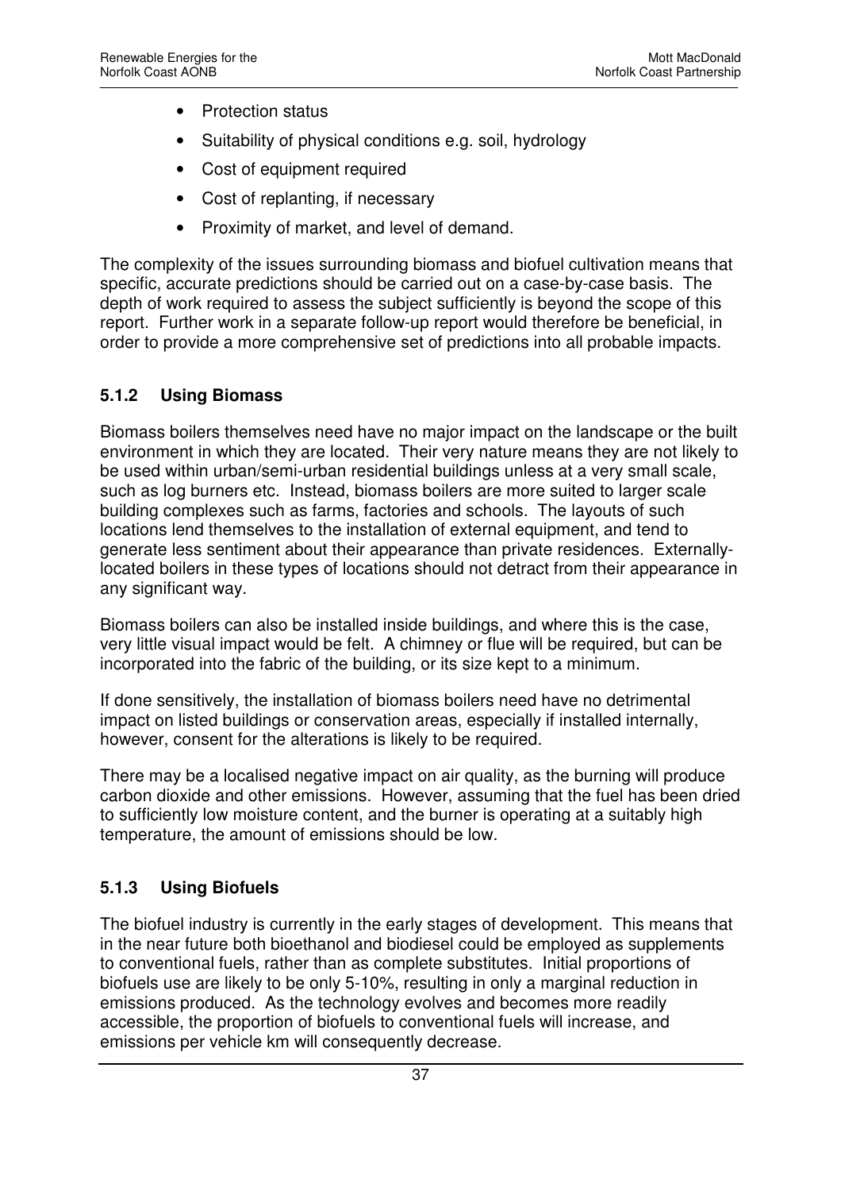- Protection status
- Suitability of physical conditions e.g. soil, hydrology
- Cost of equipment required
- Cost of replanting, if necessary
- Proximity of market, and level of demand.

The complexity of the issues surrounding biomass and biofuel cultivation means that specific, accurate predictions should be carried out on a case-by-case basis. The depth of work required to assess the subject sufficiently is beyond the scope of this report. Further work in a separate follow-up report would therefore be beneficial, in order to provide a more comprehensive set of predictions into all probable impacts.

### 5.1.2 Using Biomass

Biomass boilers themselves need have no major impact on the landscape or the built environment in which they are located. Their very nature means they are not likely to be used within urban/semi-urban residential buildings unless at a very small scale, such as log burners etc. Instead, biomass boilers are more suited to larger scale building complexes such as farms, factories and schools. The layouts of such locations lend themselves to the installation of external equipment, and tend to generate less sentiment about their appearance than private residences. Externally-located boilers in these types of locations should not detract from their appearance in any significant way.

Biomass boilers can also be installed inside buildings, and where this is the case, very little visual impact would be felt. A chimney or flue will be required, but can be incorporated into the fabric of the building, or its size kept to a minimum.

If done sensitively, the installation of biomass boilers need have no detrimental impact on listed buildings or conservation areas, especially if installed internally, however, consent for the alterations is likely to be required.

There may be a localised negative impact on air quality, as the burning will produce carbon dioxide and other emissions. However, assuming that the fuel has been dried to sufficiently low moisture content, and the burner is operating at a suitably high temperature, the amount of emissions should be low.

### 5.1.3 Using Biofuels

The biofuel industry is currently in the early stages of development. This means that in the near future both bioethanol and biodiesel could be employed as supplements to conventional fuels, rather than as complete substitutes. Initial proportions of biofuels use are likely to be only 5-10%, resulting in only a marginal reduction in emissions produced. As the technology evolves and becomes more readily accessible, the proportion of biofuels to conventional fuels will increase, and emissions per vehicle km will consequently decrease.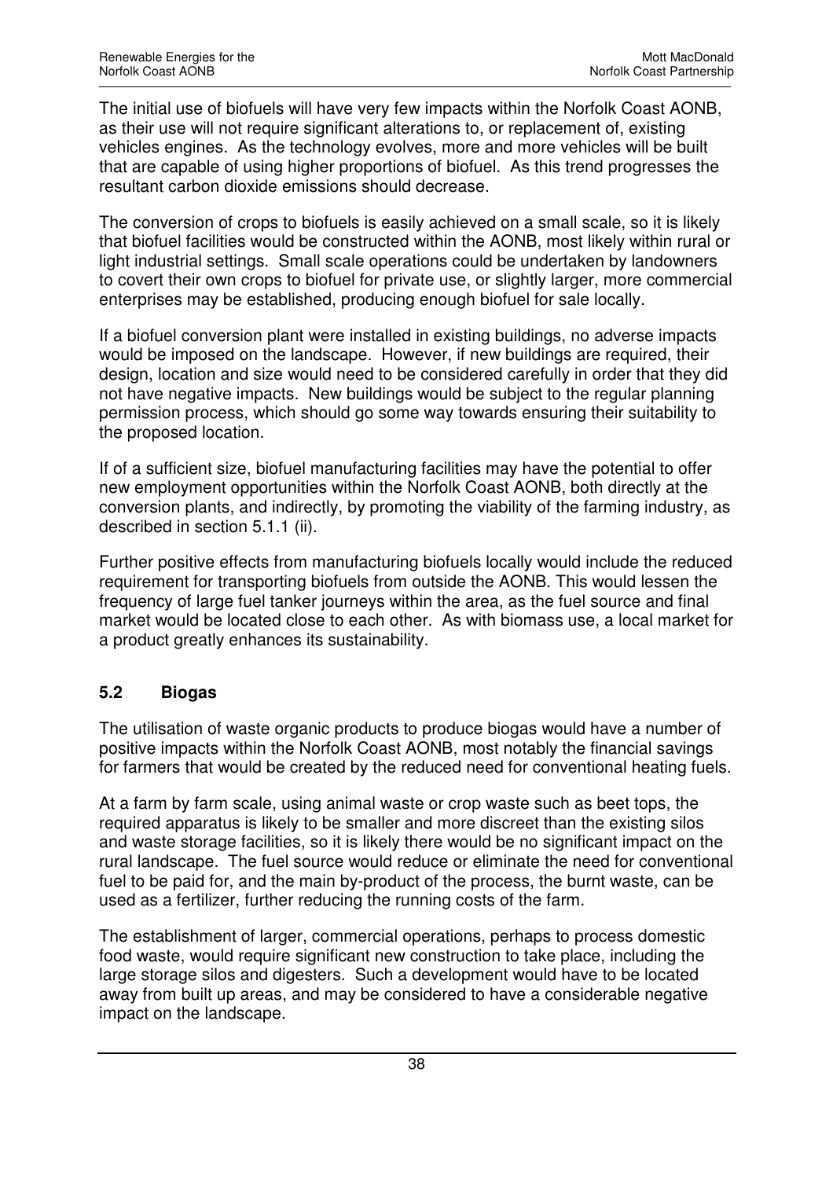The initial use of biofuels will have very few impacts within the Norfolk Coast AONB, as their use will not require significant alterations to, or replacement of, existing vehicles engines. As the technology evolves, more and more vehicles will be built that are capable of using higher proportions of biofuel. As this trend progresses the resultant carbon dioxide emissions should decrease.

The conversion of crops to biofuels is easily achieved on a small scale, so it is likely that biofuel facilities would be constructed within the AONB, most likely within rural or light industrial settings. Small scale operations could be undertaken by landowners to covert their own crops to biofuel for private use, or slightly larger, more commercial enterprises may be established, producing enough biofuel for sale locally.

If a biofuel conversion plant were installed in existing buildings, no adverse impacts would be imposed on the landscape. However, if new buildings are required, their design, location and size would need to be considered carefully in order that they did not have negative impacts. New buildings would be subject to the regular planning permission process, which should go some way towards ensuring their suitability to the proposed location.

If of a sufficient size, biofuel manufacturing facilities may have the potential to offer new employment opportunities within the Norfolk Coast AONB, both directly at the conversion plants, and indirectly, by promoting the viability of the farming industry, as described in section 5.1.1 (ii).

Further positive effects from manufacturing biofuels locally would include the reduced requirement for transporting biofuels from outside the AONB. This would lessen the frequency of large fuel tanker journeys within the area, as the fuel source and final market would be located close to each other. As with biomass use, a local market for a product greatly enhances its sustainability.

## 5.2 Biogas

The utilisation of waste organic products to produce biogas would have a number of positive impacts within the Norfolk Coast AONB, most notably the financial savings for farmers that would be created by the reduced need for conventional heating fuels.

At a farm by farm scale, using animal waste or crop waste such as beet tops, the required apparatus is likely to be smaller and more discreet than the existing silos and waste storage facilities, so it is likely there would be no significant impact on the rural landscape. The fuel source would reduce or eliminate the need for conventional fuel to be paid for, and the main by-product of the process, the burnt waste, can be used as a fertilizer, further reducing the running costs of the farm.

The establishment of larger, commercial operations, perhaps to process domestic food waste, would require significant new construction to take place, including the large storage silos and digesters. Such a development would have to be located away from built up areas, and may be considered to have a considerable negative impact on the landscape.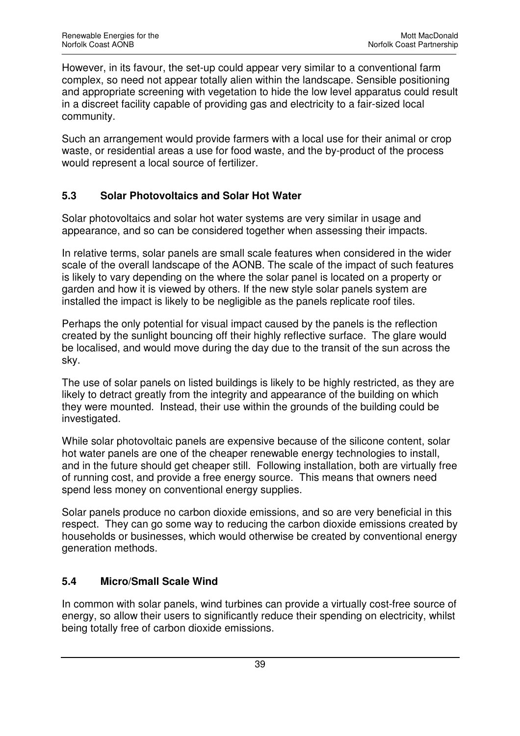However, in its favour, the set-up could appear very similar to a conventional farm complex, so need not appear totally alien within the landscape. Sensible positioning and appropriate screening with vegetation to hide the low level apparatus could result in a discreet facility capable of providing gas and electricity to a fair-sized local community.

Such an arrangement would provide farmers with a local use for their animal or crop waste, or residential areas a use for food waste, and the by-product of the process would represent a local source of fertilizer.

### 5.3 Solar Photovoltaics and Solar Hot Water

Solar photovoltaics and solar hot water systems are very similar in usage and appearance, and so can be considered together when assessing their impacts.

In relative terms, solar panels are small scale features when considered in the wider scale of the overall landscape of the AONB. The scale of the impact of such features is likely to vary depending on the where the solar panel is located on a property or garden and how it is viewed by others. If the new style solar panels system are installed the impact is likely to be negligible as the panels replicate roof tiles.

Perhaps the only potential for visual impact caused by the panels is the reflection created by the sunlight bouncing off their highly reflective surface. The glare would be localised, and would move during the day due to the transit of the sun across the sky.

The use of solar panels on listed buildings is likely to be highly restricted, as they are likely to detract greatly from the integrity and appearance of the building on which they were mounted. Instead, their use within the grounds of the building could be investigated.

While solar photovoltaic panels are expensive because of the silicone content, solar hot water panels are one of the cheaper renewable energy technologies to install, and in the future should get cheaper still. Following installation, both are virtually free of running cost, and provide a free energy source. This means that owners need spend less money on conventional energy supplies.

Solar panels produce no carbon dioxide emissions, and so are very beneficial in this respect. They can go some way to reducing the carbon dioxide emissions created by households or businesses, which would otherwise be created by conventional energy generation methods.

### 5.4 Micro/Small Scale Wind

In common with solar panels, wind turbines can provide a virtually cost-free source of energy, so allow their users to significantly reduce their spending on electricity, whilst being totally free of carbon dioxide emissions.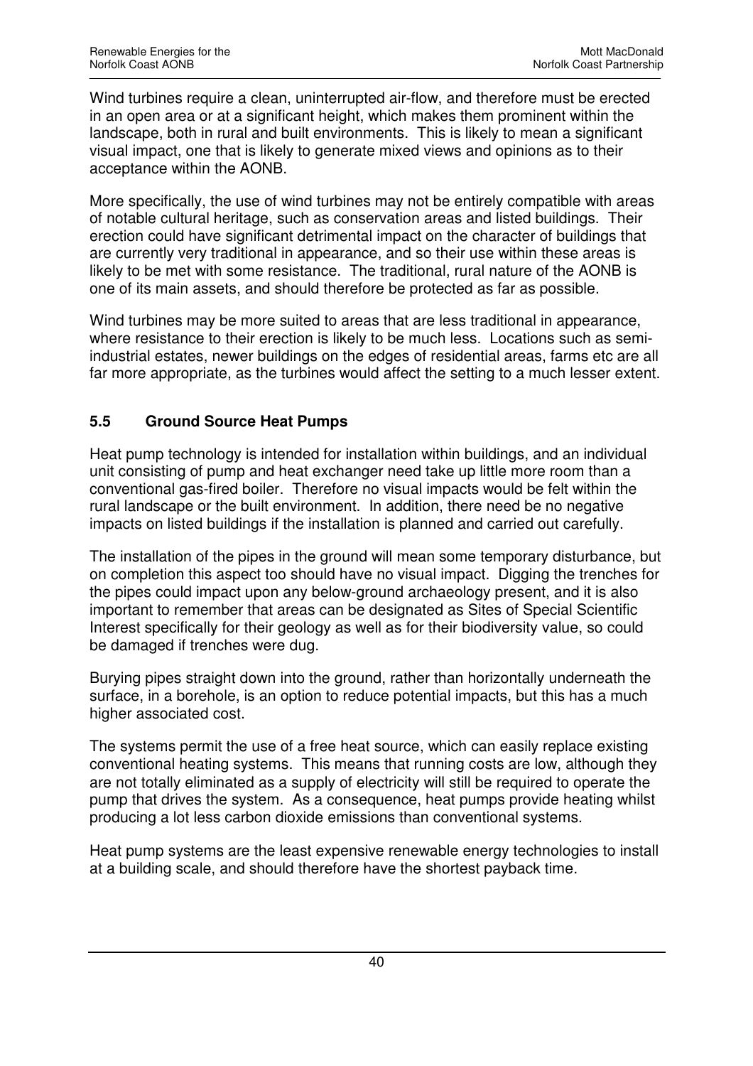Wind turbines require a clean, uninterrupted air-flow, and therefore must be erected in an open area or at a significant height, which makes them prominent within the landscape, both in rural and built environments. This is likely to mean a significant visual impact, one that is likely to generate mixed views and opinions as to their acceptance within the AONB.

More specifically, the use of wind turbines may not be entirely compatible with areas of notable cultural heritage, such as conservation areas and listed buildings. Their erection could have significant detrimental impact on the character of buildings that are currently very traditional in appearance, and so their use within these areas is likely to be met with some resistance. The traditional, rural nature of the AONB is one of its main assets, and should therefore be protected as far as possible.

Wind turbines may be more suited to areas that are less traditional in appearance, where resistance to their erection is likely to be much less. Locations such as semi-industrial estates, newer buildings on the edges of residential areas, farms etc are all far more appropriate, as the turbines would affect the setting to a much lesser extent.

## 5.5 Ground Source Heat Pumps

Heat pump technology is intended for installation within buildings, and an individual unit consisting of pump and heat exchanger need take up little more room than a conventional gas-fired boiler. Therefore no visual impacts would be felt within the rural landscape or the built environment. In addition, there need be no negative impacts on listed buildings if the installation is planned and carried out carefully.

The installation of the pipes in the ground will mean some temporary disturbance, but on completion this aspect too should have no visual impact. Digging the trenches for the pipes could impact upon any below-ground archaeology present, and it is also important to remember that areas can be designated as Sites of Special Scientific Interest specifically for their geology as well as for their biodiversity value, so could be damaged if trenches were dug.

Burying pipes straight down into the ground, rather than horizontally underneath the surface, in a borehole, is an option to reduce potential impacts, but this has a much higher associated cost.

The systems permit the use of a free heat source, which can easily replace existing conventional heating systems. This means that running costs are low, although they are not totally eliminated as a supply of electricity will still be required to operate the pump that drives the system. As a consequence, heat pumps provide heating whilst producing a lot less carbon dioxide emissions than conventional systems.

Heat pump systems are the least expensive renewable energy technologies to install at a building scale, and should therefore have the shortest payback time.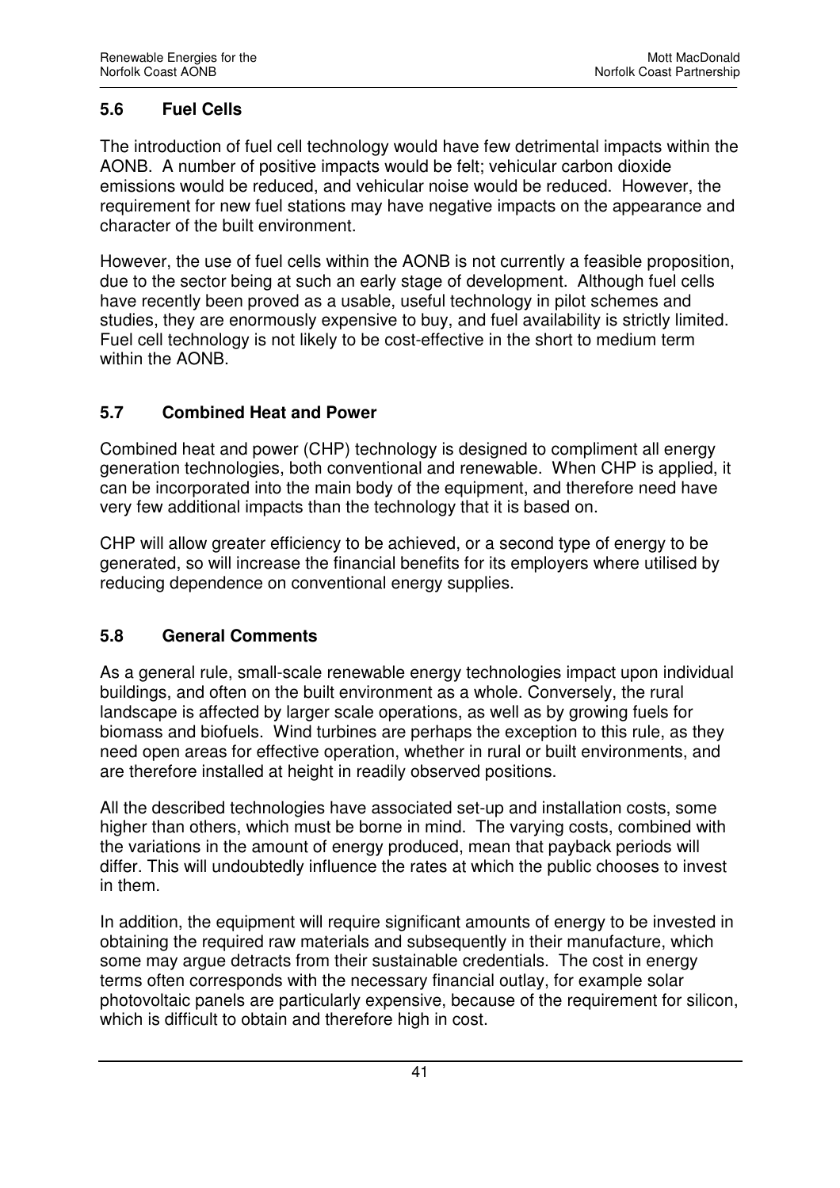### 5.6 Fuel Cells

The introduction of fuel cell technology would have few detrimental impacts within the AONB. A number of positive impacts would be felt; vehicular carbon dioxide emissions would be reduced, and vehicular noise would be reduced. However, the requirement for new fuel stations may have negative impacts on the appearance and character of the built environment.

However, the use of fuel cells within the AONB is not currently a feasible proposition, due to the sector being at such an early stage of development. Although fuel cells have recently been proved as a usable, useful technology in pilot schemes and studies, they are enormously expensive to buy, and fuel availability is strictly limited. Fuel cell technology is not likely to be cost-effective in the short to medium term within the AONB.

### 5.7 Combined Heat and Power

Combined heat and power (CHP) technology is designed to compliment all energy generation technologies, both conventional and renewable. When CHP is applied, it can be incorporated into the main body of the equipment, and therefore need have very few additional impacts than the technology that it is based on.

CHP will allow greater efficiency to be achieved, or a second type of energy to be generated, so will increase the financial benefits for its employers where utilised by reducing dependence on conventional energy supplies.

### 5.8 General Comments

As a general rule, small-scale renewable energy technologies impact upon individual buildings, and often on the built environment as a whole. Conversely, the rural landscape is affected by larger scale operations, as well as by growing fuels for biomass and biofuels. Wind turbines are perhaps the exception to this rule, as they need open areas for effective operation, whether in rural or built environments, and are therefore installed at height in readily observed positions.

All the described technologies have associated set-up and installation costs, some higher than others, which must be borne in mind. The varying costs, combined with the variations in the amount of energy produced, mean that payback periods will differ. This will undoubtedly influence the rates at which the public chooses to invest in them.

In addition, the equipment will require significant amounts of energy to be invested in obtaining the required raw materials and subsequently in their manufacture, which some may argue detracts from their sustainable credentials. The cost in energy terms often corresponds with the necessary financial outlay, for example solar photovoltaic panels are particularly expensive, because of the requirement for silicon, which is difficult to obtain and therefore high in cost.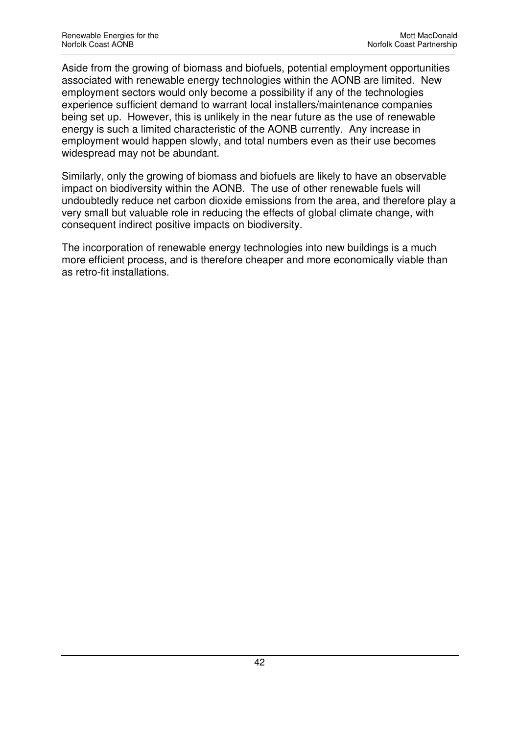Aside from the growing of biomass and biofuels, potential employment opportunities associated with renewable energy technologies within the AONB are limited. New employment sectors would only become a possibility if any of the technologies experience sufficient demand to warrant local installers/maintenance companies being set up. However, this is unlikely in the near future as the use of renewable energy is such a limited characteristic of the AONB currently. Any increase in employment would happen slowly, and total numbers even as their use becomes widespread may not be abundant.

Similarly, only the growing of biomass and biofuels are likely to have an observable impact on biodiversity within the AONB. The use of other renewable fuels will undoubtedly reduce net carbon dioxide emissions from the area, and therefore play a very small but valuable role in reducing the effects of global climate change, with consequent indirect positive impacts on biodiversity.

The incorporation of renewable energy technologies into new buildings is a much more efficient process, and is therefore cheaper and more economically viable than as retro-fit installations.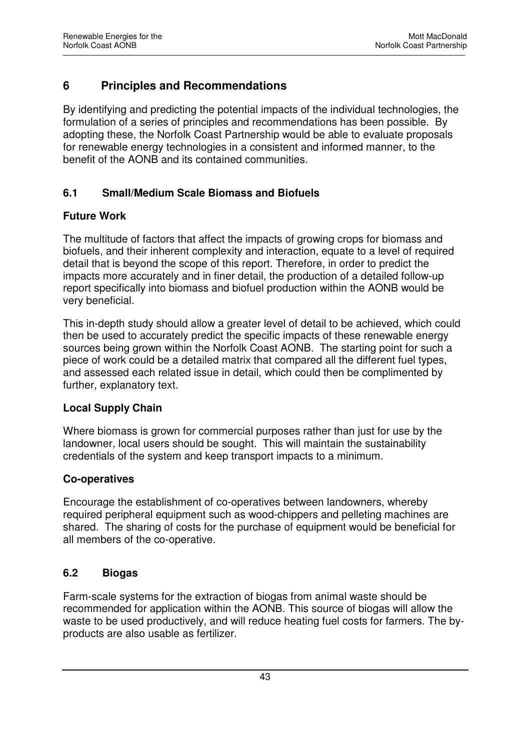# 6 Principles and Recommendations

By identifying and predicting the potential impacts of the individual technologies, the formulation of a series of principles and recommendations has been possible. By adopting these, the Norfolk Coast Partnership would be able to evaluate proposals for renewable energy technologies in a consistent and informed manner, to the benefit of the AONB and its contained communities.

## 6.1 Small/Medium Scale Biomass and Biofuels

### Future Work

The multitude of factors that affect the impacts of growing crops for biomass and biofuels, and their inherent complexity and interaction, equate to a level of required detail that is beyond the scope of this report. Therefore, in order to predict the impacts more accurately and in finer detail, the production of a detailed follow-up report specifically into biomass and biofuel production within the AONB would be very beneficial.

This in-depth study should allow a greater level of detail to be achieved, which could then be used to accurately predict the specific impacts of these renewable energy sources being grown within the Norfolk Coast AONB. The starting point for such a piece of work could be a detailed matrix that compared all the different fuel types, and assessed each related issue in detail, which could then be complimented by further, explanatory text.

### Local Supply Chain

Where biomass is grown for commercial purposes rather than just for use by the landowner, local users should be sought. This will maintain the sustainability credentials of the system and keep transport impacts to a minimum.

### Co-operatives

Encourage the establishment of co-operatives between landowners, whereby required peripheral equipment such as wood-chippers and pelleting machines are shared. The sharing of costs for the purchase of equipment would be beneficial for all members of the co-operative.

## 6.2 Biogas

Farm-scale systems for the extraction of biogas from animal waste should be recommended for application within the AONB. This source of biogas will allow the waste to be used productively, and will reduce heating fuel costs for farmers. The by-products are also usable as fertilizer.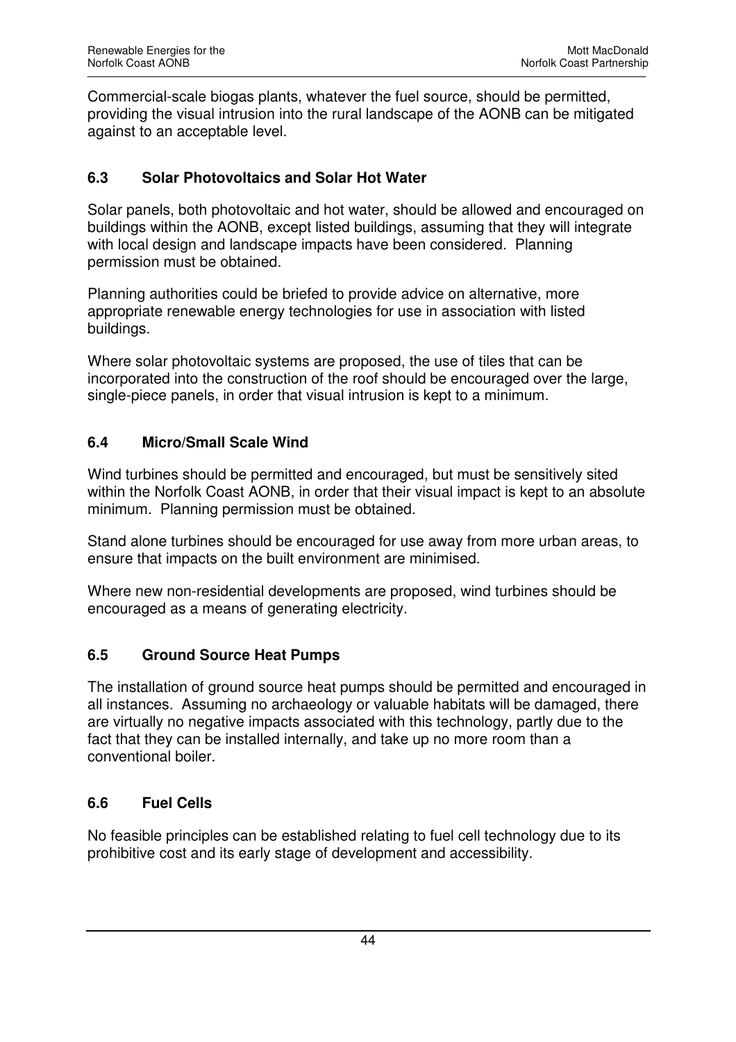Commercial-scale biogas plants, whatever the fuel source, should be permitted, providing the visual intrusion into the rural landscape of the AONB can be mitigated against to an acceptable level.

### 6.3 Solar Photovoltaics and Solar Hot Water

Solar panels, both photovoltaic and hot water, should be allowed and encouraged on buildings within the AONB, except listed buildings, assuming that they will integrate with local design and landscape impacts have been considered. Planning permission must be obtained.

Planning authorities could be briefed to provide advice on alternative, more appropriate renewable energy technologies for use in association with listed buildings.

Where solar photovoltaic systems are proposed, the use of tiles that can be incorporated into the construction of the roof should be encouraged over the large, single-piece panels, in order that visual intrusion is kept to a minimum.

### 6.4 Micro/Small Scale Wind

Wind turbines should be permitted and encouraged, but must be sensitively sited within the Norfolk Coast AONB, in order that their visual impact is kept to an absolute minimum. Planning permission must be obtained.

Stand alone turbines should be encouraged for use away from more urban areas, to ensure that impacts on the built environment are minimised.

Where new non-residential developments are proposed, wind turbines should be encouraged as a means of generating electricity.

### 6.5 Ground Source Heat Pumps

The installation of ground source heat pumps should be permitted and encouraged in all instances. Assuming no archaeology or valuable habitats will be damaged, there are virtually no negative impacts associated with this technology, partly due to the fact that they can be installed internally, and take up no more room than a conventional boiler.

### 6.6 Fuel Cells

No feasible principles can be established relating to fuel cell technology due to its prohibitive cost and its early stage of development and accessibility.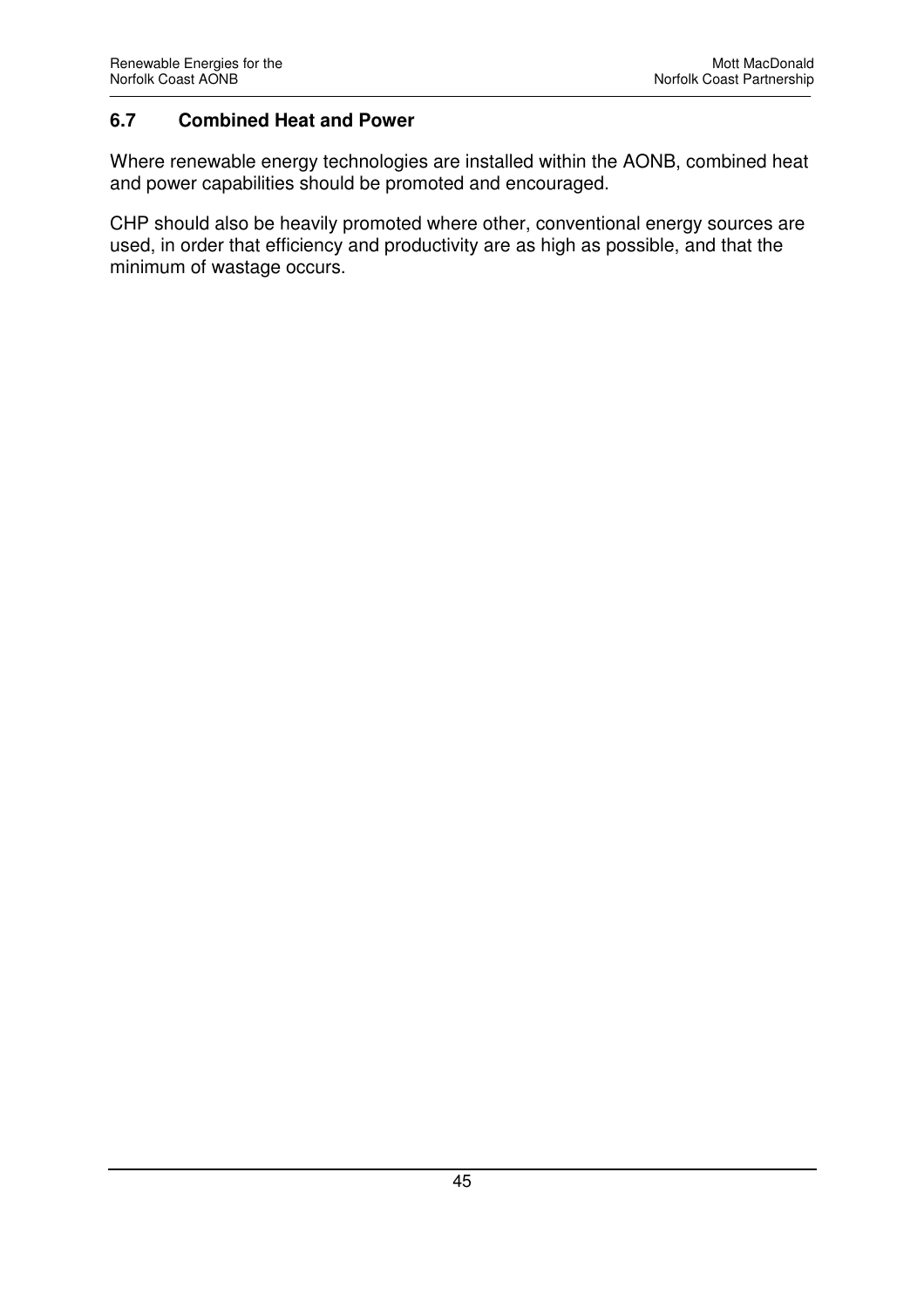## 6.7 Combined Heat and Power

Where renewable energy technologies are installed within the AONB, combined heat and power capabilities should be promoted and encouraged.

CHP should also be heavily promoted where other, conventional energy sources are used, in order that efficiency and productivity are as high as possible, and that the minimum of wastage occurs.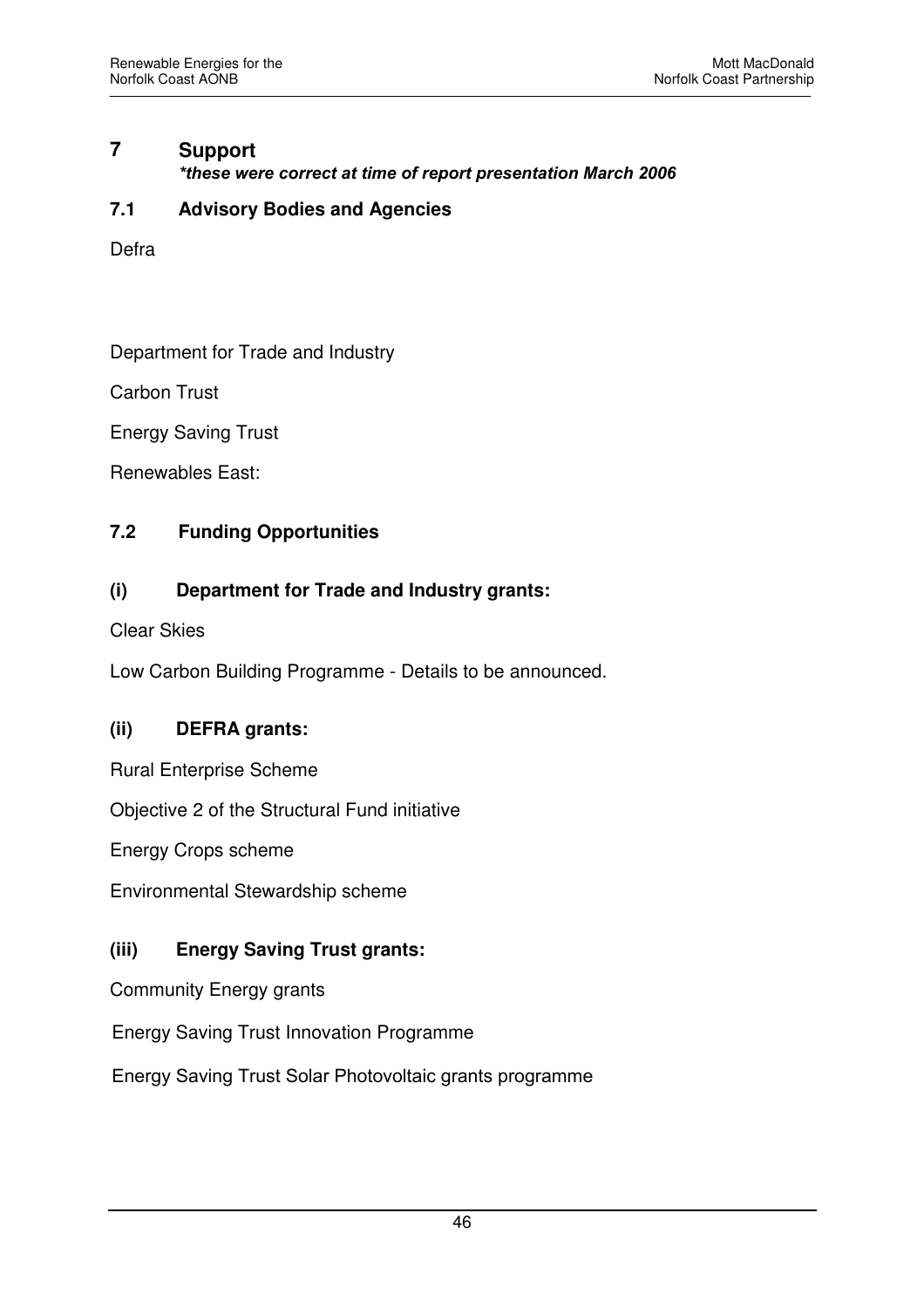# 7 Support

***these were correct at time of report presentation March 2006***

## 7.1 Advisory Bodies and Agencies

Defra

Department for Trade and Industry

Carbon Trust

Energy Saving Trust

Renewables East:

## 7.2 Funding Opportunities

### (i) Department for Trade and Industry grants:

Clear Skies

Low Carbon Building Programme - Details to be announced.

### (ii) DEFRA grants:

Rural Enterprise Scheme

Objective 2 of the Structural Fund initiative

Energy Crops scheme

Environmental Stewardship scheme

### (iii) Energy Saving Trust grants:

Community Energy grants

Energy Saving Trust Innovation Programme

Energy Saving Trust Solar Photovoltaic grants programme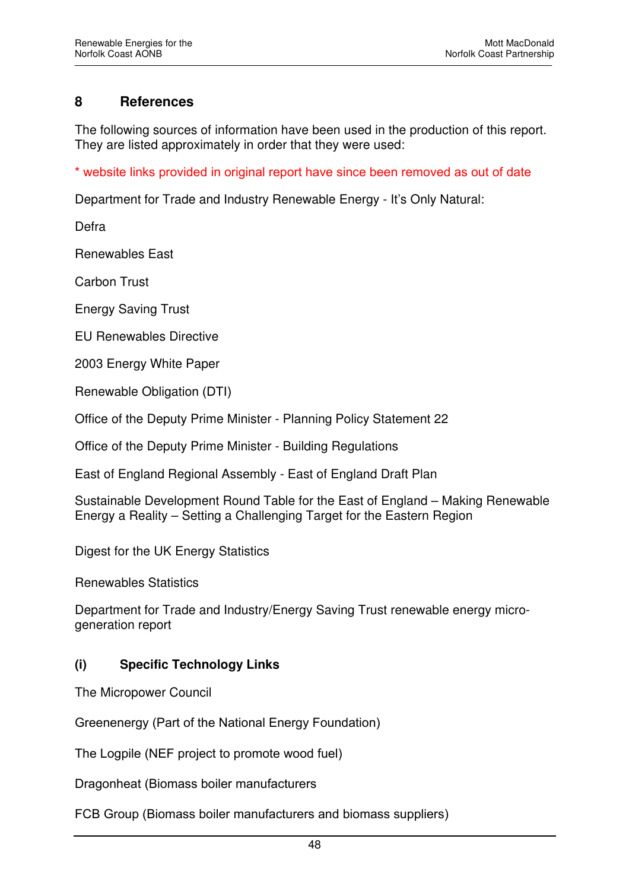## 8 References

The following sources of information have been used in the production of this report. They are listed approximately in order that they were used:

* website links provided in original report have since been removed as out of date

Department for Trade and Industry Renewable Energy - It's Only Natural:

Defra

Renewables East

Carbon Trust

Energy Saving Trust

EU Renewables Directive

2003 Energy White Paper

Renewable Obligation (DTI)

Office of the Deputy Prime Minister - Planning Policy Statement 22

Office of the Deputy Prime Minister - Building Regulations

East of England Regional Assembly - East of England Draft Plan

Sustainable Development Round Table for the East of England – Making Renewable Energy a Reality – Setting a Challenging Target for the Eastern Region

Digest for the UK Energy Statistics

Renewables Statistics

Department for Trade and Industry/Energy Saving Trust renewable energy micro-generation report

### (i) Specific Technology Links

The Micropower Council

Greenenergy (Part of the National Energy Foundation)

The Logpile (NEF project to promote wood fuel)

Dragonheat (Biomass boiler manufacturers

FCB Group (Biomass boiler manufacturers and biomass suppliers)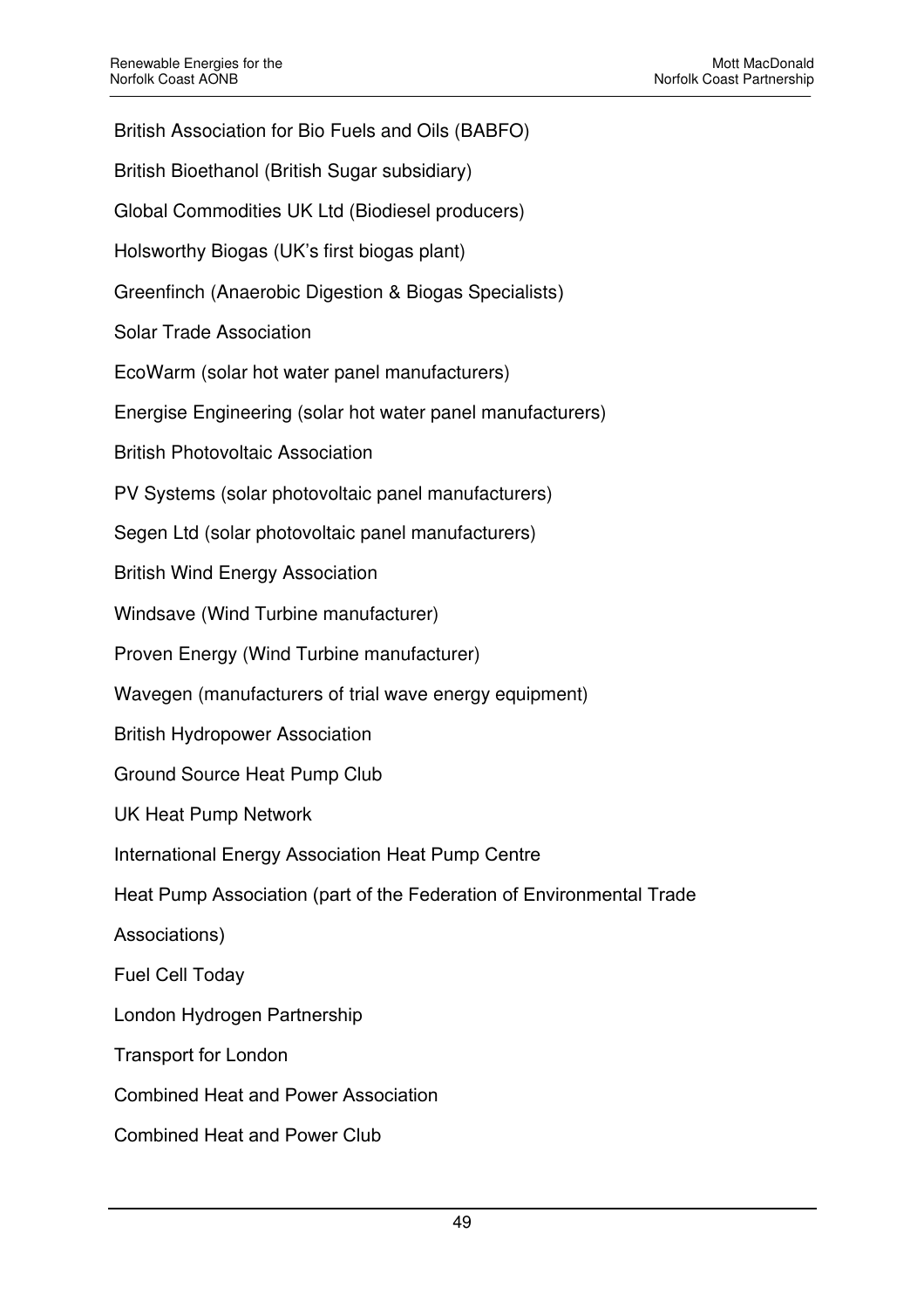British Association for Bio Fuels and Oils (BABFO)

British Bioethanol (British Sugar subsidiary)

Global Commodities UK Ltd (Biodiesel producers)

Holsworthy Biogas (UK's first biogas plant)

Greenfinch (Anaerobic Digestion & Biogas Specialists)

Solar Trade Association

EcoWarm (solar hot water panel manufacturers)

Energise Engineering (solar hot water panel manufacturers)

British Photovoltaic Association

PV Systems (solar photovoltaic panel manufacturers)

Segen Ltd (solar photovoltaic panel manufacturers)

British Wind Energy Association

Windsave (Wind Turbine manufacturer)

Proven Energy (Wind Turbine manufacturer)

Wavegen (manufacturers of trial wave energy equipment)

British Hydropower Association

Ground Source Heat Pump Club

UK Heat Pump Network

International Energy Association Heat Pump Centre

Heat Pump Association (part of the Federation of Environmental Trade Associations)

Fuel Cell Today

London Hydrogen Partnership

Transport for London

Combined Heat and Power Association

Combined Heat and Power Club